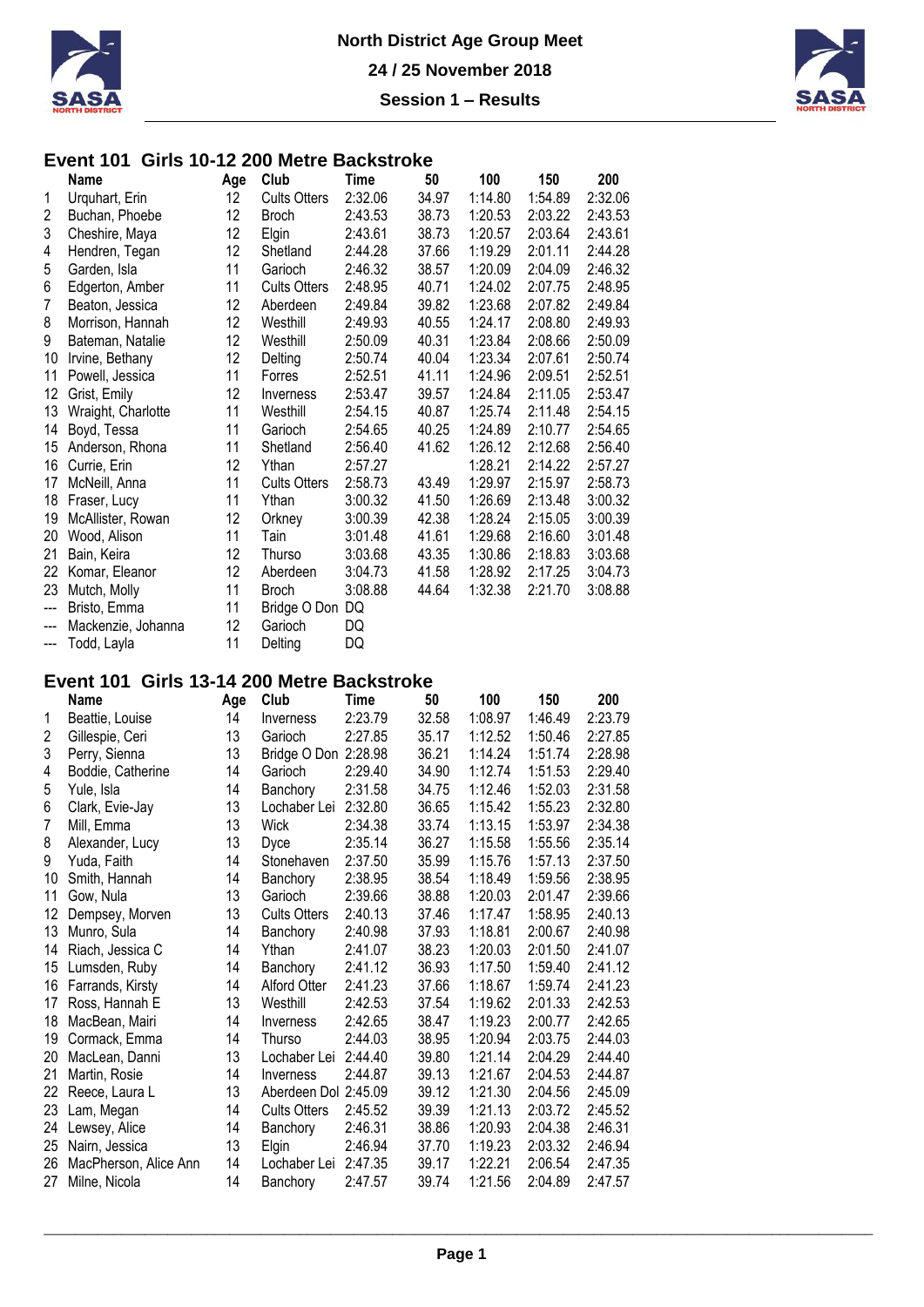North District Age Group Meet

24 / 25 November 2018

Session 1 – Results

## Event 101 Girls 10-12 200 Metre Backstroke

| | Name | Age | Club | Time | 50 | 100 | 150 | 200 |
|---|---|---|---|---|---|---|---|---|
| 1 | Urquhart, Erin | 12 | Cults Otters | 2:32.06 | 34.97 | 1:14.80 | 1:54.89 | 2:32.06 |
| 2 | Buchan, Phoebe | 12 | Broch | 2:43.53 | 38.73 | 1:20.53 | 2:03.22 | 2:43.53 |
| 3 | Cheshire, Maya | 12 | Elgin | 2:43.61 | 38.73 | 1:20.57 | 2:03.64 | 2:43.61 |
| 4 | Hendren, Tegan | 12 | Shetland | 2:44.28 | 37.66 | 1:19.29 | 2:01.11 | 2:44.28 |
| 5 | Garden, Isla | 11 | Garioch | 2:46.32 | 38.57 | 1:20.09 | 2:04.09 | 2:46.32 |
| 6 | Edgerton, Amber | 11 | Cults Otters | 2:48.95 | 40.71 | 1:24.02 | 2:07.75 | 2:48.95 |
| 7 | Beaton, Jessica | 12 | Aberdeen | 2:49.84 | 39.82 | 1:23.68 | 2:07.82 | 2:49.84 |
| 8 | Morrison, Hannah | 12 | Westhill | 2:49.93 | 40.55 | 1:24.17 | 2:08.80 | 2:49.93 |
| 9 | Bateman, Natalie | 12 | Westhill | 2:50.09 | 40.31 | 1:23.84 | 2:08.66 | 2:50.09 |
| 10 | Irvine, Bethany | 12 | Delting | 2:50.74 | 40.04 | 1:23.34 | 2:07.61 | 2:50.74 |
| 11 | Powell, Jessica | 11 | Forres | 2:52.51 | 41.11 | 1:24.96 | 2:09.51 | 2:52.51 |
| 12 | Grist, Emily | 12 | Inverness | 2:53.47 | 39.57 | 1:24.84 | 2:11.05 | 2:53.47 |
| 13 | Wraight, Charlotte | 11 | Westhill | 2:54.15 | 40.87 | 1:25.74 | 2:11.48 | 2:54.15 |
| 14 | Boyd, Tessa | 11 | Garioch | 2:54.65 | 40.25 | 1:24.89 | 2:10.77 | 2:54.65 |
| 15 | Anderson, Rhona | 11 | Shetland | 2:56.40 | 41.62 | 1:26.12 | 2:12.68 | 2:56.40 |
| 16 | Currie, Erin | 12 | Ythan | 2:57.27 | | 1:28.21 | 2:14.22 | 2:57.27 |
| 17 | McNeill, Anna | 11 | Cults Otters | 2:58.73 | 43.49 | 1:29.97 | 2:15.97 | 2:58.73 |
| 18 | Fraser, Lucy | 11 | Ythan | 3:00.32 | 41.50 | 1:26.69 | 2:13.48 | 3:00.32 |
| 19 | McAllister, Rowan | 12 | Orkney | 3:00.39 | 42.38 | 1:28.24 | 2:15.05 | 3:00.39 |
| 20 | Wood, Alison | 11 | Tain | 3:01.48 | 41.61 | 1:29.68 | 2:16.60 | 3:01.48 |
| 21 | Bain, Keira | 12 | Thurso | 3:03.68 | 43.35 | 1:30.86 | 2:18.83 | 3:03.68 |
| 22 | Komar, Eleanor | 12 | Aberdeen | 3:04.73 | 41.58 | 1:28.92 | 2:17.25 | 3:04.73 |
| 23 | Mutch, Molly | 11 | Broch | 3:08.88 | 44.64 | 1:32.38 | 2:21.70 | 3:08.88 |
| --- | Bristo, Emma | 11 | Bridge O Don | DQ | | | | |
| --- | Mackenzie, Johanna | 12 | Garioch | DQ | | | | |
| --- | Todd, Layla | 11 | Delting | DQ | | | | |

## Event 101 Girls 13-14 200 Metre Backstroke

| | Name | Age | Club | Time | 50 | 100 | 150 | 200 |
|---|---|---|---|---|---|---|---|---|
| 1 | Beattie, Louise | 14 | Inverness | 2:23.79 | 32.58 | 1:08.97 | 1:46.49 | 2:23.79 |
| 2 | Gillespie, Ceri | 13 | Garioch | 2:27.85 | 35.17 | 1:12.52 | 1:50.46 | 2:27.85 |
| 3 | Perry, Sienna | 13 | Bridge O Don | 2:28.98 | 36.21 | 1:14.24 | 1:51.74 | 2:28.98 |
| 4 | Boddie, Catherine | 14 | Garioch | 2:29.40 | 34.90 | 1:12.74 | 1:51.53 | 2:29.40 |
| 5 | Yule, Isla | 14 | Banchory | 2:31.58 | 34.75 | 1:12.46 | 1:52.03 | 2:31.58 |
| 6 | Clark, Evie-Jay | 13 | Lochaber Lei | 2:32.80 | 36.65 | 1:15.42 | 1:55.23 | 2:32.80 |
| 7 | Mill, Emma | 13 | Wick | 2:34.38 | 33.74 | 1:13.15 | 1:53.97 | 2:34.38 |
| 8 | Alexander, Lucy | 13 | Dyce | 2:35.14 | 36.27 | 1:15.58 | 1:55.56 | 2:35.14 |
| 9 | Yuda, Faith | 14 | Stonehaven | 2:37.50 | 35.99 | 1:15.76 | 1:57.13 | 2:37.50 |
| 10 | Smith, Hannah | 14 | Banchory | 2:38.95 | 38.54 | 1:18.49 | 1:59.56 | 2:38.95 |
| 11 | Gow, Nula | 13 | Garioch | 2:39.66 | 38.88 | 1:20.03 | 2:01.47 | 2:39.66 |
| 12 | Dempsey, Morven | 13 | Cults Otters | 2:40.13 | 37.46 | 1:17.47 | 1:58.95 | 2:40.13 |
| 13 | Munro, Sula | 14 | Banchory | 2:40.98 | 37.93 | 1:18.81 | 2:00.67 | 2:40.98 |
| 14 | Riach, Jessica C | 14 | Ythan | 2:41.07 | 38.23 | 1:20.03 | 2:01.50 | 2:41.07 |
| 15 | Lumsden, Ruby | 14 | Banchory | 2:41.12 | 36.93 | 1:17.50 | 1:59.40 | 2:41.12 |
| 16 | Farrands, Kirsty | 14 | Alford Otter | 2:41.23 | 37.66 | 1:18.67 | 1:59.74 | 2:41.23 |
| 17 | Ross, Hannah E | 13 | Westhill | 2:42.53 | 37.54 | 1:19.62 | 2:01.33 | 2:42.53 |
| 18 | MacBean, Mairi | 14 | Inverness | 2:42.65 | 38.47 | 1:19.23 | 2:00.77 | 2:42.65 |
| 19 | Cormack, Emma | 14 | Thurso | 2:44.03 | 38.95 | 1:20.94 | 2:03.75 | 2:44.03 |
| 20 | MacLean, Danni | 13 | Lochaber Lei | 2:44.40 | 39.80 | 1:21.14 | 2:04.29 | 2:44.40 |
| 21 | Martin, Rosie | 14 | Inverness | 2:44.87 | 39.13 | 1:21.67 | 2:04.53 | 2:44.87 |
| 22 | Reece, Laura L | 13 | Aberdeen Dol | 2:45.09 | 39.12 | 1:21.30 | 2:04.56 | 2:45.09 |
| 23 | Lam, Megan | 14 | Cults Otters | 2:45.52 | 39.39 | 1:21.13 | 2:03.72 | 2:45.52 |
| 24 | Lewsey, Alice | 14 | Banchory | 2:46.31 | 38.86 | 1:20.93 | 2:04.38 | 2:46.31 |
| 25 | Nairn, Jessica | 13 | Elgin | 2:46.94 | 37.70 | 1:19.23 | 2:03.32 | 2:46.94 |
| 26 | MacPherson, Alice Ann | 14 | Lochaber Lei | 2:47.35 | 39.17 | 1:22.21 | 2:06.54 | 2:47.35 |
| 27 | Milne, Nicola | 14 | Banchory | 2:47.57 | 39.74 | 1:21.56 | 2:04.89 | 2:47.57 |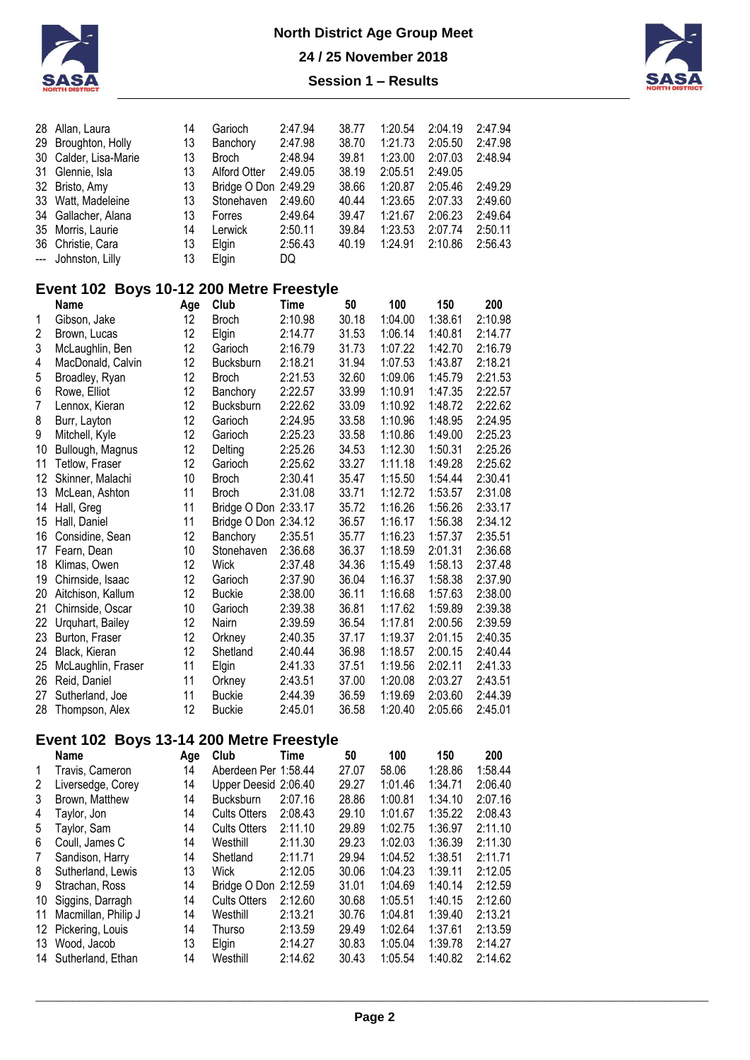| | Name | Age | Club | Time | 50 | 100 | 150 | 200 |
|---|---|---|---|---|---|---|---|---|
| 28 | Allan, Laura | 14 | Garioch | 2:47.94 | 38.77 | 1:20.54 | 2:04.19 | 2:47.94 |
| 29 | Broughton, Holly | 13 | Banchory | 2:47.98 | 38.70 | 1:21.73 | 2:05.50 | 2:47.98 |
| 30 | Calder, Lisa-Marie | 13 | Broch | 2:48.94 | 39.81 | 1:23.00 | 2:07.03 | 2:48.94 |
| 31 | Glennie, Isla | 13 | Alford Otter | 2:49.05 | 38.19 | 2:05.51 | 2:49.05 | |
| 32 | Bristo, Amy | 13 | Bridge O Don | 2:49.29 | 38.66 | 1:20.87 | 2:05.46 | 2:49.29 |
| 33 | Watt, Madeleine | 13 | Stonehaven | 2:49.60 | 40.44 | 1:23.65 | 2:07.33 | 2:49.60 |
| 34 | Gallacher, Alana | 13 | Forres | 2:49.64 | 39.47 | 1:21.67 | 2:06.23 | 2:49.64 |
| 35 | Morris, Laurie | 14 | Lerwick | 2:50.11 | 39.84 | 1:23.53 | 2:07.74 | 2:50.11 |
| 36 | Christie, Cara | 13 | Elgin | 2:56.43 | 40.19 | 1:24.91 | 2:10.86 | 2:56.43 |
| --- | Johnston, Lilly | 13 | Elgin | DQ | | | | |

## Event 102 Boys 10-12 200 Metre Freestyle

| | Name | Age | Club | Time | 50 | 100 | 150 | 200 |
|---|---|---|---|---|---|---|---|---|
| 1 | Gibson, Jake | 12 | Broch | 2:10.98 | 30.18 | 1:04.00 | 1:38.61 | 2:10.98 |
| 2 | Brown, Lucas | 12 | Elgin | 2:14.77 | 31.53 | 1:06.14 | 1:40.81 | 2:14.77 |
| 3 | McLaughlin, Ben | 12 | Garioch | 2:16.79 | 31.73 | 1:07.22 | 1:42.70 | 2:16.79 |
| 4 | MacDonald, Calvin | 12 | Bucksburn | 2:18.21 | 31.94 | 1:07.53 | 1:43.87 | 2:18.21 |
| 5 | Broadley, Ryan | 12 | Broch | 2:21.53 | 32.60 | 1:09.06 | 1:45.79 | 2:21.53 |
| 6 | Rowe, Elliot | 12 | Banchory | 2:22.57 | 33.99 | 1:10.91 | 1:47.35 | 2:22.57 |
| 7 | Lennox, Kieran | 12 | Bucksburn | 2:22.62 | 33.09 | 1:10.92 | 1:48.72 | 2:22.62 |
| 8 | Burr, Layton | 12 | Garioch | 2:24.95 | 33.58 | 1:10.96 | 1:48.95 | 2:24.95 |
| 9 | Mitchell, Kyle | 12 | Garioch | 2:25.23 | 33.58 | 1:10.86 | 1:49.00 | 2:25.23 |
| 10 | Bullough, Magnus | 12 | Delting | 2:25.26 | 34.53 | 1:12.30 | 1:50.31 | 2:25.26 |
| 11 | Tetlow, Fraser | 12 | Garioch | 2:25.62 | 33.27 | 1:11.18 | 1:49.28 | 2:25.62 |
| 12 | Skinner, Malachi | 10 | Broch | 2:30.41 | 35.47 | 1:15.50 | 1:54.44 | 2:30.41 |
| 13 | McLean, Ashton | 11 | Broch | 2:31.08 | 33.71 | 1:12.72 | 1:53.57 | 2:31.08 |
| 14 | Hall, Greg | 11 | Bridge O Don | 2:33.17 | 35.72 | 1:16.26 | 1:56.26 | 2:33.17 |
| 15 | Hall, Daniel | 11 | Bridge O Don | 2:34.12 | 36.57 | 1:16.17 | 1:56.38 | 2:34.12 |
| 16 | Considine, Sean | 12 | Banchory | 2:35.51 | 35.77 | 1:16.23 | 1:57.37 | 2:35.51 |
| 17 | Fearn, Dean | 10 | Stonehaven | 2:36.68 | 36.37 | 1:18.59 | 2:01.31 | 2:36.68 |
| 18 | Klimas, Owen | 12 | Wick | 2:37.48 | 34.36 | 1:15.49 | 1:58.13 | 2:37.48 |
| 19 | Chirnside, Isaac | 12 | Garioch | 2:37.90 | 36.04 | 1:16.37 | 1:58.38 | 2:37.90 |
| 20 | Aitchison, Kallum | 12 | Buckie | 2:38.00 | 36.11 | 1:16.68 | 1:57.63 | 2:38.00 |
| 21 | Chirnside, Oscar | 10 | Garioch | 2:39.38 | 36.81 | 1:17.62 | 1:59.89 | 2:39.38 |
| 22 | Urquhart, Bailey | 12 | Nairn | 2:39.59 | 36.54 | 1:17.81 | 2:00.56 | 2:39.59 |
| 23 | Burton, Fraser | 12 | Orkney | 2:40.35 | 37.17 | 1:19.37 | 2:01.15 | 2:40.35 |
| 24 | Black, Kieran | 12 | Shetland | 2:40.44 | 36.98 | 1:18.57 | 2:00.15 | 2:40.44 |
| 25 | McLaughlin, Fraser | 11 | Elgin | 2:41.33 | 37.51 | 1:19.56 | 2:02.11 | 2:41.33 |
| 26 | Reid, Daniel | 11 | Orkney | 2:43.51 | 37.00 | 1:20.08 | 2:03.27 | 2:43.51 |
| 27 | Sutherland, Joe | 11 | Buckie | 2:44.39 | 36.59 | 1:19.69 | 2:03.60 | 2:44.39 |
| 28 | Thompson, Alex | 12 | Buckie | 2:45.01 | 36.58 | 1:20.40 | 2:05.66 | 2:45.01 |

## Event 102 Boys 13-14 200 Metre Freestyle

| | Name | Age | Club | Time | 50 | 100 | 150 | 200 |
|---|---|---|---|---|---|---|---|---|
| 1 | Travis, Cameron | 14 | Aberdeen Per | 1:58.44 | 27.07 | 58.06 | 1:28.86 | 1:58.44 |
| 2 | Liversedge, Corey | 14 | Upper Deesid | 2:06.40 | 29.27 | 1:01.46 | 1:34.71 | 2:06.40 |
| 3 | Brown, Matthew | 14 | Bucksburn | 2:07.16 | 28.86 | 1:00.81 | 1:34.10 | 2:07.16 |
| 4 | Taylor, Jon | 14 | Cults Otters | 2:08.43 | 29.10 | 1:01.67 | 1:35.22 | 2:08.43 |
| 5 | Taylor, Sam | 14 | Cults Otters | 2:11.10 | 29.89 | 1:02.75 | 1:36.97 | 2:11.10 |
| 6 | Coull, James C | 14 | Westhill | 2:11.30 | 29.23 | 1:02.03 | 1:36.39 | 2:11.30 |
| 7 | Sandison, Harry | 14 | Shetland | 2:11.71 | 29.94 | 1:04.52 | 1:38.51 | 2:11.71 |
| 8 | Sutherland, Lewis | 13 | Wick | 2:12.05 | 30.06 | 1:04.23 | 1:39.11 | 2:12.05 |
| 9 | Strachan, Ross | 14 | Bridge O Don | 2:12.59 | 31.01 | 1:04.69 | 1:40.14 | 2:12.59 |
| 10 | Siggins, Darragh | 14 | Cults Otters | 2:12.60 | 30.68 | 1:05.51 | 1:40.15 | 2:12.60 |
| 11 | Macmillan, Philip J | 14 | Westhill | 2:13.21 | 30.76 | 1:04.81 | 1:39.40 | 2:13.21 |
| 12 | Pickering, Louis | 14 | Thurso | 2:13.59 | 29.49 | 1:02.64 | 1:37.61 | 2:13.59 |
| 13 | Wood, Jacob | 13 | Elgin | 2:14.27 | 30.83 | 1:05.04 | 1:39.78 | 2:14.27 |
| 14 | Sutherland, Ethan | 14 | Westhill | 2:14.62 | 30.43 | 1:05.54 | 1:40.82 | 2:14.62 |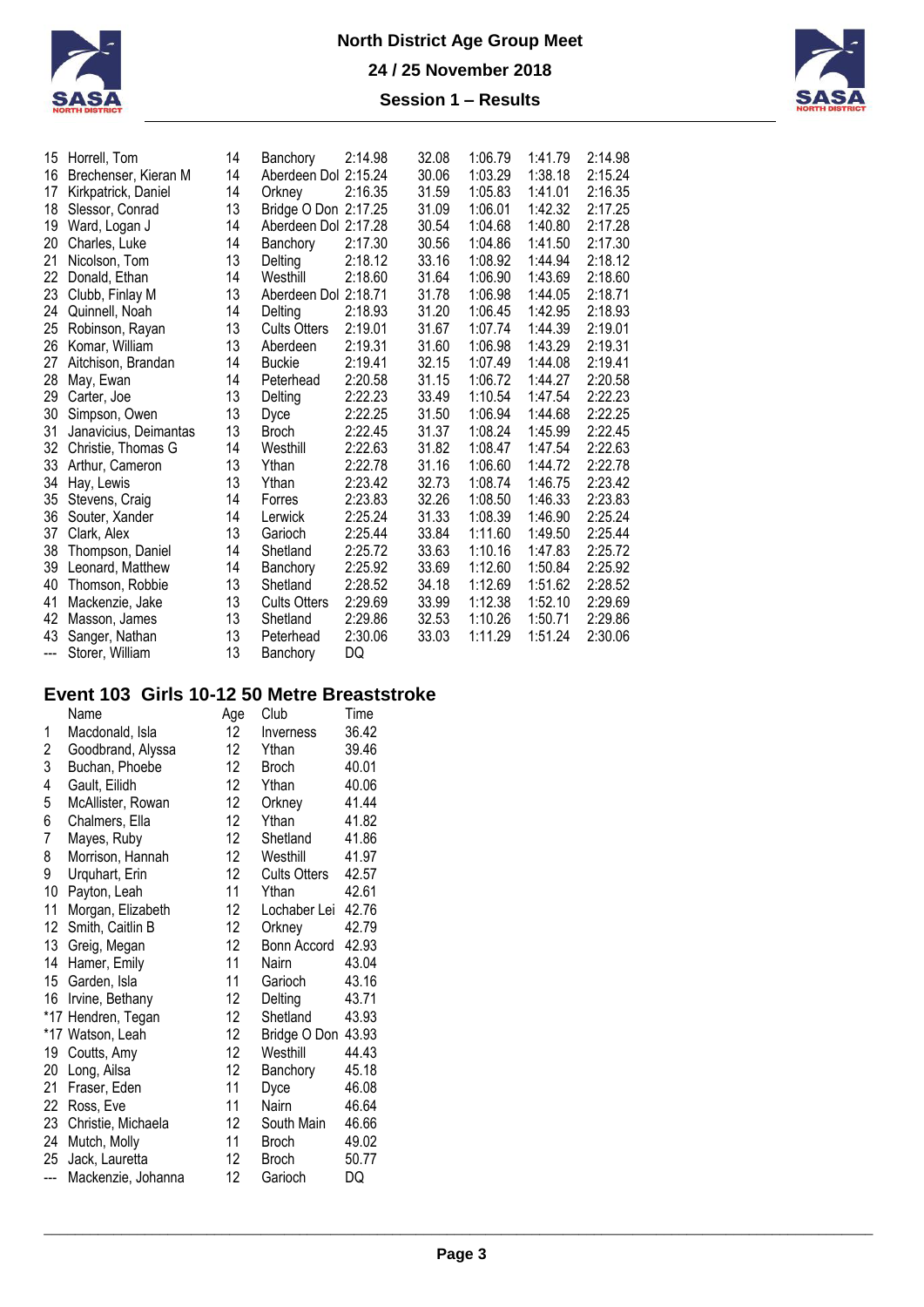| | | | | | | | | |
|---|---|---|---|---|---|---|---|---|
| 15 | Horrell, Tom | 14 | Banchory | 2:14.98 | 32.08 | 1:06.79 | 1:41.79 | 2:14.98 |
| 16 | Brechenser, Kieran M | 14 | Aberdeen Dol | 2:15.24 | 30.06 | 1:03.29 | 1:38.18 | 2:15.24 |
| 17 | Kirkpatrick, Daniel | 14 | Orkney | 2:16.35 | 31.59 | 1:05.83 | 1:41.01 | 2:16.35 |
| 18 | Slessor, Conrad | 13 | Bridge O Don | 2:17.25 | 31.09 | 1:06.01 | 1:42.32 | 2:17.25 |
| 19 | Ward, Logan J | 14 | Aberdeen Dol | 2:17.28 | 30.54 | 1:04.68 | 1:40.80 | 2:17.28 |
| 20 | Charles, Luke | 14 | Banchory | 2:17.30 | 30.56 | 1:04.86 | 1:41.50 | 2:17.30 |
| 21 | Nicolson, Tom | 13 | Delting | 2:18.12 | 33.16 | 1:08.92 | 1:44.94 | 2:18.12 |
| 22 | Donald, Ethan | 14 | Westhill | 2:18.60 | 31.64 | 1:06.90 | 1:43.69 | 2:18.60 |
| 23 | Clubb, Finlay M | 13 | Aberdeen Dol | 2:18.71 | 31.78 | 1:06.98 | 1:44.05 | 2:18.71 |
| 24 | Quinnell, Noah | 14 | Delting | 2:18.93 | 31.20 | 1:06.45 | 1:42.95 | 2:18.93 |
| 25 | Robinson, Rayan | 13 | Cults Otters | 2:19.01 | 31.67 | 1:07.74 | 1:44.39 | 2:19.01 |
| 26 | Komar, William | 13 | Aberdeen | 2:19.31 | 31.60 | 1:06.98 | 1:43.29 | 2:19.31 |
| 27 | Aitchison, Brandan | 14 | Buckie | 2:19.41 | 32.15 | 1:07.49 | 1:44.08 | 2:19.41 |
| 28 | May, Ewan | 14 | Peterhead | 2:20.58 | 31.15 | 1:06.72 | 1:44.27 | 2:20.58 |
| 29 | Carter, Joe | 13 | Delting | 2:22.23 | 33.49 | 1:10.54 | 1:47.54 | 2:22.23 |
| 30 | Simpson, Owen | 13 | Dyce | 2:22.25 | 31.50 | 1:06.94 | 1:44.68 | 2:22.25 |
| 31 | Janavicius, Deimantas | 13 | Broch | 2:22.45 | 31.37 | 1:08.24 | 1:45.99 | 2:22.45 |
| 32 | Christie, Thomas G | 14 | Westhill | 2:22.63 | 31.82 | 1:08.47 | 1:47.54 | 2:22.63 |
| 33 | Arthur, Cameron | 13 | Ythan | 2:22.78 | 31.16 | 1:06.60 | 1:44.72 | 2:22.78 |
| 34 | Hay, Lewis | 13 | Ythan | 2:23.42 | 32.73 | 1:08.74 | 1:46.75 | 2:23.42 |
| 35 | Stevens, Craig | 14 | Forres | 2:23.83 | 32.26 | 1:08.50 | 1:46.33 | 2:23.83 |
| 36 | Souter, Xander | 14 | Lerwick | 2:25.24 | 31.33 | 1:08.39 | 1:46.90 | 2:25.24 |
| 37 | Clark, Alex | 13 | Garioch | 2:25.44 | 33.84 | 1:11.60 | 1:49.50 | 2:25.44 |
| 38 | Thompson, Daniel | 14 | Shetland | 2:25.72 | 33.63 | 1:10.16 | 1:47.83 | 2:25.72 |
| 39 | Leonard, Matthew | 14 | Banchory | 2:25.92 | 33.69 | 1:12.60 | 1:50.84 | 2:25.92 |
| 40 | Thomson, Robbie | 13 | Shetland | 2:28.52 | 34.18 | 1:12.69 | 1:51.62 | 2:28.52 |
| 41 | Mackenzie, Jake | 13 | Cults Otters | 2:29.69 | 33.99 | 1:12.38 | 1:52.10 | 2:29.69 |
| 42 | Masson, James | 13 | Shetland | 2:29.86 | 32.53 | 1:10.26 | 1:50.71 | 2:29.86 |
| 43 | Sanger, Nathan | 13 | Peterhead | 2:30.06 | 33.03 | 1:11.29 | 1:51.24 | 2:30.06 |
| --- | Storer, William | 13 | Banchory | DQ | | | | |

## Event 103 Girls 10-12 50 Metre Breaststroke

| | Name | Age | Club | Time |
|---|---|---|---|---|
| 1 | Macdonald, Isla | 12 | Inverness | 36.42 |
| 2 | Goodbrand, Alyssa | 12 | Ythan | 39.46 |
| 3 | Buchan, Phoebe | 12 | Broch | 40.01 |
| 4 | Gault, Eilidh | 12 | Ythan | 40.06 |
| 5 | McAllister, Rowan | 12 | Orkney | 41.44 |
| 6 | Chalmers, Ella | 12 | Ythan | 41.82 |
| 7 | Mayes, Ruby | 12 | Shetland | 41.86 |
| 8 | Morrison, Hannah | 12 | Westhill | 41.97 |
| 9 | Urquhart, Erin | 12 | Cults Otters | 42.57 |
| 10 | Payton, Leah | 11 | Ythan | 42.61 |
| 11 | Morgan, Elizabeth | 12 | Lochaber Lei | 42.76 |
| 12 | Smith, Caitlin B | 12 | Orkney | 42.79 |
| 13 | Greig, Megan | 12 | Bonn Accord | 42.93 |
| 14 | Hamer, Emily | 11 | Nairn | 43.04 |
| 15 | Garden, Isla | 11 | Garioch | 43.16 |
| 16 | Irvine, Bethany | 12 | Delting | 43.71 |
| *17 | Hendren, Tegan | 12 | Shetland | 43.93 |
| *17 | Watson, Leah | 12 | Bridge O Don | 43.93 |
| 19 | Coutts, Amy | 12 | Westhill | 44.43 |
| 20 | Long, Ailsa | 12 | Banchory | 45.18 |
| 21 | Fraser, Eden | 11 | Dyce | 46.08 |
| 22 | Ross, Eve | 11 | Nairn | 46.64 |
| 23 | Christie, Michaela | 12 | South Main | 46.66 |
| 24 | Mutch, Molly | 11 | Broch | 49.02 |
| 25 | Jack, Lauretta | 12 | Broch | 50.77 |
| --- | Mackenzie, Johanna | 12 | Garioch | DQ |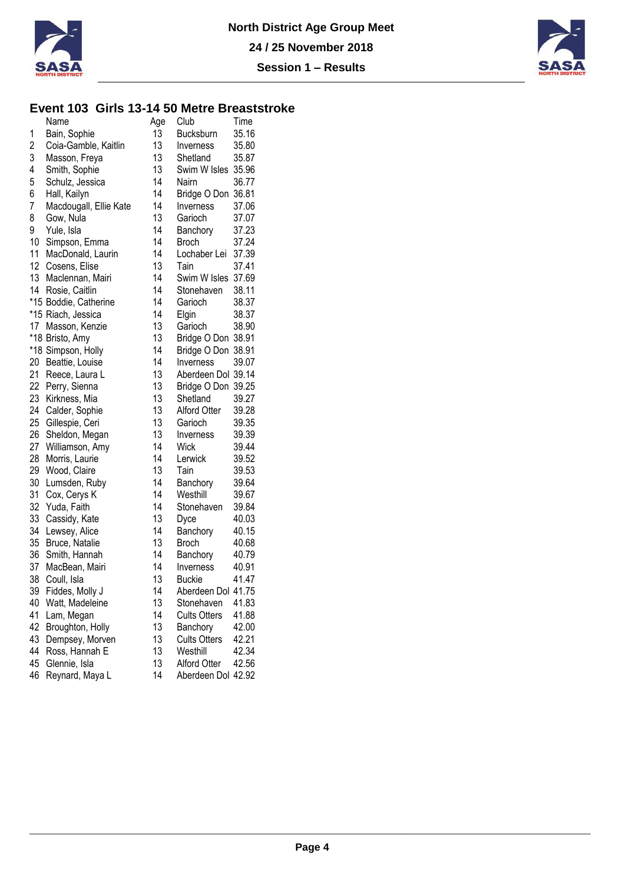North District Age Group Meet

24 / 25 November 2018

Session 1 – Results

## Event 103 Girls 13-14 50 Metre Breaststroke

| | Name | Age | Club | Time |
|---|---|---|---|---|
| 1 | Bain, Sophie | 13 | Bucksburn | 35.16 |
| 2 | Coia-Gamble, Kaitlin | 13 | Inverness | 35.80 |
| 3 | Masson, Freya | 13 | Shetland | 35.87 |
| 4 | Smith, Sophie | 13 | Swim W Isles | 35.96 |
| 5 | Schulz, Jessica | 14 | Nairn | 36.77 |
| 6 | Hall, Kailyn | 14 | Bridge O Don | 36.81 |
| 7 | Macdougall, Ellie Kate | 14 | Inverness | 37.06 |
| 8 | Gow, Nula | 13 | Garioch | 37.07 |
| 9 | Yule, Isla | 14 | Banchory | 37.23 |
| 10 | Simpson, Emma | 14 | Broch | 37.24 |
| 11 | MacDonald, Laurin | 14 | Lochaber Lei | 37.39 |
| 12 | Cosens, Elise | 13 | Tain | 37.41 |
| 13 | Maclennan, Mairi | 14 | Swim W Isles | 37.69 |
| 14 | Rosie, Caitlin | 14 | Stonehaven | 38.11 |
| *15 | Boddie, Catherine | 14 | Garioch | 38.37 |
| *15 | Riach, Jessica | 14 | Elgin | 38.37 |
| 17 | Masson, Kenzie | 13 | Garioch | 38.90 |
| *18 | Bristo, Amy | 13 | Bridge O Don | 38.91 |
| *18 | Simpson, Holly | 14 | Bridge O Don | 38.91 |
| 20 | Beattie, Louise | 14 | Inverness | 39.07 |
| 21 | Reece, Laura L | 13 | Aberdeen Dol | 39.14 |
| 22 | Perry, Sienna | 13 | Bridge O Don | 39.25 |
| 23 | Kirkness, Mia | 13 | Shetland | 39.27 |
| 24 | Calder, Sophie | 13 | Alford Otter | 39.28 |
| 25 | Gillespie, Ceri | 13 | Garioch | 39.35 |
| 26 | Sheldon, Megan | 13 | Inverness | 39.39 |
| 27 | Williamson, Amy | 14 | Wick | 39.44 |
| 28 | Morris, Laurie | 14 | Lerwick | 39.52 |
| 29 | Wood, Claire | 13 | Tain | 39.53 |
| 30 | Lumsden, Ruby | 14 | Banchory | 39.64 |
| 31 | Cox, Cerys K | 14 | Westhill | 39.67 |
| 32 | Yuda, Faith | 14 | Stonehaven | 39.84 |
| 33 | Cassidy, Kate | 13 | Dyce | 40.03 |
| 34 | Lewsey, Alice | 14 | Banchory | 40.15 |
| 35 | Bruce, Natalie | 13 | Broch | 40.68 |
| 36 | Smith, Hannah | 14 | Banchory | 40.79 |
| 37 | MacBean, Mairi | 14 | Inverness | 40.91 |
| 38 | Coull, Isla | 13 | Buckie | 41.47 |
| 39 | Fiddes, Molly J | 14 | Aberdeen Dol | 41.75 |
| 40 | Watt, Madeleine | 13 | Stonehaven | 41.83 |
| 41 | Lam, Megan | 14 | Cults Otters | 41.88 |
| 42 | Broughton, Holly | 13 | Banchory | 42.00 |
| 43 | Dempsey, Morven | 13 | Cults Otters | 42.21 |
| 44 | Ross, Hannah E | 13 | Westhill | 42.34 |
| 45 | Glennie, Isla | 13 | Alford Otter | 42.56 |
| 46 | Reynard, Maya L | 14 | Aberdeen Dol | 42.92 |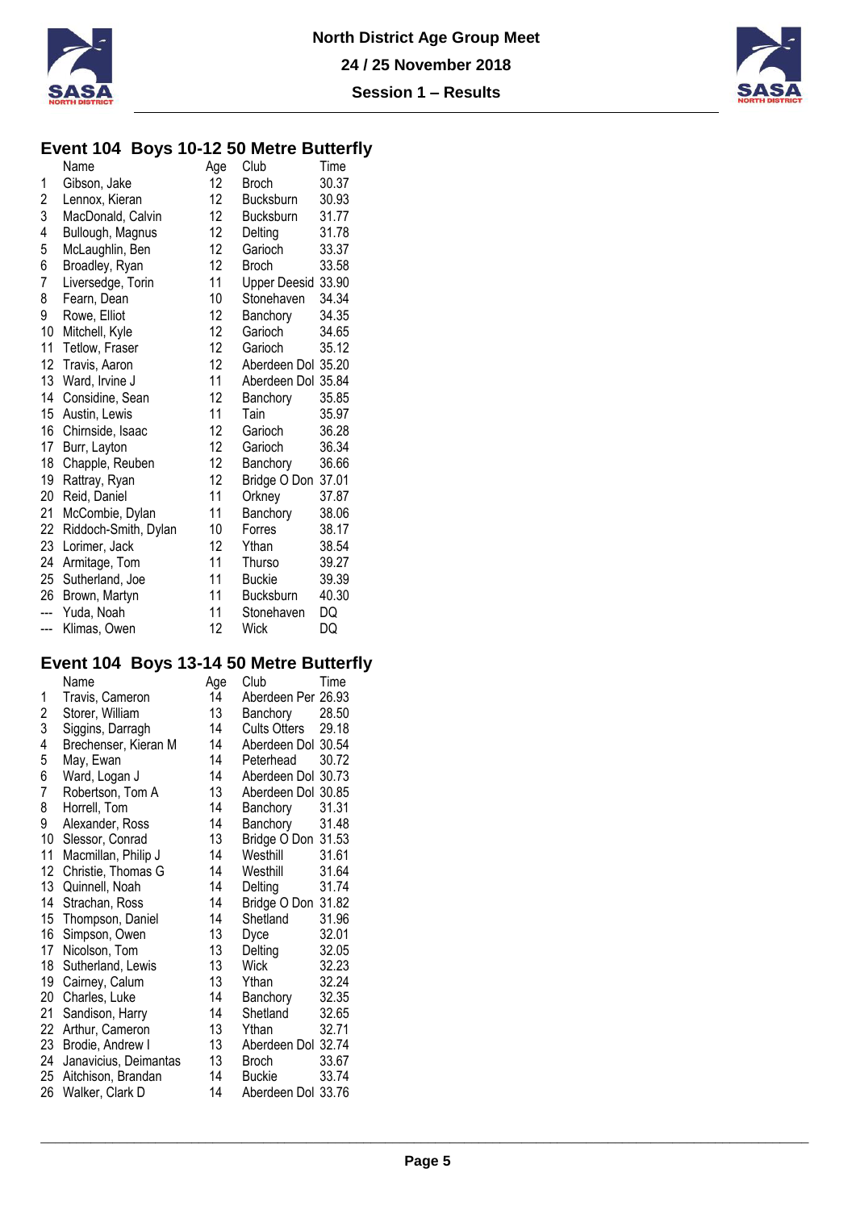North District Age Group Meet

24 / 25 November 2018

Session 1 – Results

## Event 104 Boys 10-12 50 Metre Butterfly

| | Name | Age | Club | Time |
|---|---|---|---|---|
| 1 | Gibson, Jake | 12 | Broch | 30.37 |
| 2 | Lennox, Kieran | 12 | Bucksburn | 30.93 |
| 3 | MacDonald, Calvin | 12 | Bucksburn | 31.77 |
| 4 | Bullough, Magnus | 12 | Delting | 31.78 |
| 5 | McLaughlin, Ben | 12 | Garioch | 33.37 |
| 6 | Broadley, Ryan | 12 | Broch | 33.58 |
| 7 | Liversedge, Torin | 11 | Upper Deesid | 33.90 |
| 8 | Fearn, Dean | 10 | Stonehaven | 34.34 |
| 9 | Rowe, Elliot | 12 | Banchory | 34.35 |
| 10 | Mitchell, Kyle | 12 | Garioch | 34.65 |
| 11 | Tetlow, Fraser | 12 | Garioch | 35.12 |
| 12 | Travis, Aaron | 12 | Aberdeen Dol | 35.20 |
| 13 | Ward, Irvine J | 11 | Aberdeen Dol | 35.84 |
| 14 | Considine, Sean | 12 | Banchory | 35.85 |
| 15 | Austin, Lewis | 11 | Tain | 35.97 |
| 16 | Chirnside, Isaac | 12 | Garioch | 36.28 |
| 17 | Burr, Layton | 12 | Garioch | 36.34 |
| 18 | Chapple, Reuben | 12 | Banchory | 36.66 |
| 19 | Rattray, Ryan | 12 | Bridge O Don | 37.01 |
| 20 | Reid, Daniel | 11 | Orkney | 37.87 |
| 21 | McCombie, Dylan | 11 | Banchory | 38.06 |
| 22 | Riddoch-Smith, Dylan | 10 | Forres | 38.17 |
| 23 | Lorimer, Jack | 12 | Ythan | 38.54 |
| 24 | Armitage, Tom | 11 | Thurso | 39.27 |
| 25 | Sutherland, Joe | 11 | Buckie | 39.39 |
| 26 | Brown, Martyn | 11 | Bucksburn | 40.30 |
| --- | Yuda, Noah | 11 | Stonehaven | DQ |
| --- | Klimas, Owen | 12 | Wick | DQ |

## Event 104 Boys 13-14 50 Metre Butterfly

| | Name | Age | Club | Time |
|---|---|---|---|---|
| 1 | Travis, Cameron | 14 | Aberdeen Per | 26.93 |
| 2 | Storer, William | 13 | Banchory | 28.50 |
| 3 | Siggins, Darragh | 14 | Cults Otters | 29.18 |
| 4 | Brechenser, Kieran M | 14 | Aberdeen Dol | 30.54 |
| 5 | May, Ewan | 14 | Peterhead | 30.72 |
| 6 | Ward, Logan J | 14 | Aberdeen Dol | 30.73 |
| 7 | Robertson, Tom A | 13 | Aberdeen Dol | 30.85 |
| 8 | Horrell, Tom | 14 | Banchory | 31.31 |
| 9 | Alexander, Ross | 14 | Banchory | 31.48 |
| 10 | Slessor, Conrad | 13 | Bridge O Don | 31.53 |
| 11 | Macmillan, Philip J | 14 | Westhill | 31.61 |
| 12 | Christie, Thomas G | 14 | Westhill | 31.64 |
| 13 | Quinnell, Noah | 14 | Delting | 31.74 |
| 14 | Strachan, Ross | 14 | Bridge O Don | 31.82 |
| 15 | Thompson, Daniel | 14 | Shetland | 31.96 |
| 16 | Simpson, Owen | 13 | Dyce | 32.01 |
| 17 | Nicolson, Tom | 13 | Delting | 32.05 |
| 18 | Sutherland, Lewis | 13 | Wick | 32.23 |
| 19 | Cairney, Calum | 13 | Ythan | 32.24 |
| 20 | Charles, Luke | 14 | Banchory | 32.35 |
| 21 | Sandison, Harry | 14 | Shetland | 32.65 |
| 22 | Arthur, Cameron | 13 | Ythan | 32.71 |
| 23 | Brodie, Andrew I | 13 | Aberdeen Dol | 32.74 |
| 24 | Janavicius, Deimantas | 13 | Broch | 33.67 |
| 25 | Aitchison, Brandan | 14 | Buckie | 33.74 |
| 26 | Walker, Clark D | 14 | Aberdeen Dol | 33.76 |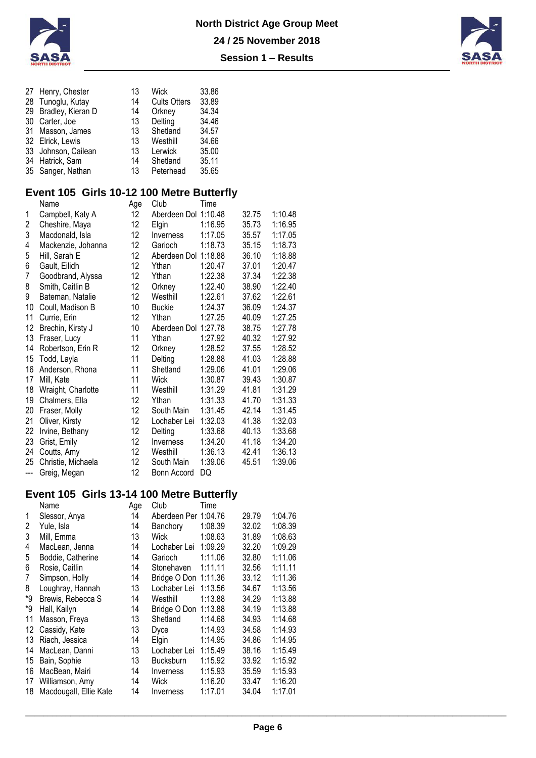| | | | | |
|---|---|---|---|---|
| 27 | Henry, Chester | 13 | Wick | 33.86 |
| 28 | Tunoglu, Kutay | 14 | Cults Otters | 33.89 |
| 29 | Bradley, Kieran D | 14 | Orkney | 34.34 |
| 30 | Carter, Joe | 13 | Delting | 34.46 |
| 31 | Masson, James | 13 | Shetland | 34.57 |
| 32 | Elrick, Lewis | 13 | Westhill | 34.66 |
| 33 | Johnson, Cailean | 13 | Lerwick | 35.00 |
| 34 | Hatrick, Sam | 14 | Shetland | 35.11 |
| 35 | Sanger, Nathan | 13 | Peterhead | 35.65 |

## Event 105 Girls 10-12 100 Metre Butterfly

| | Name | Age | Club | Time | | |
|---|---|---|---|---|---|---|
| 1 | Campbell, Katy A | 12 | Aberdeen Dol | 1:10.48 | 32.75 | 1:10.48 |
| 2 | Cheshire, Maya | 12 | Elgin | 1:16.95 | 35.73 | 1:16.95 |
| 3 | Macdonald, Isla | 12 | Inverness | 1:17.05 | 35.57 | 1:17.05 |
| 4 | Mackenzie, Johanna | 12 | Garioch | 1:18.73 | 35.15 | 1:18.73 |
| 5 | Hill, Sarah E | 12 | Aberdeen Dol | 1:18.88 | 36.10 | 1:18.88 |
| 6 | Gault, Eilidh | 12 | Ythan | 1:20.47 | 37.01 | 1:20.47 |
| 7 | Goodbrand, Alyssa | 12 | Ythan | 1:22.38 | 37.34 | 1:22.38 |
| 8 | Smith, Caitlin B | 12 | Orkney | 1:22.40 | 38.90 | 1:22.40 |
| 9 | Bateman, Natalie | 12 | Westhill | 1:22.61 | 37.62 | 1:22.61 |
| 10 | Coull, Madison B | 10 | Buckie | 1:24.37 | 36.09 | 1:24.37 |
| 11 | Currie, Erin | 12 | Ythan | 1:27.25 | 40.09 | 1:27.25 |
| 12 | Brechin, Kirsty J | 10 | Aberdeen Dol | 1:27.78 | 38.75 | 1:27.78 |
| 13 | Fraser, Lucy | 11 | Ythan | 1:27.92 | 40.32 | 1:27.92 |
| 14 | Robertson, Erin R | 12 | Orkney | 1:28.52 | 37.55 | 1:28.52 |
| 15 | Todd, Layla | 11 | Delting | 1:28.88 | 41.03 | 1:28.88 |
| 16 | Anderson, Rhona | 11 | Shetland | 1:29.06 | 41.01 | 1:29.06 |
| 17 | Mill, Kate | 11 | Wick | 1:30.87 | 39.43 | 1:30.87 |
| 18 | Wraight, Charlotte | 11 | Westhill | 1:31.29 | 41.81 | 1:31.29 |
| 19 | Chalmers, Ella | 12 | Ythan | 1:31.33 | 41.70 | 1:31.33 |
| 20 | Fraser, Molly | 12 | South Main | 1:31.45 | 42.14 | 1:31.45 |
| 21 | Oliver, Kirsty | 12 | Lochaber Lei | 1:32.03 | 41.38 | 1:32.03 |
| 22 | Irvine, Bethany | 12 | Delting | 1:33.68 | 40.13 | 1:33.68 |
| 23 | Grist, Emily | 12 | Inverness | 1:34.20 | 41.18 | 1:34.20 |
| 24 | Coutts, Amy | 12 | Westhill | 1:36.13 | 42.41 | 1:36.13 |
| 25 | Christie, Michaela | 12 | South Main | 1:39.06 | 45.51 | 1:39.06 |
| --- | Greig, Megan | 12 | Bonn Accord | DQ | | |

## Event 105 Girls 13-14 100 Metre Butterfly

| | Name | Age | Club | Time | | |
|---|---|---|---|---|---|---|
| 1 | Slessor, Anya | 14 | Aberdeen Per | 1:04.76 | 29.79 | 1:04.76 |
| 2 | Yule, Isla | 14 | Banchory | 1:08.39 | 32.02 | 1:08.39 |
| 3 | Mill, Emma | 13 | Wick | 1:08.63 | 31.89 | 1:08.63 |
| 4 | MacLean, Jenna | 14 | Lochaber Lei | 1:09.29 | 32.20 | 1:09.29 |
| 5 | Boddie, Catherine | 14 | Garioch | 1:11.06 | 32.80 | 1:11.06 |
| 6 | Rosie, Caitlin | 14 | Stonehaven | 1:11.11 | 32.56 | 1:11.11 |
| 7 | Simpson, Holly | 14 | Bridge O Don | 1:11.36 | 33.12 | 1:11.36 |
| 8 | Loughray, Hannah | 13 | Lochaber Lei | 1:13.56 | 34.67 | 1:13.56 |
| *9 | Brewis, Rebecca S | 14 | Westhill | 1:13.88 | 34.29 | 1:13.88 |
| *9 | Hall, Kailyn | 14 | Bridge O Don | 1:13.88 | 34.19 | 1:13.88 |
| 11 | Masson, Freya | 13 | Shetland | 1:14.68 | 34.93 | 1:14.68 |
| 12 | Cassidy, Kate | 13 | Dyce | 1:14.93 | 34.58 | 1:14.93 |
| 13 | Riach, Jessica | 14 | Elgin | 1:14.95 | 34.86 | 1:14.95 |
| 14 | MacLean, Danni | 13 | Lochaber Lei | 1:15.49 | 38.16 | 1:15.49 |
| 15 | Bain, Sophie | 13 | Bucksburn | 1:15.92 | 33.92 | 1:15.92 |
| 16 | MacBean, Mairi | 14 | Inverness | 1:15.93 | 35.59 | 1:15.93 |
| 17 | Williamson, Amy | 14 | Wick | 1:16.20 | 33.47 | 1:16.20 |
| 18 | Macdougall, Ellie Kate | 14 | Inverness | 1:17.01 | 34.04 | 1:17.01 |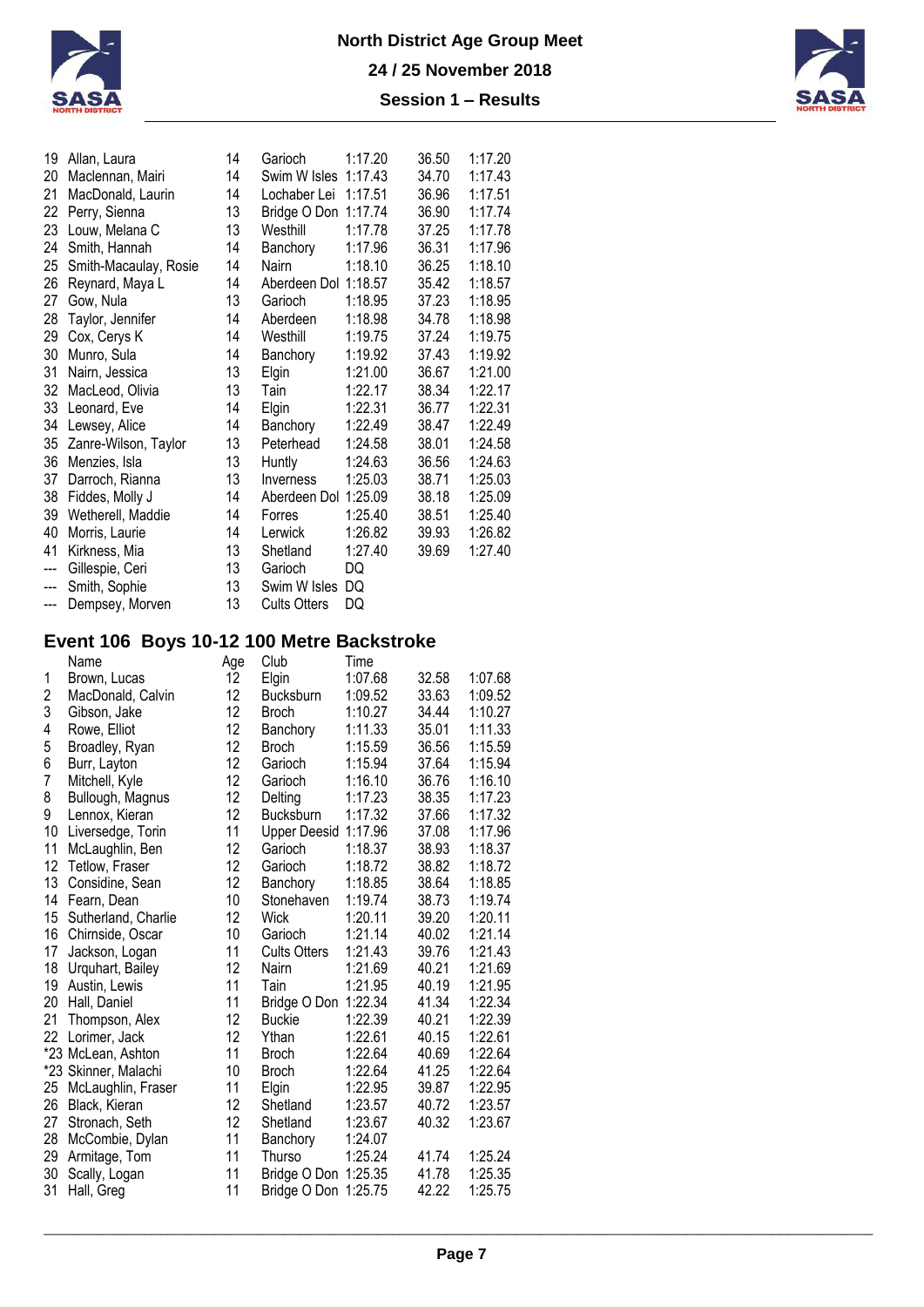| | | | | | | |
|---|---|---|---|---|---|---|
| 19 | Allan, Laura | 14 | Garioch | 1:17.20 | 36.50 | 1:17.20 |
| 20 | Maclennan, Mairi | 14 | Swim W Isles | 1:17.43 | 34.70 | 1:17.43 |
| 21 | MacDonald, Laurin | 14 | Lochaber Lei | 1:17.51 | 36.96 | 1:17.51 |
| 22 | Perry, Sienna | 13 | Bridge O Don | 1:17.74 | 36.90 | 1:17.74 |
| 23 | Louw, Melana C | 13 | Westhill | 1:17.78 | 37.25 | 1:17.78 |
| 24 | Smith, Hannah | 14 | Banchory | 1:17.96 | 36.31 | 1:17.96 |
| 25 | Smith-Macaulay, Rosie | 14 | Nairn | 1:18.10 | 36.25 | 1:18.10 |
| 26 | Reynard, Maya L | 14 | Aberdeen Dol | 1:18.57 | 35.42 | 1:18.57 |
| 27 | Gow, Nula | 13 | Garioch | 1:18.95 | 37.23 | 1:18.95 |
| 28 | Taylor, Jennifer | 14 | Aberdeen | 1:18.98 | 34.78 | 1:18.98 |
| 29 | Cox, Cerys K | 14 | Westhill | 1:19.75 | 37.24 | 1:19.75 |
| 30 | Munro, Sula | 14 | Banchory | 1:19.92 | 37.43 | 1:19.92 |
| 31 | Nairn, Jessica | 13 | Elgin | 1:21.00 | 36.67 | 1:21.00 |
| 32 | MacLeod, Olivia | 13 | Tain | 1:22.17 | 38.34 | 1:22.17 |
| 33 | Leonard, Eve | 14 | Elgin | 1:22.31 | 36.77 | 1:22.31 |
| 34 | Lewsey, Alice | 14 | Banchory | 1:22.49 | 38.47 | 1:22.49 |
| 35 | Zanre-Wilson, Taylor | 13 | Peterhead | 1:24.58 | 38.01 | 1:24.58 |
| 36 | Menzies, Isla | 13 | Huntly | 1:24.63 | 36.56 | 1:24.63 |
| 37 | Darroch, Rianna | 13 | Inverness | 1:25.03 | 38.71 | 1:25.03 |
| 38 | Fiddes, Molly J | 14 | Aberdeen Dol | 1:25.09 | 38.18 | 1:25.09 |
| 39 | Wetherell, Maddie | 13 | Forres | 1:25.40 | 38.51 | 1:25.40 |
| 40 | Morris, Laurie | 14 | Lerwick | 1:26.82 | 39.93 | 1:26.82 |
| 41 | Kirkness, Mia | 13 | Shetland | 1:27.40 | 39.69 | 1:27.40 |
| --- | Gillespie, Ceri | 13 | Garioch | DQ | | |
| --- | Smith, Sophie | 13 | Swim W Isles | DQ | | |
| --- | Dempsey, Morven | 13 | Cults Otters | DQ | | |

## Event 106 Boys 10-12 100 Metre Backstroke

| | Name | Age | Club | Time | | |
|---|---|---|---|---|---|---|
| 1 | Brown, Lucas | 12 | Elgin | 1:07.68 | 32.58 | 1:07.68 |
| 2 | MacDonald, Calvin | 12 | Bucksburn | 1:09.52 | 33.63 | 1:09.52 |
| 3 | Gibson, Jake | 12 | Broch | 1:10.27 | 34.44 | 1:10.27 |
| 4 | Rowe, Elliot | 12 | Banchory | 1:11.33 | 35.01 | 1:11.33 |
| 5 | Broadley, Ryan | 12 | Broch | 1:15.59 | 36.56 | 1:15.59 |
| 6 | Burr, Layton | 12 | Garioch | 1:15.94 | 37.64 | 1:15.94 |
| 7 | Mitchell, Kyle | 12 | Garioch | 1:16.10 | 36.76 | 1:16.10 |
| 8 | Bullough, Magnus | 12 | Delting | 1:17.23 | 38.35 | 1:17.23 |
| 9 | Lennox, Kieran | 12 | Bucksburn | 1:17.32 | 37.66 | 1:17.32 |
| 10 | Liversedge, Torin | 11 | Upper Deesid | 1:17.96 | 37.08 | 1:17.96 |
| 11 | McLaughlin, Ben | 12 | Garioch | 1:18.37 | 38.93 | 1:18.37 |
| 12 | Tetlow, Fraser | 12 | Garioch | 1:18.72 | 38.82 | 1:18.72 |
| 13 | Considine, Sean | 12 | Banchory | 1:18.85 | 38.64 | 1:18.85 |
| 14 | Fearn, Dean | 10 | Stonehaven | 1:19.74 | 38.73 | 1:19.74 |
| 15 | Sutherland, Charlie | 12 | Wick | 1:20.11 | 39.20 | 1:20.11 |
| 16 | Chirnside, Oscar | 10 | Garioch | 1:21.14 | 40.02 | 1:21.14 |
| 17 | Jackson, Logan | 11 | Cults Otters | 1:21.43 | 39.76 | 1:21.43 |
| 18 | Urquhart, Bailey | 12 | Nairn | 1:21.69 | 40.21 | 1:21.69 |
| 19 | Austin, Lewis | 11 | Tain | 1:21.95 | 40.19 | 1:21.95 |
| 20 | Hall, Daniel | 11 | Bridge O Don | 1:22.34 | 41.34 | 1:22.34 |
| 21 | Thompson, Alex | 12 | Buckie | 1:22.39 | 40.21 | 1:22.39 |
| 22 | Lorimer, Jack | 12 | Ythan | 1:22.61 | 40.15 | 1:22.61 |
| *23 | McLean, Ashton | 11 | Broch | 1:22.64 | 40.69 | 1:22.64 |
| *23 | Skinner, Malachi | 10 | Broch | 1:22.64 | 41.25 | 1:22.64 |
| 25 | McLaughlin, Fraser | 11 | Elgin | 1:22.95 | 39.87 | 1:22.95 |
| 26 | Black, Kieran | 12 | Shetland | 1:23.57 | 40.72 | 1:23.57 |
| 27 | Stronach, Seth | 12 | Shetland | 1:23.67 | 40.32 | 1:23.67 |
| 28 | McCombie, Dylan | 11 | Banchory | 1:24.07 | | |
| 29 | Armitage, Tom | 11 | Thurso | 1:25.24 | 41.74 | 1:25.24 |
| 30 | Scally, Logan | 11 | Bridge O Don | 1:25.35 | 41.78 | 1:25.35 |
| 31 | Hall, Greg | 11 | Bridge O Don | 1:25.75 | 42.22 | 1:25.75 |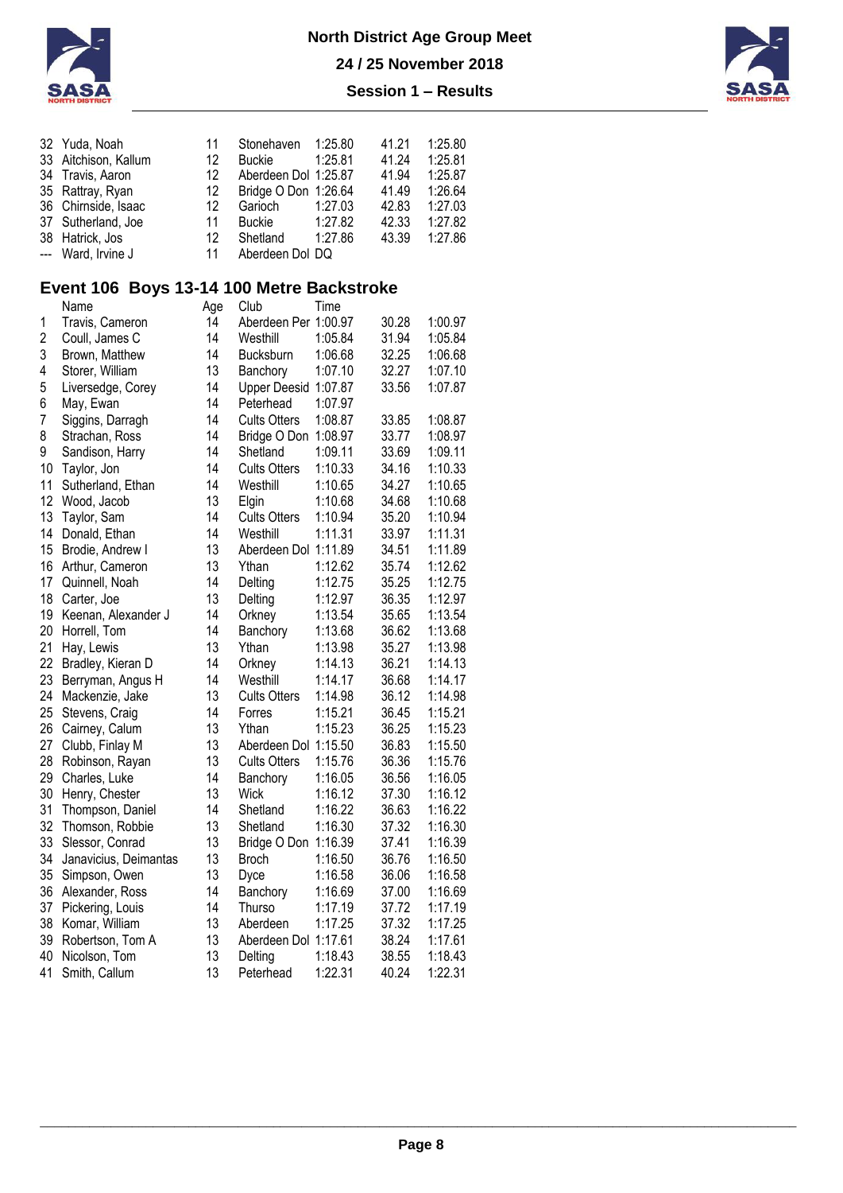| | | | | | | |
|---|---|---|---|---|---|---|
| 32 | Yuda, Noah | 11 | Stonehaven | 1:25.80 | 41.21 | 1:25.80 |
| 33 | Aitchison, Kallum | 12 | Buckie | 1:25.81 | 41.24 | 1:25.81 |
| 34 | Travis, Aaron | 12 | Aberdeen Dol | 1:25.87 | 41.94 | 1:25.87 |
| 35 | Rattray, Ryan | 12 | Bridge O Don | 1:26.64 | 41.49 | 1:26.64 |
| 36 | Chirnside, Isaac | 12 | Garioch | 1:27.03 | 42.83 | 1:27.03 |
| 37 | Sutherland, Joe | 11 | Buckie | 1:27.82 | 42.33 | 1:27.82 |
| 38 | Hatrick, Jos | 12 | Shetland | 1:27.86 | 43.39 | 1:27.86 |
| --- | Ward, Irvine J | 11 | Aberdeen Dol | DQ | | |

## Event 106 Boys 13-14 100 Metre Backstroke

| | Name | Age | Club | Time | | |
|---|---|---|---|---|---|---|
| 1 | Travis, Cameron | 14 | Aberdeen Per | 1:00.97 | 30.28 | 1:00.97 |
| 2 | Coull, James C | 14 | Westhill | 1:05.84 | 31.94 | 1:05.84 |
| 3 | Brown, Matthew | 14 | Bucksburn | 1:06.68 | 32.25 | 1:06.68 |
| 4 | Storer, William | 13 | Banchory | 1:07.10 | 32.27 | 1:07.10 |
| 5 | Liversedge, Corey | 14 | Upper Deesid | 1:07.87 | 33.56 | 1:07.87 |
| 6 | May, Ewan | 14 | Peterhead | 1:07.97 | | |
| 7 | Siggins, Darragh | 14 | Cults Otters | 1:08.87 | 33.85 | 1:08.87 |
| 8 | Strachan, Ross | 14 | Bridge O Don | 1:08.97 | 33.77 | 1:08.97 |
| 9 | Sandison, Harry | 14 | Shetland | 1:09.11 | 33.69 | 1:09.11 |
| 10 | Taylor, Jon | 14 | Cults Otters | 1:10.33 | 34.16 | 1:10.33 |
| 11 | Sutherland, Ethan | 14 | Westhill | 1:10.65 | 34.27 | 1:10.65 |
| 12 | Wood, Jacob | 13 | Elgin | 1:10.68 | 34.68 | 1:10.68 |
| 13 | Taylor, Sam | 14 | Cults Otters | 1:10.94 | 35.20 | 1:10.94 |
| 14 | Donald, Ethan | 14 | Westhill | 1:11.31 | 33.97 | 1:11.31 |
| 15 | Brodie, Andrew I | 13 | Aberdeen Dol | 1:11.89 | 34.51 | 1:11.89 |
| 16 | Arthur, Cameron | 13 | Ythan | 1:12.62 | 35.74 | 1:12.62 |
| 17 | Quinnell, Noah | 14 | Delting | 1:12.75 | 35.25 | 1:12.75 |
| 18 | Carter, Joe | 13 | Delting | 1:12.97 | 36.35 | 1:12.97 |
| 19 | Keenan, Alexander J | 14 | Orkney | 1:13.54 | 35.65 | 1:13.54 |
| 20 | Horrell, Tom | 14 | Banchory | 1:13.68 | 36.62 | 1:13.68 |
| 21 | Hay, Lewis | 13 | Ythan | 1:13.98 | 35.27 | 1:13.98 |
| 22 | Bradley, Kieran D | 14 | Orkney | 1:14.13 | 36.21 | 1:14.13 |
| 23 | Berryman, Angus H | 14 | Westhill | 1:14.17 | 36.68 | 1:14.17 |
| 24 | Mackenzie, Jake | 13 | Cults Otters | 1:14.98 | 36.12 | 1:14.98 |
| 25 | Stevens, Craig | 14 | Forres | 1:15.21 | 36.45 | 1:15.21 |
| 26 | Cairney, Calum | 13 | Ythan | 1:15.23 | 36.25 | 1:15.23 |
| 27 | Clubb, Finlay M | 13 | Aberdeen Dol | 1:15.50 | 36.83 | 1:15.50 |
| 28 | Robinson, Rayan | 13 | Cults Otters | 1:15.76 | 36.36 | 1:15.76 |
| 29 | Charles, Luke | 14 | Banchory | 1:16.05 | 36.56 | 1:16.05 |
| 30 | Henry, Chester | 13 | Wick | 1:16.12 | 37.30 | 1:16.12 |
| 31 | Thompson, Daniel | 14 | Shetland | 1:16.22 | 36.63 | 1:16.22 |
| 32 | Thomson, Robbie | 13 | Shetland | 1:16.30 | 37.32 | 1:16.30 |
| 33 | Slessor, Conrad | 13 | Bridge O Don | 1:16.39 | 37.41 | 1:16.39 |
| 34 | Janavicius, Deimantas | 13 | Broch | 1:16.50 | 36.76 | 1:16.50 |
| 35 | Simpson, Owen | 13 | Dyce | 1:16.58 | 36.06 | 1:16.58 |
| 36 | Alexander, Ross | 14 | Banchory | 1:16.69 | 37.00 | 1:16.69 |
| 37 | Pickering, Louis | 14 | Thurso | 1:17.19 | 37.72 | 1:17.19 |
| 38 | Komar, William | 13 | Aberdeen | 1:17.25 | 37.32 | 1:17.25 |
| 39 | Robertson, Tom A | 13 | Aberdeen Dol | 1:17.61 | 38.24 | 1:17.61 |
| 40 | Nicolson, Tom | 13 | Delting | 1:18.43 | 38.55 | 1:18.43 |
| 41 | Smith, Callum | 13 | Peterhead | 1:22.31 | 40.24 | 1:22.31 |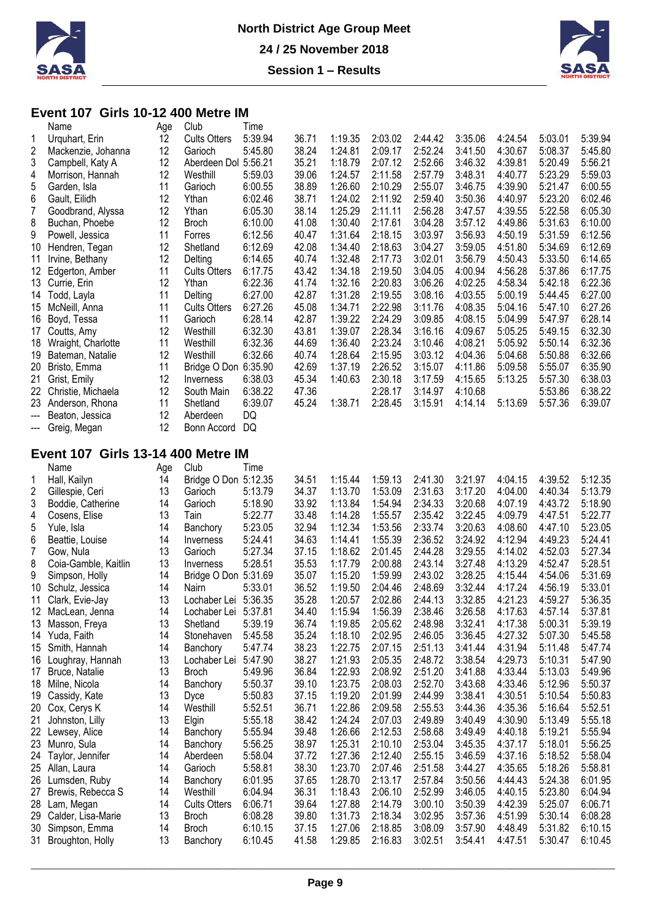**North District Age Group Meet**

**24 / 25 November 2018**

**Session 1 – Results**

## Event 107 Girls 10-12 400 Metre IM

| | Name | Age | Club | Time | | | | | | | | |
|---|---|---|---|---|---|---|---|---|---|---|---|---|
| 1 | Urquhart, Erin | 12 | Cults Otters | 5:39.94 | 36.71 | 1:19.35 | 2:03.02 | 2:44.42 | 3:35.06 | 4:24.54 | 5:03.01 | 5:39.94 |
| 2 | Mackenzie, Johanna | 12 | Garioch | 5:45.80 | 38.24 | 1:24.81 | 2:09.17 | 2:52.24 | 3:41.50 | 4:30.67 | 5:08.37 | 5:45.80 |
| 3 | Campbell, Katy A | 12 | Aberdeen Dol | 5:56.21 | 35.21 | 1:18.79 | 2:07.12 | 2:52.66 | 3:46.32 | 4:39.81 | 5:20.49 | 5:56.21 |
| 4 | Morrison, Hannah | 12 | Westhill | 5:59.03 | 39.06 | 1:24.57 | 2:11.58 | 2:57.79 | 3:48.31 | 4:40.77 | 5:23.29 | 5:59.03 |
| 5 | Garden, Isla | 11 | Garioch | 6:00.55 | 38.89 | 1:26.60 | 2:10.29 | 2:55.07 | 3:46.75 | 4:39.90 | 5:21.47 | 6:00.55 |
| 6 | Gault, Eilidh | 12 | Ythan | 6:02.46 | 38.71 | 1:24.02 | 2:11.92 | 2:59.40 | 3:50.36 | 4:40.97 | 5:23.20 | 6:02.46 |
| 7 | Goodbrand, Alyssa | 12 | Ythan | 6:05.30 | 38.14 | 1:25.29 | 2:11.11 | 2:56.28 | 3:47.57 | 4:39.55 | 5:22.58 | 6:05.30 |
| 8 | Buchan, Phoebe | 12 | Broch | 6:10.00 | 41.08 | 1:30.40 | 2:17.61 | 3:04.28 | 3:57.12 | 4:49.86 | 5:31.63 | 6:10.00 |
| 9 | Powell, Jessica | 11 | Forres | 6:12.56 | 40.47 | 1:31.64 | 2:18.15 | 3:03.97 | 3:56.93 | 4:50.19 | 5:31.59 | 6:12.56 |
| 10 | Hendren, Tegan | 12 | Shetland | 6:12.69 | 42.08 | 1:34.40 | 2:18.63 | 3:04.27 | 3:59.05 | 4:51.80 | 5:34.69 | 6:12.69 |
| 11 | Irvine, Bethany | 12 | Delting | 6:14.65 | 40.74 | 1:32.48 | 2:17.73 | 3:02.01 | 3:56.79 | 4:50.43 | 5:33.50 | 6:14.65 |
| 12 | Edgerton, Amber | 11 | Cults Otters | 6:17.75 | 43.42 | 1:34.18 | 2:19.50 | 3:04.05 | 4:00.94 | 4:56.28 | 5:37.86 | 6:17.75 |
| 13 | Currie, Erin | 12 | Ythan | 6:22.36 | 41.74 | 1:32.16 | 2:20.83 | 3:06.26 | 4:02.25 | 4:58.34 | 5:42.18 | 6:22.36 |
| 14 | Todd, Layla | 11 | Delting | 6:27.00 | 42.87 | 1:31.28 | 2:19.55 | 3:08.16 | 4:03.55 | 5:00.19 | 5:44.45 | 6:27.00 |
| 15 | McNeill, Anna | 11 | Cults Otters | 6:27.26 | 45.08 | 1:34.71 | 2:22.98 | 3:11.76 | 4:08.35 | 5:04.16 | 5:47.10 | 6:27.26 |
| 16 | Boyd, Tessa | 11 | Garioch | 6:28.14 | 42.87 | 1:39.22 | 2:24.29 | 3:09.85 | 4:08.15 | 5:04.99 | 5:47.97 | 6:28.14 |
| 17 | Coutts, Amy | 12 | Westhill | 6:32.30 | 43.81 | 1:39.07 | 2:28.34 | 3:16.16 | 4:09.67 | 5:05.25 | 5:49.15 | 6:32.30 |
| 18 | Wraight, Charlotte | 11 | Westhill | 6:32.36 | 44.69 | 1:36.40 | 2:23.24 | 3:10.46 | 4:08.21 | 5:05.92 | 5:50.14 | 6:32.36 |
| 19 | Bateman, Natalie | 12 | Westhill | 6:32.66 | 40.74 | 1:28.64 | 2:15.95 | 3:03.12 | 4:04.36 | 5:04.68 | 5:50.88 | 6:32.66 |
| 20 | Bristo, Emma | 11 | Bridge O Don | 6:35.90 | 42.69 | 1:37.19 | 2:26.52 | 3:15.07 | 4:11.86 | 5:09.58 | 5:55.07 | 6:35.90 |
| 21 | Grist, Emily | 12 | Inverness | 6:38.03 | 45.34 | 1:40.63 | 2:30.18 | 3:17.59 | 4:15.65 | 5:13.25 | 5:57.30 | 6:38.03 |
| 22 | Christie, Michaela | 12 | South Main | 6:38.22 | 47.36 | | 2:28.17 | 3:14.97 | 4:10.68 | | 5:53.86 | 6:38.22 |
| 23 | Anderson, Rhona | 11 | Shetland | 6:39.07 | 45.24 | 1:38.71 | 2:28.45 | 3:15.91 | 4:14.14 | 5:13.69 | 5:57.36 | 6:39.07 |
| --- | Beaton, Jessica | 12 | Aberdeen | DQ | | | | | | | | |
| --- | Greig, Megan | 12 | Bonn Accord | DQ | | | | | | | | |

## Event 107 Girls 13-14 400 Metre IM

| | Name | Age | Club | Time | | | | | | | | |
|---|---|---|---|---|---|---|---|---|---|---|---|---|
| 1 | Hall, Kailyn | 14 | Bridge O Don | 5:12.35 | 34.51 | 1:15.44 | 1:59.13 | 2:41.30 | 3:21.97 | 4:04.15 | 4:39.52 | 5:12.35 |
| 2 | Gillespie, Ceri | 13 | Garioch | 5:13.79 | 34.37 | 1:13.70 | 1:53.09 | 2:31.63 | 3:17.20 | 4:04.00 | 4:40.34 | 5:13.79 |
| 3 | Boddie, Catherine | 14 | Garioch | 5:18.90 | 33.92 | 1:13.84 | 1:54.94 | 2:34.33 | 3:20.68 | 4:07.19 | 4:43.72 | 5:18.90 |
| 4 | Cosens, Elise | 13 | Tain | 5:22.77 | 33.48 | 1:14.28 | 1:55.57 | 2:35.42 | 3:22.45 | 4:09.79 | 4:47.51 | 5:22.77 |
| 5 | Yule, Isla | 14 | Banchory | 5:23.05 | 32.94 | 1:12.34 | 1:53.56 | 2:33.74 | 3:20.63 | 4:08.60 | 4:47.10 | 5:23.05 |
| 6 | Beattie, Louise | 14 | Inverness | 5:24.41 | 34.63 | 1:14.41 | 1:55.39 | 2:36.52 | 3:24.92 | 4:12.94 | 4:49.23 | 5:24.41 |
| 7 | Gow, Nula | 13 | Garioch | 5:27.34 | 37.15 | 1:18.62 | 2:01.45 | 2:44.28 | 3:29.55 | 4:14.02 | 4:52.03 | 5:27.34 |
| 8 | Coia-Gamble, Kaitlin | 13 | Inverness | 5:28.51 | 35.53 | 1:17.79 | 2:00.88 | 2:43.14 | 3:27.48 | 4:13.29 | 4:52.47 | 5:28.51 |
| 9 | Simpson, Holly | 14 | Bridge O Don | 5:31.69 | 35.07 | 1:15.20 | 1:59.99 | 2:43.02 | 3:28.25 | 4:15.44 | 4:54.06 | 5:31.69 |
| 10 | Schulz, Jessica | 14 | Nairn | 5:33.01 | 36.52 | 1:19.50 | 2:04.46 | 2:48.69 | 3:32.44 | 4:17.24 | 4:56.19 | 5:33.01 |
| 11 | Clark, Evie-Jay | 13 | Lochaber Lei | 5:36.35 | 35.28 | 1:20.57 | 2:02.86 | 2:44.13 | 3:32.85 | 4:21.23 | 4:59.27 | 5:36.35 |
| 12 | MacLean, Jenna | 14 | Lochaber Lei | 5:37.81 | 34.40 | 1:15.94 | 1:56.39 | 2:38.46 | 3:26.58 | 4:17.63 | 4:57.14 | 5:37.81 |
| 13 | Masson, Freya | 13 | Shetland | 5:39.19 | 36.74 | 1:19.85 | 2:05.62 | 2:48.98 | 3:32.41 | 4:17.38 | 5:00.31 | 5:39.19 |
| 14 | Yuda, Faith | 14 | Stonehaven | 5:45.58 | 35.24 | 1:18.10 | 2:02.95 | 2:46.05 | 3:36.45 | 4:27.32 | 5:07.30 | 5:45.58 |
| 15 | Smith, Hannah | 14 | Banchory | 5:47.74 | 38.23 | 1:22.75 | 2:07.15 | 2:51.13 | 3:41.44 | 4:31.94 | 5:11.48 | 5:47.74 |
| 16 | Loughray, Hannah | 13 | Lochaber Lei | 5:47.90 | 38.27 | 1:21.93 | 2:05.35 | 2:48.72 | 3:38.54 | 4:29.73 | 5:10.31 | 5:47.90 |
| 17 | Bruce, Natalie | 13 | Broch | 5:49.96 | 36.84 | 1:22.93 | 2:08.92 | 2:51.20 | 3:41.88 | 4:33.44 | 5:13.03 | 5:49.96 |
| 18 | Milne, Nicola | 14 | Banchory | 5:50.37 | 39.10 | 1:23.75 | 2:08.03 | 2:52.70 | 3:43.68 | 4:33.46 | 5:12.96 | 5:50.37 |
| 19 | Cassidy, Kate | 13 | Dyce | 5:50.83 | 37.15 | 1:19.20 | 2:01.99 | 2:44.99 | 3:38.41 | 4:30.51 | 5:10.54 | 5:50.83 |
| 20 | Cox, Cerys K | 14 | Westhill | 5:52.51 | 36.71 | 1:22.86 | 2:09.58 | 2:55.53 | 3:44.36 | 4:35.36 | 5:16.64 | 5:52.51 |
| 21 | Johnston, Lilly | 13 | Elgin | 5:55.18 | 38.42 | 1:24.24 | 2:07.03 | 2:49.89 | 3:40.49 | 4:30.90 | 5:13.49 | 5:55.18 |
| 22 | Lewsey, Alice | 14 | Banchory | 5:55.94 | 39.48 | 1:26.66 | 2:12.53 | 2:58.68 | 3:49.49 | 4:40.18 | 5:19.21 | 5:55.94 |
| 23 | Munro, Sula | 14 | Banchory | 5:56.25 | 38.97 | 1:25.31 | 2:10.10 | 2:53.04 | 3:45.35 | 4:37.17 | 5:18.01 | 5:56.25 |
| 24 | Taylor, Jennifer | 14 | Aberdeen | 5:58.04 | 37.72 | 1:27.36 | 2:12.40 | 2:55.15 | 3:46.59 | 4:37.16 | 5:18.52 | 5:58.04 |
| 25 | Allan, Laura | 14 | Garioch | 5:58.81 | 38.30 | 1:23.70 | 2:07.46 | 2:51.58 | 3:44.27 | 4:35.65 | 5:18.26 | 5:58.81 |
| 26 | Lumsden, Ruby | 14 | Banchory | 6:01.95 | 37.65 | 1:28.70 | 2:13.17 | 2:57.84 | 3:50.56 | 4:44.43 | 5:24.38 | 6:01.95 |
| 27 | Brewis, Rebecca S | 14 | Westhill | 6:04.94 | 36.31 | 1:18.43 | 2:06.10 | 2:52.99 | 3:46.05 | 4:40.15 | 5:23.80 | 6:04.94 |
| 28 | Lam, Megan | 14 | Cults Otters | 6:06.71 | 39.64 | 1:27.88 | 2:14.79 | 3:00.10 | 3:50.39 | 4:42.39 | 5:25.07 | 6:06.71 |
| 29 | Calder, Lisa-Marie | 13 | Broch | 6:08.28 | 39.80 | 1:31.73 | 2:18.34 | 3:02.95 | 3:57.36 | 4:51.99 | 5:30.14 | 6:08.28 |
| 30 | Simpson, Emma | 14 | Broch | 6:10.15 | 37.15 | 1:27.06 | 2:18.85 | 3:08.09 | 3:57.90 | 4:48.49 | 5:31.82 | 6:10.15 |
| 31 | Broughton, Holly | 13 | Banchory | 6:10.45 | 41.58 | 1:29.85 | 2:16.83 | 3:02.51 | 3:54.41 | 4:47.51 | 5:30.47 | 6:10.45 |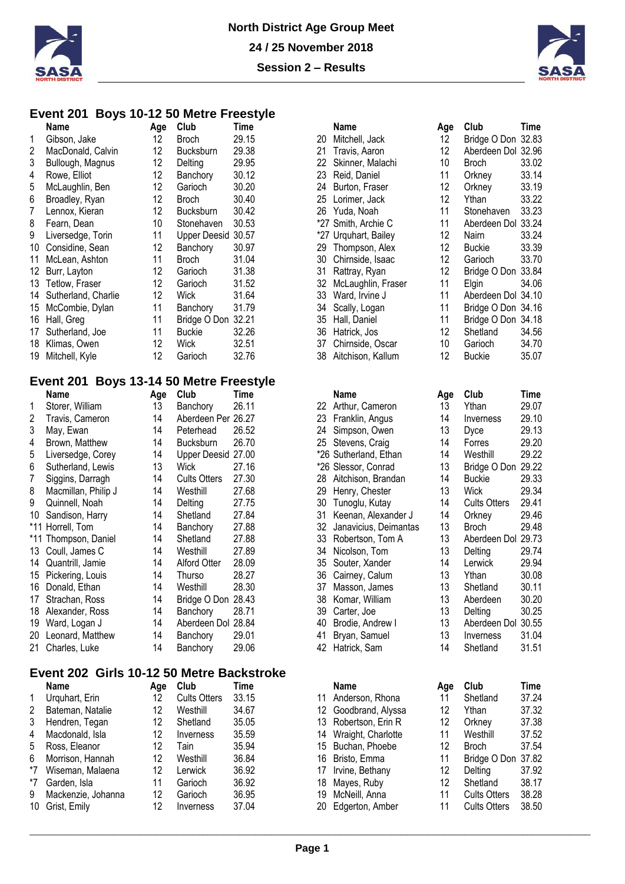# North District Age Group Meet

## 24 / 25 November 2018

## Session 2 – Results

### Event 201 Boys 10-12 50 Metre Freestyle

| | Name | Age | Club | Time |
|---|---|---|---|---|
| 1 | Gibson, Jake | 12 | Broch | 29.15 |
| 2 | MacDonald, Calvin | 12 | Bucksburn | 29.38 |
| 3 | Bullough, Magnus | 12 | Delting | 29.95 |
| 4 | Rowe, Elliot | 12 | Banchory | 30.12 |
| 5 | McLaughlin, Ben | 12 | Garioch | 30.20 |
| 6 | Broadley, Ryan | 12 | Broch | 30.40 |
| 7 | Lennox, Kieran | 12 | Bucksburn | 30.42 |
| 8 | Fearn, Dean | 10 | Stonehaven | 30.53 |
| 9 | Liversedge, Torin | 11 | Upper Deesid | 30.57 |
| 10 | Considine, Sean | 12 | Banchory | 30.97 |
| 11 | McLean, Ashton | 11 | Broch | 31.04 |
| 12 | Burr, Layton | 12 | Garioch | 31.38 |
| 13 | Tetlow, Fraser | 12 | Garioch | 31.52 |
| 14 | Sutherland, Charlie | 12 | Wick | 31.64 |
| 15 | McCombie, Dylan | 11 | Banchory | 31.79 |
| 16 | Hall, Greg | 11 | Bridge O Don | 32.21 |
| 17 | Sutherland, Joe | 11 | Buckie | 32.26 |
| 18 | Klimas, Owen | 12 | Wick | 32.51 |
| 19 | Mitchell, Kyle | 12 | Garioch | 32.76 |
| 20 | Mitchell, Jack | 12 | Bridge O Don | 32.83 |
| 21 | Travis, Aaron | 12 | Aberdeen Dol | 32.96 |
| 22 | Skinner, Malachi | 10 | Broch | 33.02 |
| 23 | Reid, Daniel | 11 | Orkney | 33.14 |
| 24 | Burton, Fraser | 12 | Orkney | 33.19 |
| 25 | Lorimer, Jack | 12 | Ythan | 33.22 |
| 26 | Yuda, Noah | 11 | Stonehaven | 33.23 |
| *27 | Smith, Archie C | 11 | Aberdeen Dol | 33.24 |
| *27 | Urquhart, Bailey | 12 | Nairn | 33.24 |
| 29 | Thompson, Alex | 12 | Buckie | 33.39 |
| 30 | Chirnside, Isaac | 12 | Garioch | 33.70 |
| 31 | Rattray, Ryan | 12 | Bridge O Don | 33.84 |
| 32 | McLaughlin, Fraser | 11 | Elgin | 34.06 |
| 33 | Ward, Irvine J | 11 | Aberdeen Dol | 34.10 |
| 34 | Scally, Logan | 11 | Bridge O Don | 34.16 |
| 35 | Hall, Daniel | 11 | Bridge O Don | 34.18 |
| 36 | Hatrick, Jos | 12 | Shetland | 34.56 |
| 37 | Chirnside, Oscar | 10 | Garioch | 34.70 |
| 38 | Aitchison, Kallum | 12 | Buckie | 35.07 |

### Event 201 Boys 13-14 50 Metre Freestyle

| | Name | Age | Club | Time |
|---|---|---|---|---|
| 1 | Storer, William | 13 | Banchory | 26.11 |
| 2 | Travis, Cameron | 14 | Aberdeen Per | 26.27 |
| 3 | May, Ewan | 14 | Peterhead | 26.52 |
| 4 | Brown, Matthew | 14 | Bucksburn | 26.70 |
| 5 | Liversedge, Corey | 14 | Upper Deesid | 27.00 |
| 6 | Sutherland, Lewis | 13 | Wick | 27.16 |
| 7 | Siggins, Darragh | 14 | Cults Otters | 27.30 |
| 8 | Macmillan, Philip J | 14 | Westhill | 27.68 |
| 9 | Quinnell, Noah | 14 | Delting | 27.75 |
| 10 | Sandison, Harry | 14 | Shetland | 27.84 |
| *11 | Horrell, Tom | 14 | Banchory | 27.88 |
| *11 | Thompson, Daniel | 14 | Shetland | 27.88 |
| 13 | Coull, James C | 14 | Westhill | 27.89 |
| 14 | Quantrill, Jamie | 14 | Alford Otter | 28.09 |
| 15 | Pickering, Louis | 14 | Thurso | 28.27 |
| 16 | Donald, Ethan | 14 | Westhill | 28.30 |
| 17 | Strachan, Ross | 14 | Bridge O Don | 28.43 |
| 18 | Alexander, Ross | 14 | Banchory | 28.71 |
| 19 | Ward, Logan J | 14 | Aberdeen Dol | 28.84 |
| 20 | Leonard, Matthew | 14 | Banchory | 29.01 |
| 21 | Charles, Luke | 14 | Banchory | 29.06 |
| 22 | Arthur, Cameron | 13 | Ythan | 29.07 |
| 23 | Franklin, Angus | 14 | Inverness | 29.10 |
| 24 | Simpson, Owen | 13 | Dyce | 29.13 |
| 25 | Stevens, Craig | 14 | Forres | 29.20 |
| *26 | Sutherland, Ethan | 14 | Westhill | 29.22 |
| *26 | Slessor, Conrad | 13 | Bridge O Don | 29.22 |
| 28 | Aitchison, Brandan | 14 | Buckie | 29.33 |
| 29 | Henry, Chester | 13 | Wick | 29.34 |
| 30 | Tunoglu, Kutay | 14 | Cults Otters | 29.41 |
| 31 | Keenan, Alexander J | 14 | Orkney | 29.46 |
| 32 | Janavicius, Deimantas | 13 | Broch | 29.48 |
| 33 | Robertson, Tom A | 13 | Aberdeen Dol | 29.73 |
| 34 | Nicolson, Tom | 13 | Delting | 29.74 |
| 35 | Souter, Xander | 14 | Lerwick | 29.94 |
| 36 | Cairney, Calum | 13 | Ythan | 30.08 |
| 37 | Masson, James | 13 | Shetland | 30.11 |
| 38 | Komar, William | 13 | Aberdeen | 30.20 |
| 39 | Carter, Joe | 13 | Delting | 30.25 |
| 40 | Brodie, Andrew I | 13 | Aberdeen Dol | 30.55 |
| 41 | Bryan, Samuel | 13 | Inverness | 31.04 |
| 42 | Hatrick, Sam | 14 | Shetland | 31.51 |

### Event 202 Girls 10-12 50 Metre Backstroke

| | Name | Age | Club | Time |
|---|---|---|---|---|
| 1 | Urquhart, Erin | 12 | Cults Otters | 33.15 |
| 2 | Bateman, Natalie | 12 | Westhill | 34.67 |
| 3 | Hendren, Tegan | 12 | Shetland | 35.05 |
| 4 | Macdonald, Isla | 12 | Inverness | 35.59 |
| 5 | Ross, Eleanor | 12 | Tain | 35.94 |
| 6 | Morrison, Hannah | 12 | Westhill | 36.84 |
| *7 | Wiseman, Malaena | 12 | Lerwick | 36.92 |
| *7 | Garden, Isla | 11 | Garioch | 36.92 |
| 9 | Mackenzie, Johanna | 12 | Garioch | 36.95 |
| 10 | Grist, Emily | 12 | Inverness | 37.04 |
| 11 | Anderson, Rhona | 11 | Shetland | 37.24 |
| 12 | Goodbrand, Alyssa | 12 | Ythan | 37.32 |
| 13 | Robertson, Erin R | 12 | Orkney | 37.38 |
| 14 | Wraight, Charlotte | 11 | Westhill | 37.52 |
| 15 | Buchan, Phoebe | 12 | Broch | 37.54 |
| 16 | Bristo, Emma | 11 | Bridge O Don | 37.82 |
| 17 | Irvine, Bethany | 12 | Delting | 37.92 |
| 18 | Mayes, Ruby | 12 | Shetland | 38.17 |
| 19 | McNeill, Anna | 11 | Cults Otters | 38.28 |
| 20 | Edgerton, Amber | 11 | Cults Otters | 38.50 |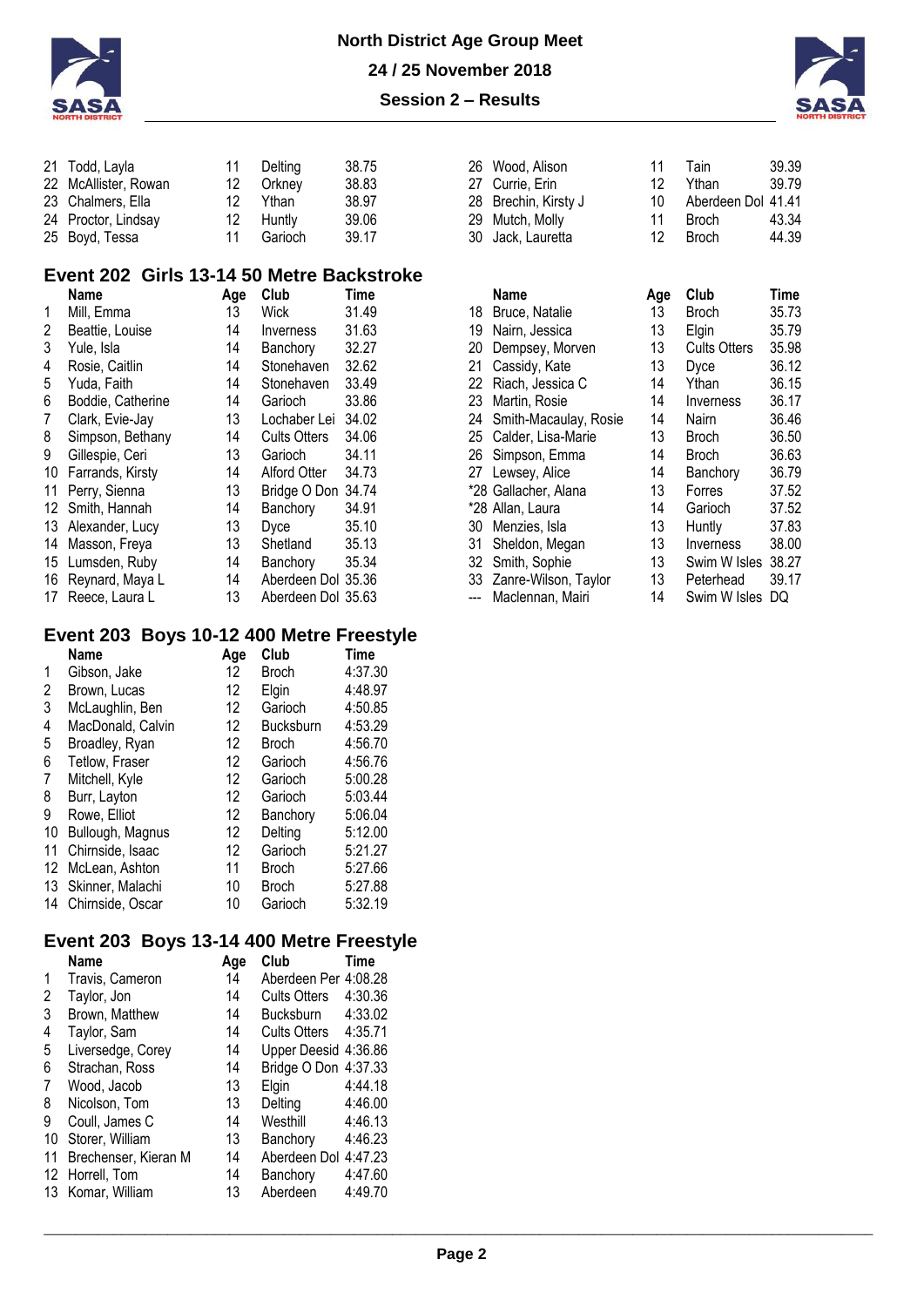| | Name | Age | Club | Time |
|---|---|---|---|---|
| 21 | Todd, Layla | 11 | Delting | 38.75 |
| 22 | McAllister, Rowan | 12 | Orkney | 38.83 |
| 23 | Chalmers, Ella | 12 | Ythan | 38.97 |
| 24 | Proctor, Lindsay | 12 | Huntly | 39.06 |
| 25 | Boyd, Tessa | 11 | Garioch | 39.17 |
| 26 | Wood, Alison | 11 | Tain | 39.39 |
| 27 | Currie, Erin | 12 | Ythan | 39.79 |
| 28 | Brechin, Kirsty J | 10 | Aberdeen Dol | 41.41 |
| 29 | Mutch, Molly | 11 | Broch | 43.34 |
| 30 | Jack, Lauretta | 12 | Broch | 44.39 |

## Event 202 Girls 13-14 50 Metre Backstroke

| | Name | Age | Club | Time |
|---|---|---|---|---|
| 1 | Mill, Emma | 13 | Wick | 31.49 |
| 2 | Beattie, Louise | 14 | Inverness | 31.63 |
| 3 | Yule, Isla | 14 | Banchory | 32.27 |
| 4 | Rosie, Caitlin | 14 | Stonehaven | 32.62 |
| 5 | Yuda, Faith | 14 | Stonehaven | 33.49 |
| 6 | Boddie, Catherine | 14 | Garioch | 33.86 |
| 7 | Clark, Evie-Jay | 13 | Lochaber Lei | 34.02 |
| 8 | Simpson, Bethany | 14 | Cults Otters | 34.06 |
| 9 | Gillespie, Ceri | 13 | Garioch | 34.11 |
| 10 | Farrands, Kirsty | 14 | Alford Otter | 34.73 |
| 11 | Perry, Sienna | 13 | Bridge O Don | 34.74 |
| 12 | Smith, Hannah | 14 | Banchory | 34.91 |
| 13 | Alexander, Lucy | 13 | Dyce | 35.10 |
| 14 | Masson, Freya | 13 | Shetland | 35.13 |
| 15 | Lumsden, Ruby | 14 | Banchory | 35.34 |
| 16 | Reynard, Maya L | 14 | Aberdeen Dol | 35.36 |
| 17 | Reece, Laura L | 13 | Aberdeen Dol | 35.63 |
| 18 | Bruce, Natalie | 13 | Broch | 35.73 |
| 19 | Nairn, Jessica | 13 | Elgin | 35.79 |
| 20 | Dempsey, Morven | 13 | Cults Otters | 35.98 |
| 21 | Cassidy, Kate | 13 | Dyce | 36.12 |
| 22 | Riach, Jessica C | 14 | Ythan | 36.15 |
| 23 | Martin, Rosie | 14 | Inverness | 36.17 |
| 24 | Smith-Macaulay, Rosie | 14 | Nairn | 36.46 |
| 25 | Calder, Lisa-Marie | 13 | Broch | 36.50 |
| 26 | Simpson, Emma | 14 | Broch | 36.63 |
| 27 | Lewsey, Alice | 14 | Banchory | 36.79 |
| *28 | Gallacher, Alana | 13 | Forres | 37.52 |
| *28 | Allan, Laura | 14 | Garioch | 37.52 |
| 30 | Menzies, Isla | 13 | Huntly | 37.83 |
| 31 | Sheldon, Megan | 13 | Inverness | 38.00 |
| 32 | Smith, Sophie | 13 | Swim W Isles | 38.27 |
| 33 | Zanre-Wilson, Taylor | 13 | Peterhead | 39.17 |
| --- | Maclennan, Mairi | 14 | Swim W Isles | DQ |

## Event 203 Boys 10-12 400 Metre Freestyle

| | Name | Age | Club | Time |
|---|---|---|---|---|
| 1 | Gibson, Jake | 12 | Broch | 4:37.30 |
| 2 | Brown, Lucas | 12 | Elgin | 4:48.97 |
| 3 | McLaughlin, Ben | 12 | Garioch | 4:50.85 |
| 4 | MacDonald, Calvin | 12 | Bucksburn | 4:53.29 |
| 5 | Broadley, Ryan | 12 | Broch | 4:56.70 |
| 6 | Tetlow, Fraser | 12 | Garioch | 4:56.76 |
| 7 | Mitchell, Kyle | 12 | Garioch | 5:00.28 |
| 8 | Burr, Layton | 12 | Garioch | 5:03.44 |
| 9 | Rowe, Elliot | 12 | Banchory | 5:06.04 |
| 10 | Bullough, Magnus | 12 | Delting | 5:12.00 |
| 11 | Chirnside, Isaac | 12 | Garioch | 5:21.27 |
| 12 | McLean, Ashton | 11 | Broch | 5:27.66 |
| 13 | Skinner, Malachi | 10 | Broch | 5:27.88 |
| 14 | Chirnside, Oscar | 10 | Garioch | 5:32.19 |

## Event 203 Boys 13-14 400 Metre Freestyle

| | Name | Age | Club | Time |
|---|---|---|---|---|
| 1 | Travis, Cameron | 14 | Aberdeen Per | 4:08.28 |
| 2 | Taylor, Jon | 14 | Cults Otters | 4:30.36 |
| 3 | Brown, Matthew | 14 | Bucksburn | 4:33.02 |
| 4 | Taylor, Sam | 14 | Cults Otters | 4:35.71 |
| 5 | Liversedge, Corey | 14 | Upper Deesid | 4:36.86 |
| 6 | Strachan, Ross | 14 | Bridge O Don | 4:37.33 |
| 7 | Wood, Jacob | 13 | Elgin | 4:44.18 |
| 8 | Nicolson, Tom | 13 | Delting | 4:46.00 |
| 9 | Coull, James C | 14 | Westhill | 4:46.13 |
| 10 | Storer, William | 13 | Banchory | 4:46.23 |
| 11 | Brechenser, Kieran M | 14 | Aberdeen Dol | 4:47.23 |
| 12 | Horrell, Tom | 14 | Banchory | 4:47.60 |
| 13 | Komar, William | 13 | Aberdeen | 4:49.70 |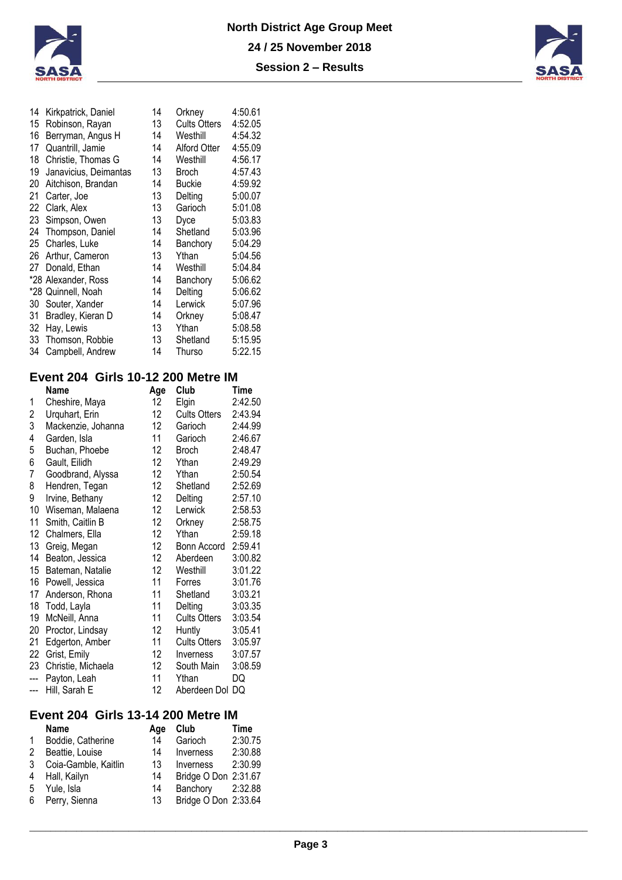| | | | | |
|---|---|---|---|---|
| 14 | Kirkpatrick, Daniel | 14 | Orkney | 4:50.61 |
| 15 | Robinson, Rayan | 13 | Cults Otters | 4:52.05 |
| 16 | Berryman, Angus H | 14 | Westhill | 4:54.32 |
| 17 | Quantrill, Jamie | 14 | Alford Otter | 4:55.09 |
| 18 | Christie, Thomas G | 14 | Westhill | 4:56.17 |
| 19 | Janavicius, Deimantas | 13 | Broch | 4:57.43 |
| 20 | Aitchison, Brandan | 14 | Buckie | 4:59.92 |
| 21 | Carter, Joe | 13 | Delting | 5:00.07 |
| 22 | Clark, Alex | 13 | Garioch | 5:01.08 |
| 23 | Simpson, Owen | 13 | Dyce | 5:03.83 |
| 24 | Thompson, Daniel | 14 | Shetland | 5:03.96 |
| 25 | Charles, Luke | 14 | Banchory | 5:04.29 |
| 26 | Arthur, Cameron | 13 | Ythan | 5:04.56 |
| 27 | Donald, Ethan | 14 | Westhill | 5:04.84 |
| *28 | Alexander, Ross | 14 | Banchory | 5:06.62 |
| *28 | Quinnell, Noah | 14 | Delting | 5:06.62 |
| 30 | Souter, Xander | 14 | Lerwick | 5:07.96 |
| 31 | Bradley, Kieran D | 14 | Orkney | 5:08.47 |
| 32 | Hay, Lewis | 13 | Ythan | 5:08.58 |
| 33 | Thomson, Robbie | 13 | Shetland | 5:15.95 |
| 34 | Campbell, Andrew | 14 | Thurso | 5:22.15 |

## Event 204 Girls 10-12 200 Metre IM

| | Name | Age | Club | Time |
|---|---|---|---|---|
| 1 | Cheshire, Maya | 12 | Elgin | 2:42.50 |
| 2 | Urquhart, Erin | 12 | Cults Otters | 2:43.94 |
| 3 | Mackenzie, Johanna | 12 | Garioch | 2:44.99 |
| 4 | Garden, Isla | 11 | Garioch | 2:46.67 |
| 5 | Buchan, Phoebe | 12 | Broch | 2:48.47 |
| 6 | Gault, Eilidh | 12 | Ythan | 2:49.29 |
| 7 | Goodbrand, Alyssa | 12 | Ythan | 2:50.54 |
| 8 | Hendren, Tegan | 12 | Shetland | 2:52.69 |
| 9 | Irvine, Bethany | 12 | Delting | 2:57.10 |
| 10 | Wiseman, Malaena | 12 | Lerwick | 2:58.53 |
| 11 | Smith, Caitlin B | 12 | Orkney | 2:58.75 |
| 12 | Chalmers, Ella | 12 | Ythan | 2:59.18 |
| 13 | Greig, Megan | 12 | Bonn Accord | 2:59.41 |
| 14 | Beaton, Jessica | 12 | Aberdeen | 3:00.82 |
| 15 | Bateman, Natalie | 12 | Westhill | 3:01.22 |
| 16 | Powell, Jessica | 11 | Forres | 3:01.76 |
| 17 | Anderson, Rhona | 11 | Shetland | 3:03.21 |
| 18 | Todd, Layla | 11 | Delting | 3:03.35 |
| 19 | McNeill, Anna | 11 | Cults Otters | 3:03.54 |
| 20 | Proctor, Lindsay | 12 | Huntly | 3:05.41 |
| 21 | Edgerton, Amber | 11 | Cults Otters | 3:05.97 |
| 22 | Grist, Emily | 12 | Inverness | 3:07.57 |
| 23 | Christie, Michaela | 12 | South Main | 3:08.59 |
| --- | Payton, Leah | 11 | Ythan | DQ |
| --- | Hill, Sarah E | 12 | Aberdeen Dol | DQ |

## Event 204 Girls 13-14 200 Metre IM

| | Name | Age | Club | Time |
|---|---|---|---|---|
| 1 | Boddie, Catherine | 14 | Garioch | 2:30.75 |
| 2 | Beattie, Louise | 14 | Inverness | 2:30.88 |
| 3 | Coia-Gamble, Kaitlin | 13 | Inverness | 2:30.99 |
| 4 | Hall, Kailyn | 14 | Bridge O Don | 2:31.67 |
| 5 | Yule, Isla | 14 | Banchory | 2:32.88 |
| 6 | Perry, Sienna | 13 | Bridge O Don | 2:33.64 |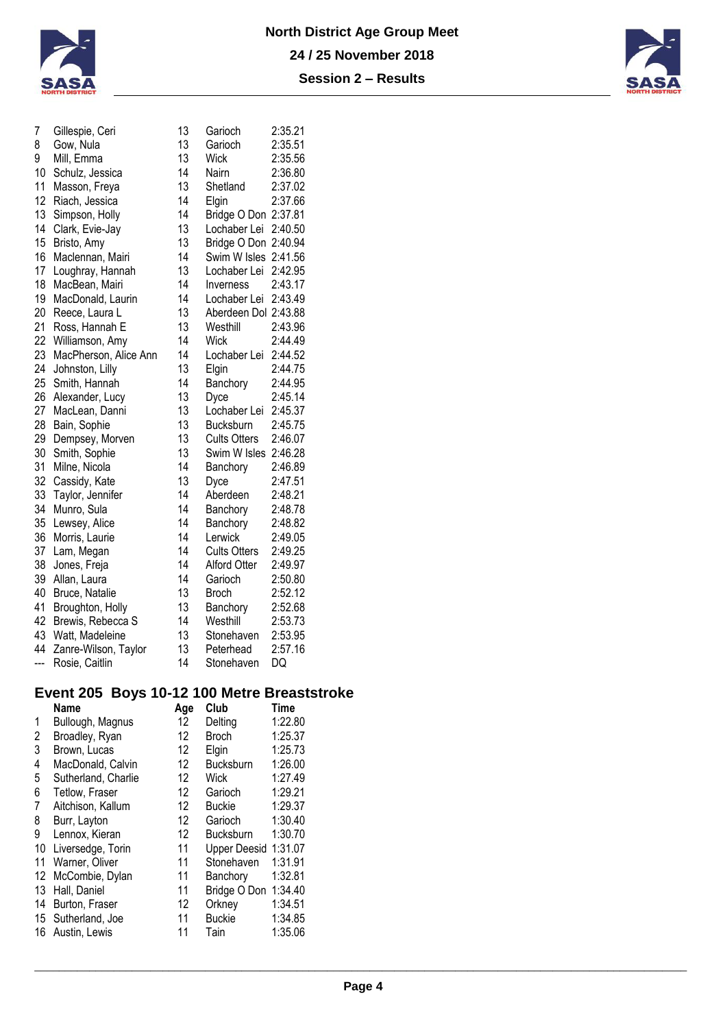| | | | | |
|---|---|---|---|---|
| 7 | Gillespie, Ceri | 13 | Garioch | 2:35.21 |
| 8 | Gow, Nula | 13 | Garioch | 2:35.51 |
| 9 | Mill, Emma | 13 | Wick | 2:35.56 |
| 10 | Schulz, Jessica | 14 | Nairn | 2:36.80 |
| 11 | Masson, Freya | 13 | Shetland | 2:37.02 |
| 12 | Riach, Jessica | 14 | Elgin | 2:37.66 |
| 13 | Simpson, Holly | 14 | Bridge O Don | 2:37.81 |
| 14 | Clark, Evie-Jay | 13 | Lochaber Lei | 2:40.50 |
| 15 | Bristo, Amy | 13 | Bridge O Don | 2:40.94 |
| 16 | Maclennan, Mairi | 14 | Swim W Isles | 2:41.56 |
| 17 | Loughray, Hannah | 13 | Lochaber Lei | 2:42.95 |
| 18 | MacBean, Mairi | 14 | Inverness | 2:43.17 |
| 19 | MacDonald, Laurin | 14 | Lochaber Lei | 2:43.49 |
| 20 | Reece, Laura L | 13 | Aberdeen Dol | 2:43.88 |
| 21 | Ross, Hannah E | 13 | Westhill | 2:43.96 |
| 22 | Williamson, Amy | 14 | Wick | 2:44.49 |
| 23 | MacPherson, Alice Ann | 14 | Lochaber Lei | 2:44.52 |
| 24 | Johnston, Lilly | 13 | Elgin | 2:44.75 |
| 25 | Smith, Hannah | 14 | Banchory | 2:44.95 |
| 26 | Alexander, Lucy | 13 | Dyce | 2:45.14 |
| 27 | MacLean, Danni | 13 | Lochaber Lei | 2:45.37 |
| 28 | Bain, Sophie | 13 | Bucksburn | 2:45.75 |
| 29 | Dempsey, Morven | 13 | Cults Otters | 2:46.07 |
| 30 | Smith, Sophie | 13 | Swim W Isles | 2:46.28 |
| 31 | Milne, Nicola | 14 | Banchory | 2:46.89 |
| 32 | Cassidy, Kate | 13 | Dyce | 2:47.51 |
| 33 | Taylor, Jennifer | 14 | Aberdeen | 2:48.21 |
| 34 | Munro, Sula | 14 | Banchory | 2:48.78 |
| 35 | Lewsey, Alice | 14 | Banchory | 2:48.82 |
| 36 | Morris, Laurie | 14 | Lerwick | 2:49.05 |
| 37 | Lam, Megan | 14 | Cults Otters | 2:49.25 |
| 38 | Jones, Freja | 14 | Alford Otter | 2:49.97 |
| 39 | Allan, Laura | 14 | Garioch | 2:50.80 |
| 40 | Bruce, Natalie | 13 | Broch | 2:52.12 |
| 41 | Broughton, Holly | 13 | Banchory | 2:52.68 |
| 42 | Brewis, Rebecca S | 14 | Westhill | 2:53.73 |
| 43 | Watt, Madeleine | 13 | Stonehaven | 2:53.95 |
| 44 | Zanre-Wilson, Taylor | 13 | Peterhead | 2:57.16 |
| --- | Rosie, Caitlin | 14 | Stonehaven | DQ |

## Event 205 Boys 10-12 100 Metre Breaststroke

| | Name | Age | Club | Time |
|---|---|---|---|---|
| 1 | Bullough, Magnus | 12 | Delting | 1:22.80 |
| 2 | Broadley, Ryan | 12 | Broch | 1:25.37 |
| 3 | Brown, Lucas | 12 | Elgin | 1:25.73 |
| 4 | MacDonald, Calvin | 12 | Bucksburn | 1:26.00 |
| 5 | Sutherland, Charlie | 12 | Wick | 1:27.49 |
| 6 | Tetlow, Fraser | 12 | Garioch | 1:29.21 |
| 7 | Aitchison, Kallum | 12 | Buckie | 1:29.37 |
| 8 | Burr, Layton | 12 | Garioch | 1:30.40 |
| 9 | Lennox, Kieran | 12 | Bucksburn | 1:30.70 |
| 10 | Liversedge, Torin | 11 | Upper Deesid | 1:31.07 |
| 11 | Warner, Oliver | 11 | Stonehaven | 1:31.91 |
| 12 | McCombie, Dylan | 11 | Banchory | 1:32.81 |
| 13 | Hall, Daniel | 11 | Bridge O Don | 1:34.40 |
| 14 | Burton, Fraser | 12 | Orkney | 1:34.51 |
| 15 | Sutherland, Joe | 11 | Buckie | 1:34.85 |
| 16 | Austin, Lewis | 11 | Tain | 1:35.06 |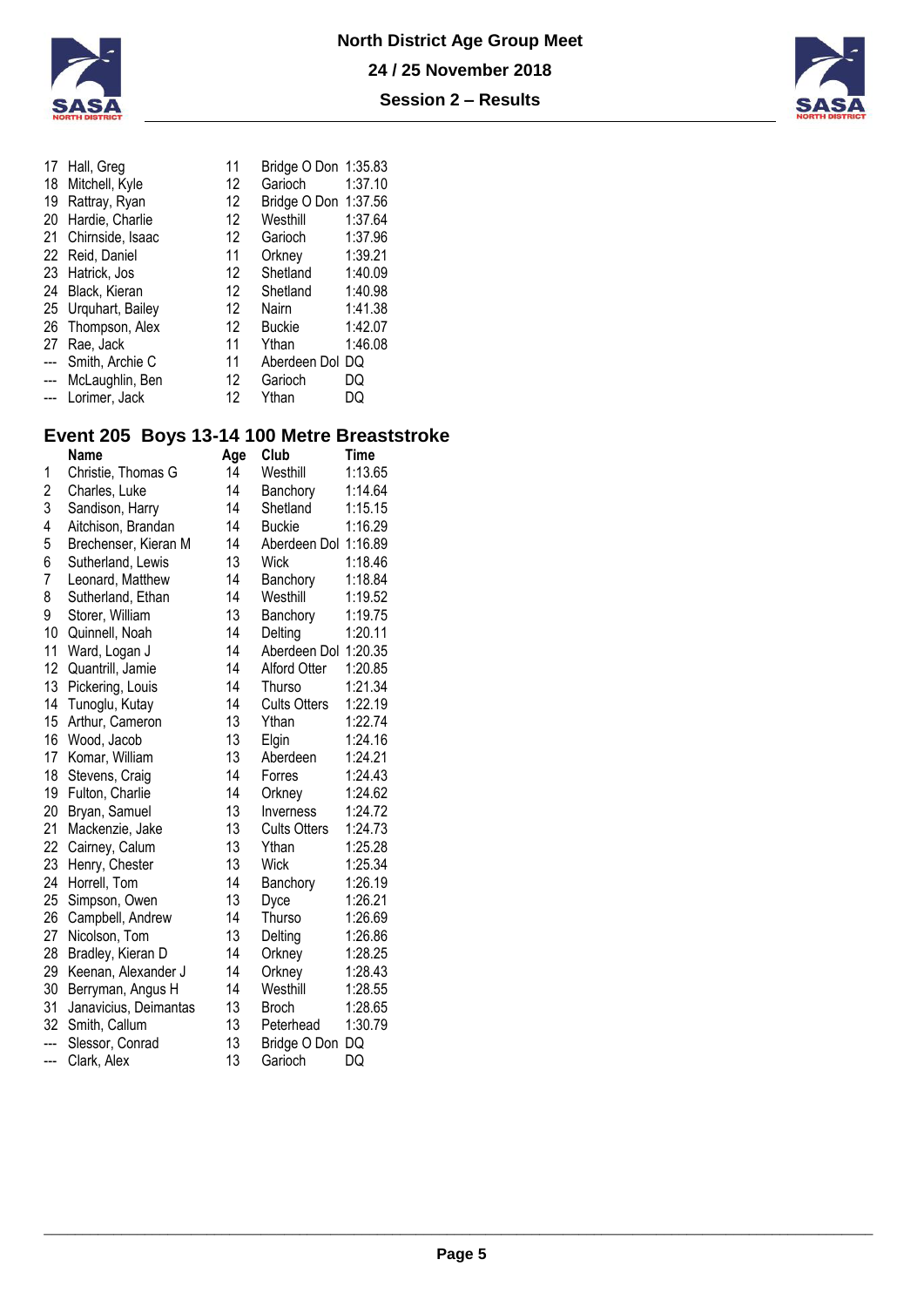| | | | | |
|---|---|---|---|---|
| 17 | Hall, Greg | 11 | Bridge O Don | 1:35.83 |
| 18 | Mitchell, Kyle | 12 | Garioch | 1:37.10 |
| 19 | Rattray, Ryan | 12 | Bridge O Don | 1:37.56 |
| 20 | Hardie, Charlie | 12 | Westhill | 1:37.64 |
| 21 | Chirnside, Isaac | 12 | Garioch | 1:37.96 |
| 22 | Reid, Daniel | 11 | Orkney | 1:39.21 |
| 23 | Hatrick, Jos | 12 | Shetland | 1:40.09 |
| 24 | Black, Kieran | 12 | Shetland | 1:40.98 |
| 25 | Urquhart, Bailey | 12 | Nairn | 1:41.38 |
| 26 | Thompson, Alex | 12 | Buckie | 1:42.07 |
| 27 | Rae, Jack | 11 | Ythan | 1:46.08 |
| --- | Smith, Archie C | 11 | Aberdeen Dol | DQ |
| --- | McLaughlin, Ben | 12 | Garioch | DQ |
| --- | Lorimer, Jack | 12 | Ythan | DQ |

## Event 205 Boys 13-14 100 Metre Breaststroke

| | Name | Age | Club | Time |
|---|---|---|---|---|
| 1 | Christie, Thomas G | 14 | Westhill | 1:13.65 |
| 2 | Charles, Luke | 14 | Banchory | 1:14.64 |
| 3 | Sandison, Harry | 14 | Shetland | 1:15.15 |
| 4 | Aitchison, Brandan | 14 | Buckie | 1:16.29 |
| 5 | Brechenser, Kieran M | 14 | Aberdeen Dol | 1:16.89 |
| 6 | Sutherland, Lewis | 13 | Wick | 1:18.46 |
| 7 | Leonard, Matthew | 14 | Banchory | 1:18.84 |
| 8 | Sutherland, Ethan | 14 | Westhill | 1:19.52 |
| 9 | Storer, William | 13 | Banchory | 1:19.75 |
| 10 | Quinnell, Noah | 14 | Delting | 1:20.11 |
| 11 | Ward, Logan J | 14 | Aberdeen Dol | 1:20.35 |
| 12 | Quantrill, Jamie | 14 | Alford Otter | 1:20.85 |
| 13 | Pickering, Louis | 14 | Thurso | 1:21.34 |
| 14 | Tunoglu, Kutay | 14 | Cults Otters | 1:22.19 |
| 15 | Arthur, Cameron | 13 | Ythan | 1:22.74 |
| 16 | Wood, Jacob | 13 | Elgin | 1:24.16 |
| 17 | Komar, William | 13 | Aberdeen | 1:24.21 |
| 18 | Stevens, Craig | 14 | Forres | 1:24.43 |
| 19 | Fulton, Charlie | 14 | Orkney | 1:24.62 |
| 20 | Bryan, Samuel | 13 | Inverness | 1:24.72 |
| 21 | Mackenzie, Jake | 13 | Cults Otters | 1:24.73 |
| 22 | Cairney, Calum | 13 | Ythan | 1:25.28 |
| 23 | Henry, Chester | 13 | Wick | 1:25.34 |
| 24 | Horrell, Tom | 14 | Banchory | 1:26.19 |
| 25 | Simpson, Owen | 13 | Dyce | 1:26.21 |
| 26 | Campbell, Andrew | 14 | Thurso | 1:26.69 |
| 27 | Nicolson, Tom | 13 | Delting | 1:26.86 |
| 28 | Bradley, Kieran D | 14 | Orkney | 1:28.25 |
| 29 | Keenan, Alexander J | 14 | Orkney | 1:28.43 |
| 30 | Berryman, Angus H | 14 | Westhill | 1:28.55 |
| 31 | Janavicius, Deimantas | 13 | Broch | 1:28.65 |
| 32 | Smith, Callum | 13 | Peterhead | 1:30.79 |
| --- | Slessor, Conrad | 13 | Bridge O Don | DQ |
| --- | Clark, Alex | 13 | Garioch | DQ |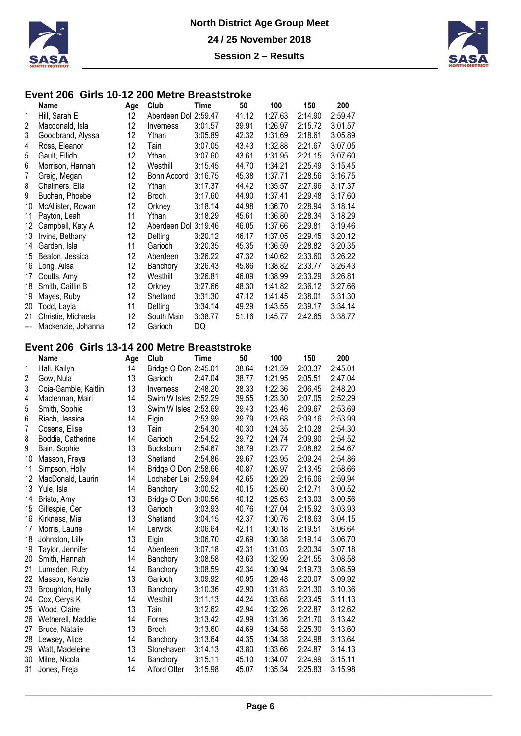# North District Age Group Meet

## 24 / 25 November 2018

## Session 2 – Results

### Event 206 Girls 10-12 200 Metre Breaststroke

| | Name | Age | Club | Time | 50 | 100 | 150 | 200 |
|---|---|---|---|---|---|---|---|---|
| 1 | Hill, Sarah E | 12 | Aberdeen Dol | 2:59.47 | 41.12 | 1:27.63 | 2:14.90 | 2:59.47 |
| 2 | Macdonald, Isla | 12 | Inverness | 3:01.57 | 39.91 | 1:26.97 | 2:15.72 | 3:01.57 |
| 3 | Goodbrand, Alyssa | 12 | Ythan | 3:05.89 | 42.32 | 1:31.69 | 2:18.61 | 3:05.89 |
| 4 | Ross, Eleanor | 12 | Tain | 3:07.05 | 43.43 | 1:32.88 | 2:21.67 | 3:07.05 |
| 5 | Gault, Eilidh | 12 | Ythan | 3:07.60 | 43.61 | 1:31.95 | 2:21.15 | 3:07.60 |
| 6 | Morrison, Hannah | 12 | Westhill | 3:15.45 | 44.70 | 1:34.21 | 2:25.49 | 3:15.45 |
| 7 | Greig, Megan | 12 | Bonn Accord | 3:16.75 | 45.38 | 1:37.71 | 2:28.56 | 3:16.75 |
| 8 | Chalmers, Ella | 12 | Ythan | 3:17.37 | 44.42 | 1:35.57 | 2:27.96 | 3:17.37 |
| 9 | Buchan, Phoebe | 12 | Broch | 3:17.60 | 44.90 | 1:37.41 | 2:29.48 | 3:17.60 |
| 10 | McAllister, Rowan | 12 | Orkney | 3:18.14 | 44.98 | 1:36.70 | 2:28.94 | 3:18.14 |
| 11 | Payton, Leah | 11 | Ythan | 3:18.29 | 45.61 | 1:36.80 | 2:28.34 | 3:18.29 |
| 12 | Campbell, Katy A | 12 | Aberdeen Dol | 3:19.46 | 46.05 | 1:37.66 | 2:29.81 | 3:19.46 |
| 13 | Irvine, Bethany | 12 | Delting | 3:20.12 | 46.17 | 1:37.05 | 2:29.45 | 3:20.12 |
| 14 | Garden, Isla | 11 | Garioch | 3:20.35 | 45.35 | 1:36.59 | 2:28.82 | 3:20.35 |
| 15 | Beaton, Jessica | 12 | Aberdeen | 3:26.22 | 47.32 | 1:40.62 | 2:33.60 | 3:26.22 |
| 16 | Long, Ailsa | 12 | Banchory | 3:26.43 | 45.86 | 1:38.82 | 2:33.77 | 3:26.43 |
| 17 | Coutts, Amy | 12 | Westhill | 3:26.81 | 46.09 | 1:38.99 | 2:33.29 | 3:26.81 |
| 18 | Smith, Caitlin B | 12 | Orkney | 3:27.66 | 48.30 | 1:41.82 | 2:36.12 | 3:27.66 |
| 19 | Mayes, Ruby | 12 | Shetland | 3:31.30 | 47.12 | 1:41.45 | 2:38.01 | 3:31.30 |
| 20 | Todd, Layla | 11 | Delting | 3:34.14 | 49.29 | 1:43.55 | 2:39.17 | 3:34.14 |
| 21 | Christie, Michaela | 12 | South Main | 3:38.77 | 51.16 | 1:45.77 | 2:42.65 | 3:38.77 |
| --- | Mackenzie, Johanna | 12 | Garioch | DQ | | | | |

### Event 206 Girls 13-14 200 Metre Breaststroke

| | Name | Age | Club | Time | 50 | 100 | 150 | 200 |
|---|---|---|---|---|---|---|---|---|
| 1 | Hall, Kailyn | 14 | Bridge O Don | 2:45.01 | 38.64 | 1:21.59 | 2:03.37 | 2:45.01 |
| 2 | Gow, Nula | 13 | Garioch | 2:47.04 | 38.77 | 1:21.95 | 2:05.51 | 2:47.04 |
| 3 | Coia-Gamble, Kaitlin | 13 | Inverness | 2:48.20 | 38.33 | 1:22.36 | 2:06.45 | 2:48.20 |
| 4 | Maclennan, Mairi | 14 | Swim W Isles | 2:52.29 | 39.55 | 1:23.30 | 2:07.05 | 2:52.29 |
| 5 | Smith, Sophie | 13 | Swim W Isles | 2:53.69 | 39.43 | 1:23.46 | 2:09.67 | 2:53.69 |
| 6 | Riach, Jessica | 14 | Elgin | 2:53.99 | 39.79 | 1:23.68 | 2:09.16 | 2:53.99 |
| 7 | Cosens, Elise | 13 | Tain | 2:54.30 | 40.30 | 1:24.35 | 2:10.28 | 2:54.30 |
| 8 | Boddie, Catherine | 14 | Garioch | 2:54.52 | 39.72 | 1:24.74 | 2:09.90 | 2:54.52 |
| 9 | Bain, Sophie | 13 | Bucksburn | 2:54.67 | 38.79 | 1:23.77 | 2:08.82 | 2:54.67 |
| 10 | Masson, Freya | 13 | Shetland | 2:54.86 | 39.67 | 1:23.95 | 2:09.24 | 2:54.86 |
| 11 | Simpson, Holly | 14 | Bridge O Don | 2:58.66 | 40.87 | 1:26.97 | 2:13.45 | 2:58.66 |
| 12 | MacDonald, Laurin | 14 | Lochaber Lei | 2:59.94 | 42.65 | 1:29.29 | 2:16.06 | 2:59.94 |
| 13 | Yule, Isla | 14 | Banchory | 3:00.52 | 40.15 | 1:25.60 | 2:12.71 | 3:00.52 |
| 14 | Bristo, Amy | 13 | Bridge O Don | 3:00.56 | 40.12 | 1:25.63 | 2:13.03 | 3:00.56 |
| 15 | Gillespie, Ceri | 13 | Garioch | 3:03.93 | 40.76 | 1:27.04 | 2:15.92 | 3:03.93 |
| 16 | Kirkness, Mia | 13 | Shetland | 3:04.15 | 42.37 | 1:30.76 | 2:18.63 | 3:04.15 |
| 17 | Morris, Laurie | 14 | Lerwick | 3:06.64 | 42.11 | 1:30.18 | 2:19.51 | 3:06.64 |
| 18 | Johnston, Lilly | 13 | Elgin | 3:06.70 | 42.69 | 1:30.38 | 2:19.14 | 3:06.70 |
| 19 | Taylor, Jennifer | 14 | Aberdeen | 3:07.18 | 42.31 | 1:31.03 | 2:20.34 | 3:07.18 |
| 20 | Smith, Hannah | 14 | Banchory | 3:08.58 | 43.63 | 1:32.99 | 2:21.55 | 3:08.58 |
| 21 | Lumsden, Ruby | 14 | Banchory | 3:08.59 | 42.34 | 1:30.94 | 2:19.73 | 3:08.59 |
| 22 | Masson, Kenzie | 13 | Garioch | 3:09.92 | 40.95 | 1:29.48 | 2:20.07 | 3:09.92 |
| 23 | Broughton, Holly | 13 | Banchory | 3:10.36 | 42.90 | 1:31.83 | 2:21.30 | 3:10.36 |
| 24 | Cox, Cerys K | 14 | Westhill | 3:11.13 | 44.24 | 1:33.68 | 2:23.45 | 3:11.13 |
| 25 | Wood, Claire | 13 | Tain | 3:12.62 | 42.94 | 1:32.26 | 2:22.87 | 3:12.62 |
| 26 | Wetherell, Maddie | 14 | Forres | 3:13.42 | 42.99 | 1:31.36 | 2:21.70 | 3:13.42 |
| 27 | Bruce, Natalie | 13 | Broch | 3:13.60 | 44.69 | 1:34.58 | 2:25.30 | 3:13.60 |
| 28 | Lewsey, Alice | 14 | Banchory | 3:13.64 | 44.35 | 1:34.38 | 2:24.98 | 3:13.64 |
| 29 | Watt, Madeleine | 13 | Stonehaven | 3:14.13 | 43.80 | 1:33.66 | 2:24.87 | 3:14.13 |
| 30 | Milne, Nicola | 14 | Banchory | 3:15.11 | 45.10 | 1:34.07 | 2:24.99 | 3:15.11 |
| 31 | Jones, Freja | 14 | Alford Otter | 3:15.98 | 45.07 | 1:35.34 | 2:25.83 | 3:15.98 |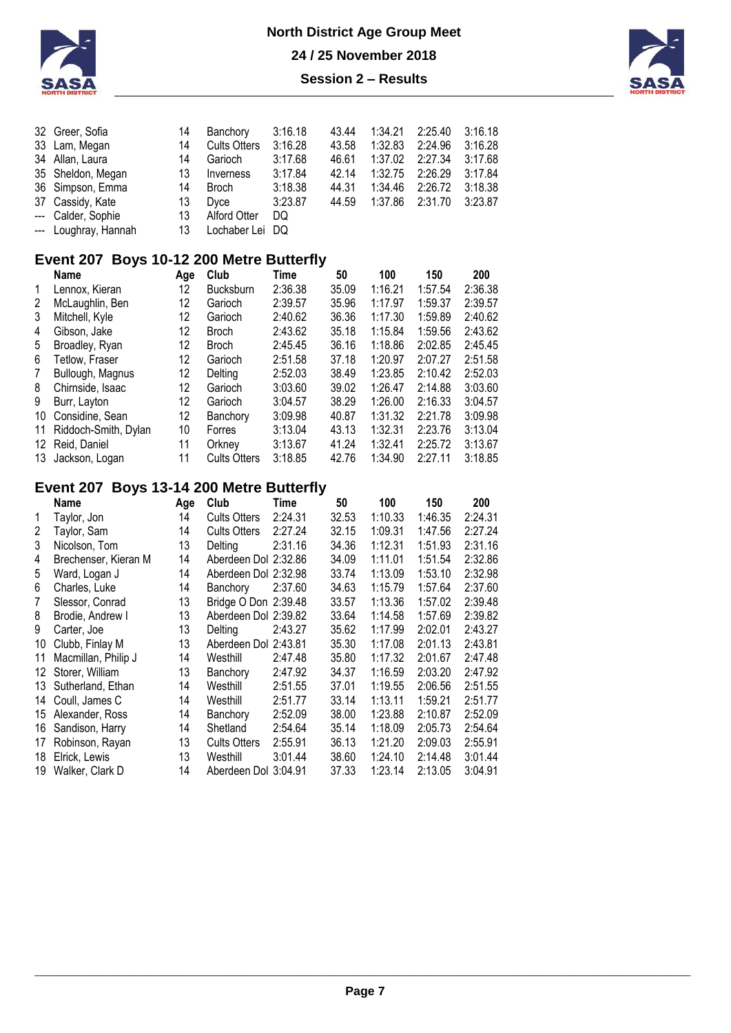| | Name | Age | Club | Time | 50 | 100 | 150 | 200 |
|---|---|---|---|---|---|---|---|---|
| 32 | Greer, Sofia | 14 | Banchory | 3:16.18 | 43.44 | 1:34.21 | 2:25.40 | 3:16.18 |
| 33 | Lam, Megan | 14 | Cults Otters | 3:16.28 | 43.58 | 1:32.83 | 2:24.96 | 3:16.28 |
| 34 | Allan, Laura | 14 | Garioch | 3:17.68 | 46.61 | 1:37.02 | 2:27.34 | 3:17.68 |
| 35 | Sheldon, Megan | 13 | Inverness | 3:17.84 | 42.14 | 1:32.75 | 2:26.29 | 3:17.84 |
| 36 | Simpson, Emma | 14 | Broch | 3:18.38 | 44.31 | 1:34.46 | 2:26.72 | 3:18.38 |
| 37 | Cassidy, Kate | 13 | Dyce | 3:23.87 | 44.59 | 1:37.86 | 2:31.70 | 3:23.87 |
| --- | Calder, Sophie | 13 | Alford Otter | DQ | | | | |
| --- | Loughray, Hannah | 13 | Lochaber Lei | DQ | | | | |

## Event 207 Boys 10-12 200 Metre Butterfly

| | Name | Age | Club | Time | 50 | 100 | 150 | 200 |
|---|---|---|---|---|---|---|---|---|
| 1 | Lennox, Kieran | 12 | Bucksburn | 2:36.38 | 35.09 | 1:16.21 | 1:57.54 | 2:36.38 |
| 2 | McLaughlin, Ben | 12 | Garioch | 2:39.57 | 35.96 | 1:17.97 | 1:59.37 | 2:39.57 |
| 3 | Mitchell, Kyle | 12 | Garioch | 2:40.62 | 36.36 | 1:17.30 | 1:59.89 | 2:40.62 |
| 4 | Gibson, Jake | 12 | Broch | 2:43.62 | 35.18 | 1:15.84 | 1:59.56 | 2:43.62 |
| 5 | Broadley, Ryan | 12 | Broch | 2:45.45 | 36.16 | 1:18.86 | 2:02.85 | 2:45.45 |
| 6 | Tetlow, Fraser | 12 | Garioch | 2:51.58 | 37.18 | 1:20.97 | 2:07.27 | 2:51.58 |
| 7 | Bullough, Magnus | 12 | Delting | 2:52.03 | 38.49 | 1:23.85 | 2:10.42 | 2:52.03 |
| 8 | Chirnside, Isaac | 12 | Garioch | 3:03.60 | 39.02 | 1:26.47 | 2:14.88 | 3:03.60 |
| 9 | Burr, Layton | 12 | Garioch | 3:04.57 | 38.29 | 1:26.00 | 2:16.33 | 3:04.57 |
| 10 | Considine, Sean | 12 | Banchory | 3:09.98 | 40.87 | 1:31.32 | 2:21.78 | 3:09.98 |
| 11 | Riddoch-Smith, Dylan | 10 | Forres | 3:13.04 | 43.13 | 1:32.31 | 2:23.76 | 3:13.04 |
| 12 | Reid, Daniel | 11 | Orkney | 3:13.67 | 41.24 | 1:32.41 | 2:25.72 | 3:13.67 |
| 13 | Jackson, Logan | 11 | Cults Otters | 3:18.85 | 42.76 | 1:34.90 | 2:27.11 | 3:18.85 |

## Event 207 Boys 13-14 200 Metre Butterfly

| | Name | Age | Club | Time | 50 | 100 | 150 | 200 |
|---|---|---|---|---|---|---|---|---|
| 1 | Taylor, Jon | 14 | Cults Otters | 2:24.31 | 32.53 | 1:10.33 | 1:46.35 | 2:24.31 |
| 2 | Taylor, Sam | 14 | Cults Otters | 2:27.24 | 32.15 | 1:09.31 | 1:47.56 | 2:27.24 |
| 3 | Nicolson, Tom | 13 | Delting | 2:31.16 | 34.36 | 1:12.31 | 1:51.93 | 2:31.16 |
| 4 | Brechenser, Kieran M | 14 | Aberdeen Dol | 2:32.86 | 34.09 | 1:11.01 | 1:51.54 | 2:32.86 |
| 5 | Ward, Logan J | 14 | Aberdeen Dol | 2:32.98 | 33.74 | 1:13.09 | 1:53.10 | 2:32.98 |
| 6 | Charles, Luke | 14 | Banchory | 2:37.60 | 34.63 | 1:15.79 | 1:57.64 | 2:37.60 |
| 7 | Slessor, Conrad | 13 | Bridge O Don | 2:39.48 | 33.57 | 1:13.36 | 1:57.02 | 2:39.48 |
| 8 | Brodie, Andrew I | 13 | Aberdeen Dol | 2:39.82 | 33.64 | 1:14.58 | 1:57.69 | 2:39.82 |
| 9 | Carter, Joe | 13 | Delting | 2:43.27 | 35.62 | 1:17.99 | 2:02.01 | 2:43.27 |
| 10 | Clubb, Finlay M | 13 | Aberdeen Dol | 2:43.81 | 35.30 | 1:17.08 | 2:01.13 | 2:43.81 |
| 11 | Macmillan, Philip J | 14 | Westhill | 2:47.48 | 35.80 | 1:17.32 | 2:01.67 | 2:47.48 |
| 12 | Storer, William | 13 | Banchory | 2:47.92 | 34.37 | 1:16.59 | 2:03.20 | 2:47.92 |
| 13 | Sutherland, Ethan | 14 | Westhill | 2:51.55 | 37.01 | 1:19.55 | 2:06.56 | 2:51.55 |
| 14 | Coull, James C | 14 | Westhill | 2:51.77 | 33.14 | 1:13.11 | 1:59.21 | 2:51.77 |
| 15 | Alexander, Ross | 14 | Banchory | 2:52.09 | 38.00 | 1:23.88 | 2:10.87 | 2:52.09 |
| 16 | Sandison, Harry | 14 | Shetland | 2:54.64 | 35.14 | 1:18.09 | 2:05.73 | 2:54.64 |
| 17 | Robinson, Rayan | 13 | Cults Otters | 2:55.91 | 36.13 | 1:21.20 | 2:09.03 | 2:55.91 |
| 18 | Elrick, Lewis | 13 | Westhill | 3:01.44 | 38.60 | 1:24.10 | 2:14.48 | 3:01.44 |
| 19 | Walker, Clark D | 14 | Aberdeen Dol | 3:04.91 | 37.33 | 1:23.14 | 2:13.05 | 3:04.91 |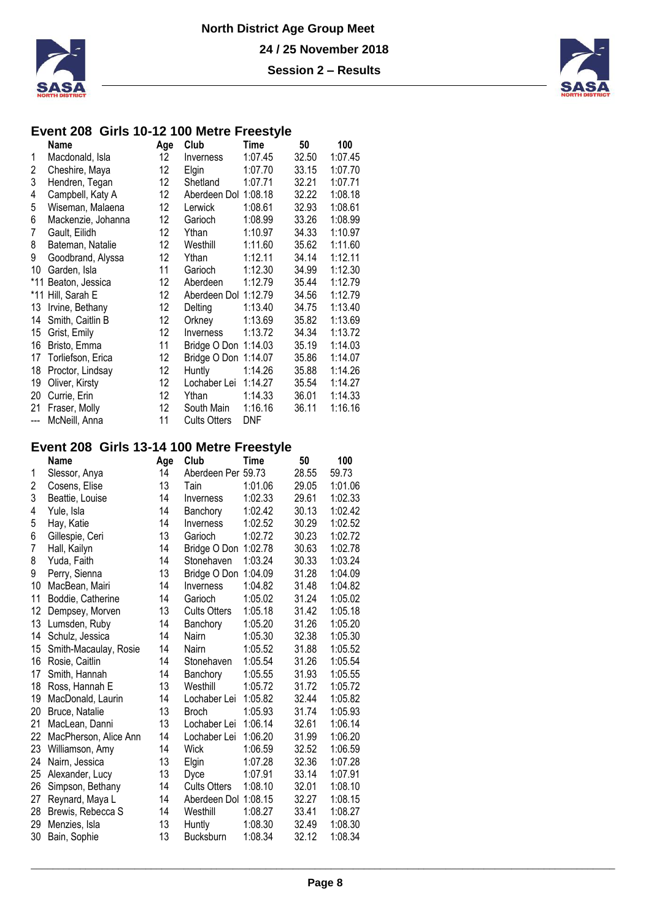# North District Age Group Meet

## 24 / 25 November 2018

## Session 2 – Results

### Event 208 Girls 10-12 100 Metre Freestyle

| | Name | Age | Club | Time | 50 | 100 |
|---|---|---|---|---|---|---|
| 1 | Macdonald, Isla | 12 | Inverness | 1:07.45 | 32.50 | 1:07.45 |
| 2 | Cheshire, Maya | 12 | Elgin | 1:07.70 | 33.15 | 1:07.70 |
| 3 | Hendren, Tegan | 12 | Shetland | 1:07.71 | 32.21 | 1:07.71 |
| 4 | Campbell, Katy A | 12 | Aberdeen Dol | 1:08.18 | 32.22 | 1:08.18 |
| 5 | Wiseman, Malaena | 12 | Lerwick | 1:08.61 | 32.93 | 1:08.61 |
| 6 | Mackenzie, Johanna | 12 | Garioch | 1:08.99 | 33.26 | 1:08.99 |
| 7 | Gault, Eilidh | 12 | Ythan | 1:10.97 | 34.33 | 1:10.97 |
| 8 | Bateman, Natalie | 12 | Westhill | 1:11.60 | 35.62 | 1:11.60 |
| 9 | Goodbrand, Alyssa | 12 | Ythan | 1:12.11 | 34.14 | 1:12.11 |
| 10 | Garden, Isla | 11 | Garioch | 1:12.30 | 34.99 | 1:12.30 |
| *11 | Beaton, Jessica | 12 | Aberdeen | 1:12.79 | 35.44 | 1:12.79 |
| *11 | Hill, Sarah E | 12 | Aberdeen Dol | 1:12.79 | 34.56 | 1:12.79 |
| 13 | Irvine, Bethany | 12 | Delting | 1:13.40 | 34.75 | 1:13.40 |
| 14 | Smith, Caitlin B | 12 | Orkney | 1:13.69 | 35.82 | 1:13.69 |
| 15 | Grist, Emily | 12 | Inverness | 1:13.72 | 34.34 | 1:13.72 |
| 16 | Bristo, Emma | 11 | Bridge O Don | 1:14.03 | 35.19 | 1:14.03 |
| 17 | Torliefson, Erica | 12 | Bridge O Don | 1:14.07 | 35.86 | 1:14.07 |
| 18 | Proctor, Lindsay | 12 | Huntly | 1:14.26 | 35.88 | 1:14.26 |
| 19 | Oliver, Kirsty | 12 | Lochaber Lei | 1:14.27 | 35.54 | 1:14.27 |
| 20 | Currie, Erin | 12 | Ythan | 1:14.33 | 36.01 | 1:14.33 |
| 21 | Fraser, Molly | 12 | South Main | 1:16.16 | 36.11 | 1:16.16 |
| --- | McNeill, Anna | 11 | Cults Otters | DNF | | |

### Event 208 Girls 13-14 100 Metre Freestyle

| | Name | Age | Club | Time | 50 | 100 |
|---|---|---|---|---|---|---|
| 1 | Slessor, Anya | 14 | Aberdeen Per | 59.73 | 28.55 | 59.73 |
| 2 | Cosens, Elise | 13 | Tain | 1:01.06 | 29.05 | 1:01.06 |
| 3 | Beattie, Louise | 14 | Inverness | 1:02.33 | 29.61 | 1:02.33 |
| 4 | Yule, Isla | 14 | Banchory | 1:02.42 | 30.13 | 1:02.42 |
| 5 | Hay, Katie | 14 | Inverness | 1:02.52 | 30.29 | 1:02.52 |
| 6 | Gillespie, Ceri | 13 | Garioch | 1:02.72 | 30.23 | 1:02.72 |
| 7 | Hall, Kailyn | 14 | Bridge O Don | 1:02.78 | 30.63 | 1:02.78 |
| 8 | Yuda, Faith | 14 | Stonehaven | 1:03.24 | 30.33 | 1:03.24 |
| 9 | Perry, Sienna | 13 | Bridge O Don | 1:04.09 | 31.28 | 1:04.09 |
| 10 | MacBean, Mairi | 14 | Inverness | 1:04.82 | 31.48 | 1:04.82 |
| 11 | Boddie, Catherine | 14 | Garioch | 1:05.02 | 31.24 | 1:05.02 |
| 12 | Dempsey, Morven | 13 | Cults Otters | 1:05.18 | 31.42 | 1:05.18 |
| 13 | Lumsden, Ruby | 14 | Banchory | 1:05.20 | 31.26 | 1:05.20 |
| 14 | Schulz, Jessica | 14 | Nairn | 1:05.30 | 32.38 | 1:05.30 |
| 15 | Smith-Macaulay, Rosie | 14 | Nairn | 1:05.52 | 31.88 | 1:05.52 |
| 16 | Rosie, Caitlin | 14 | Stonehaven | 1:05.54 | 31.26 | 1:05.54 |
| 17 | Smith, Hannah | 14 | Banchory | 1:05.55 | 31.93 | 1:05.55 |
| 18 | Ross, Hannah E | 13 | Westhill | 1:05.72 | 31.72 | 1:05.72 |
| 19 | MacDonald, Laurin | 14 | Lochaber Lei | 1:05.82 | 32.44 | 1:05.82 |
| 20 | Bruce, Natalie | 13 | Broch | 1:05.93 | 31.74 | 1:05.93 |
| 21 | MacLean, Danni | 13 | Lochaber Lei | 1:06.14 | 32.61 | 1:06.14 |
| 22 | MacPherson, Alice Ann | 14 | Lochaber Lei | 1:06.20 | 31.99 | 1:06.20 |
| 23 | Williamson, Amy | 14 | Wick | 1:06.59 | 32.52 | 1:06.59 |
| 24 | Nairn, Jessica | 13 | Elgin | 1:07.28 | 32.36 | 1:07.28 |
| 25 | Alexander, Lucy | 13 | Dyce | 1:07.91 | 33.14 | 1:07.91 |
| 26 | Simpson, Bethany | 14 | Cults Otters | 1:08.10 | 32.01 | 1:08.10 |
| 27 | Reynard, Maya L | 14 | Aberdeen Dol | 1:08.15 | 32.27 | 1:08.15 |
| 28 | Brewis, Rebecca S | 14 | Westhill | 1:08.27 | 33.41 | 1:08.27 |
| 29 | Menzies, Isla | 13 | Huntly | 1:08.30 | 32.49 | 1:08.30 |
| 30 | Bain, Sophie | 13 | Bucksburn | 1:08.34 | 32.12 | 1:08.34 |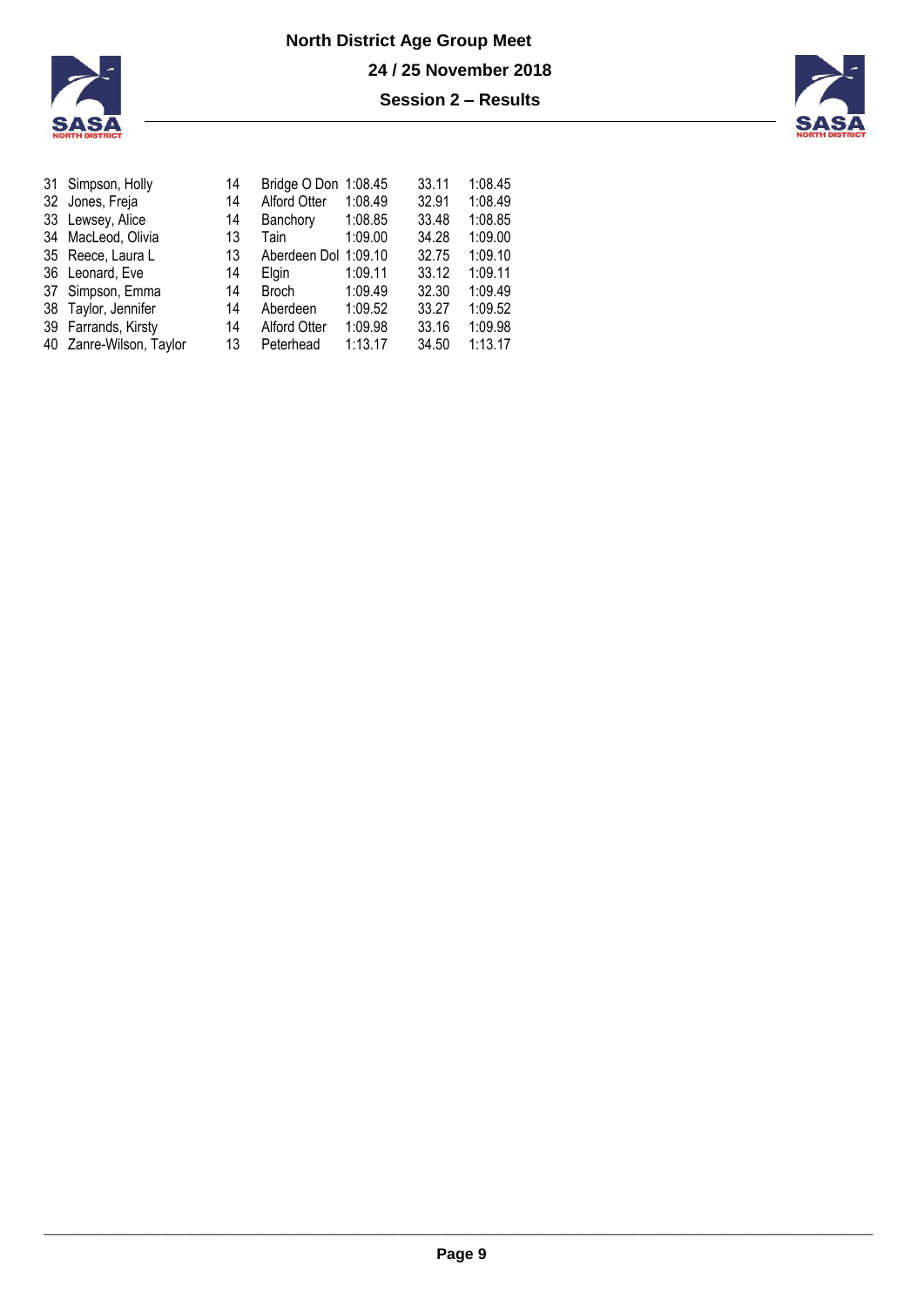| | | | | | | |
|---|---|---|---|---|---|---|
| 31 | Simpson, Holly | 14 | Bridge O Don | 1:08.45 | 33.11 | 1:08.45 |
| 32 | Jones, Freja | 14 | Alford Otter | 1:08.49 | 32.91 | 1:08.49 |
| 33 | Lewsey, Alice | 14 | Banchory | 1:08.85 | 33.48 | 1:08.85 |
| 34 | MacLeod, Olivia | 13 | Tain | 1:09.00 | 34.28 | 1:09.00 |
| 35 | Reece, Laura L | 13 | Aberdeen Dol | 1:09.10 | 32.75 | 1:09.10 |
| 36 | Leonard, Eve | 14 | Elgin | 1:09.11 | 33.12 | 1:09.11 |
| 37 | Simpson, Emma | 14 | Broch | 1:09.49 | 32.30 | 1:09.49 |
| 38 | Taylor, Jennifer | 14 | Aberdeen | 1:09.52 | 33.27 | 1:09.52 |
| 39 | Farrands, Kirsty | 14 | Alford Otter | 1:09.98 | 33.16 | 1:09.98 |
| 40 | Zanre-Wilson, Taylor | 13 | Peterhead | 1:13.17 | 34.50 | 1:13.17 |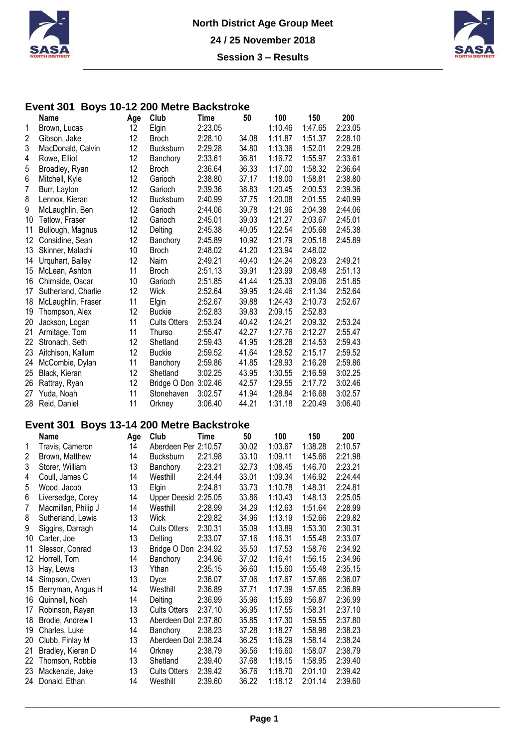# North District Age Group Meet

## 24 / 25 November 2018

## Session 3 – Results

### Event 301 Boys 10-12 200 Metre Backstroke

| | Name | Age | Club | Time | 50 | 100 | 150 | 200 |
|---|---|---|---|---|---|---|---|---|
| 1 | Brown, Lucas | 12 | Elgin | 2:23.05 | | 1:10.46 | 1:47.65 | 2:23.05 |
| 2 | Gibson, Jake | 12 | Broch | 2:28.10 | 34.08 | 1:11.87 | 1:51.37 | 2:28.10 |
| 3 | MacDonald, Calvin | 12 | Bucksburn | 2:29.28 | 34.80 | 1:13.36 | 1:52.01 | 2:29.28 |
| 4 | Rowe, Elliot | 12 | Banchory | 2:33.61 | 36.81 | 1:16.72 | 1:55.97 | 2:33.61 |
| 5 | Broadley, Ryan | 12 | Broch | 2:36.64 | 36.33 | 1:17.00 | 1:58.32 | 2:36.64 |
| 6 | Mitchell, Kyle | 12 | Garioch | 2:38.80 | 37.17 | 1:18.00 | 1:58.81 | 2:38.80 |
| 7 | Burr, Layton | 12 | Garioch | 2:39.36 | 38.83 | 1:20.45 | 2:00.53 | 2:39.36 |
| 8 | Lennox, Kieran | 12 | Bucksburn | 2:40.99 | 37.75 | 1:20.08 | 2:01.55 | 2:40.99 |
| 9 | McLaughlin, Ben | 12 | Garioch | 2:44.06 | 39.78 | 1:21.96 | 2:04.38 | 2:44.06 |
| 10 | Tetlow, Fraser | 12 | Garioch | 2:45.01 | 39.03 | 1:21.27 | 2:03.67 | 2:45.01 |
| 11 | Bullough, Magnus | 12 | Delting | 2:45.38 | 40.05 | 1:22.54 | 2:05.68 | 2:45.38 |
| 12 | Considine, Sean | 12 | Banchory | 2:45.89 | 10.92 | 1:21.79 | 2:05.18 | 2:45.89 |
| 13 | Skinner, Malachi | 10 | Broch | 2:48.02 | 41.20 | 1:23.94 | 2:48.02 | |
| 14 | Urquhart, Bailey | 12 | Nairn | 2:49.21 | 40.40 | 1:24.24 | 2:08.23 | 2:49.21 |
| 15 | McLean, Ashton | 11 | Broch | 2:51.13 | 39.91 | 1:23.99 | 2:08.48 | 2:51.13 |
| 16 | Chirnside, Oscar | 10 | Garioch | 2:51.85 | 41.44 | 1:25.33 | 2:09.06 | 2:51.85 |
| 17 | Sutherland, Charlie | 12 | Wick | 2:52.64 | 39.95 | 1:24.46 | 2:11.34 | 2:52.64 |
| 18 | McLaughlin, Fraser | 11 | Elgin | 2:52.67 | 39.88 | 1:24.43 | 2:10.73 | 2:52.67 |
| 19 | Thompson, Alex | 12 | Buckie | 2:52.83 | 39.83 | 2:09.15 | 2:52.83 | |
| 20 | Jackson, Logan | 11 | Cults Otters | 2:53.24 | 40.42 | 1:24.21 | 2:09.32 | 2:53.24 |
| 21 | Armitage, Tom | 11 | Thurso | 2:55.47 | 42.27 | 1:27.76 | 2:12.27 | 2:55.47 |
| 22 | Stronach, Seth | 12 | Shetland | 2:59.43 | 41.95 | 1:28.28 | 2:14.53 | 2:59.43 |
| 23 | Aitchison, Kallum | 12 | Buckie | 2:59.52 | 41.64 | 1:28.52 | 2:15.17 | 2:59.52 |
| 24 | McCombie, Dylan | 11 | Banchory | 2:59.86 | 41.85 | 1:28.93 | 2:16.28 | 2:59.86 |
| 25 | Black, Kieran | 12 | Shetland | 3:02.25 | 43.95 | 1:30.55 | 2:16.59 | 3:02.25 |
| 26 | Rattray, Ryan | 12 | Bridge O Don | 3:02.46 | 42.57 | 1:29.55 | 2:17.72 | 3:02.46 |
| 27 | Yuda, Noah | 11 | Stonehaven | 3:02.57 | 41.94 | 1:28.84 | 2:16.68 | 3:02.57 |
| 28 | Reid, Daniel | 11 | Orkney | 3:06.40 | 44.21 | 1:31.18 | 2:20.49 | 3:06.40 |

### Event 301 Boys 13-14 200 Metre Backstroke

| | Name | Age | Club | Time | 50 | 100 | 150 | 200 |
|---|---|---|---|---|---|---|---|---|
| 1 | Travis, Cameron | 14 | Aberdeen Per | 2:10.57 | 30.02 | 1:03.67 | 1:38.28 | 2:10.57 |
| 2 | Brown, Matthew | 14 | Bucksburn | 2:21.98 | 33.10 | 1:09.11 | 1:45.66 | 2:21.98 |
| 3 | Storer, William | 13 | Banchory | 2:23.21 | 32.73 | 1:08.45 | 1:46.70 | 2:23.21 |
| 4 | Coull, James C | 14 | Westhill | 2:24.44 | 33.01 | 1:09.34 | 1:46.92 | 2:24.44 |
| 5 | Wood, Jacob | 13 | Elgin | 2:24.81 | 33.73 | 1:10.78 | 1:48.31 | 2:24.81 |
| 6 | Liversedge, Corey | 14 | Upper Deesid | 2:25.05 | 33.86 | 1:10.43 | 1:48.13 | 2:25.05 |
| 7 | Macmillan, Philip J | 14 | Westhill | 2:28.99 | 34.29 | 1:12.63 | 1:51.64 | 2:28.99 |
| 8 | Sutherland, Lewis | 13 | Wick | 2:29.82 | 34.96 | 1:13.19 | 1:52.66 | 2:29.82 |
| 9 | Siggins, Darragh | 14 | Cults Otters | 2:30.31 | 35.09 | 1:13.89 | 1:53.30 | 2:30.31 |
| 10 | Carter, Joe | 13 | Delting | 2:33.07 | 37.16 | 1:16.31 | 1:55.48 | 2:33.07 |
| 11 | Slessor, Conrad | 13 | Bridge O Don | 2:34.92 | 35.50 | 1:17.53 | 1:58.76 | 2:34.92 |
| 12 | Horrell, Tom | 14 | Banchory | 2:34.96 | 37.02 | 1:16.41 | 1:56.15 | 2:34.96 |
| 13 | Hay, Lewis | 13 | Ythan | 2:35.15 | 36.60 | 1:15.60 | 1:55.48 | 2:35.15 |
| 14 | Simpson, Owen | 13 | Dyce | 2:36.07 | 37.06 | 1:17.67 | 1:57.66 | 2:36.07 |
| 15 | Berryman, Angus H | 14 | Westhill | 2:36.89 | 37.71 | 1:17.39 | 1:57.65 | 2:36.89 |
| 16 | Quinnell, Noah | 14 | Delting | 2:36.99 | 35.96 | 1:15.69 | 1:56.87 | 2:36.99 |
| 17 | Robinson, Rayan | 13 | Cults Otters | 2:37.10 | 36.95 | 1:17.55 | 1:58.31 | 2:37.10 |
| 18 | Brodie, Andrew I | 13 | Aberdeen Dol | 2:37.80 | 35.85 | 1:17.30 | 1:59.55 | 2:37.80 |
| 19 | Charles, Luke | 14 | Banchory | 2:38.23 | 37.28 | 1:18.27 | 1:58.98 | 2:38.23 |
| 20 | Clubb, Finlay M | 13 | Aberdeen Dol | 2:38.24 | 36.25 | 1:16.29 | 1:58.14 | 2:38.24 |
| 21 | Bradley, Kieran D | 14 | Orkney | 2:38.79 | 36.56 | 1:16.60 | 1:58.07 | 2:38.79 |
| 22 | Thomson, Robbie | 13 | Shetland | 2:39.40 | 37.68 | 1:18.15 | 1:58.95 | 2:39.40 |
| 23 | Mackenzie, Jake | 13 | Cults Otters | 2:39.42 | 36.76 | 1:18.70 | 2:01.10 | 2:39.42 |
| 24 | Donald, Ethan | 14 | Westhill | 2:39.60 | 36.22 | 1:18.12 | 2:01.14 | 2:39.60 |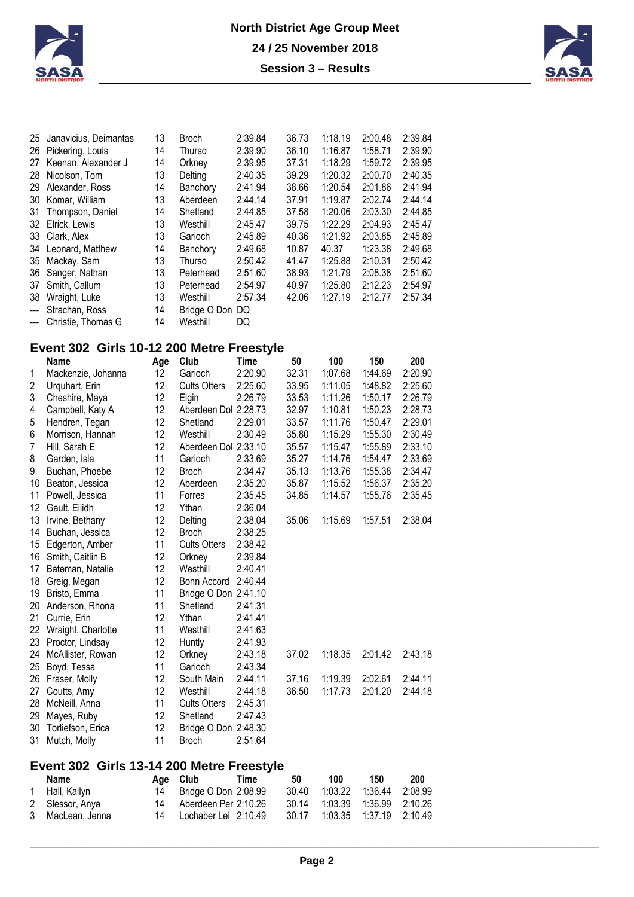| | | | | | | | | |
|---|---|---|---|---|---|---|---|---|
| 25 | Janavicius, Deimantas | 13 | Broch | 2:39.84 | 36.73 | 1:18.19 | 2:00.48 | 2:39.84 |
| 26 | Pickering, Louis | 14 | Thurso | 2:39.90 | 36.10 | 1:16.87 | 1:58.71 | 2:39.90 |
| 27 | Keenan, Alexander J | 14 | Orkney | 2:39.95 | 37.31 | 1:18.29 | 1:59.72 | 2:39.95 |
| 28 | Nicolson, Tom | 13 | Delting | 2:40.35 | 39.29 | 1:20.32 | 2:00.70 | 2:40.35 |
| 29 | Alexander, Ross | 14 | Banchory | 2:41.94 | 38.66 | 1:20.54 | 2:01.86 | 2:41.94 |
| 30 | Komar, William | 13 | Aberdeen | 2:44.14 | 37.91 | 1:19.87 | 2:02.74 | 2:44.14 |
| 31 | Thompson, Daniel | 14 | Shetland | 2:44.85 | 37.58 | 1:20.06 | 2:03.30 | 2:44.85 |
| 32 | Elrick, Lewis | 13 | Westhill | 2:45.47 | 39.75 | 1:22.29 | 2:04.93 | 2:45.47 |
| 33 | Clark, Alex | 13 | Garioch | 2:45.89 | 40.36 | 1:21.92 | 2:03.85 | 2:45.89 |
| 34 | Leonard, Matthew | 14 | Banchory | 2:49.68 | 10.87 | 40.37 | 1:23.38 | 2:49.68 |
| 35 | Mackay, Sam | 13 | Thurso | 2:50.42 | 41.47 | 1:25.88 | 2:10.31 | 2:50.42 |
| 36 | Sanger, Nathan | 13 | Peterhead | 2:51.60 | 38.93 | 1:21.79 | 2:08.38 | 2:51.60 |
| 37 | Smith, Callum | 13 | Peterhead | 2:54.97 | 40.97 | 1:25.80 | 2:12.23 | 2:54.97 |
| 38 | Wraight, Luke | 13 | Westhill | 2:57.34 | 42.06 | 1:27.19 | 2:12.77 | 2:57.34 |
| --- | Strachan, Ross | 14 | Bridge O Don | DQ | | | | |
| --- | Christie, Thomas G | 14 | Westhill | DQ | | | | |

## Event 302 Girls 10-12 200 Metre Freestyle

| | Name | Age | Club | Time | 50 | 100 | 150 | 200 |
|---|---|---|---|---|---|---|---|---|
| 1 | Mackenzie, Johanna | 12 | Garioch | 2:20.90 | 32.31 | 1:07.68 | 1:44.69 | 2:20.90 |
| 2 | Urquhart, Erin | 12 | Cults Otters | 2:25.60 | 33.95 | 1:11.05 | 1:48.82 | 2:25.60 |
| 3 | Cheshire, Maya | 12 | Elgin | 2:26.79 | 33.53 | 1:11.26 | 1:50.17 | 2:26.79 |
| 4 | Campbell, Katy A | 12 | Aberdeen Dol | 2:28.73 | 32.97 | 1:10.81 | 1:50.23 | 2:28.73 |
| 5 | Hendren, Tegan | 12 | Shetland | 2:29.01 | 33.57 | 1:11.76 | 1:50.47 | 2:29.01 |
| 6 | Morrison, Hannah | 12 | Westhill | 2:30.49 | 35.80 | 1:15.29 | 1:55.30 | 2:30.49 |
| 7 | Hill, Sarah E | 12 | Aberdeen Dol | 2:33.10 | 35.57 | 1:15.47 | 1:55.89 | 2:33.10 |
| 8 | Garden, Isla | 11 | Garioch | 2:33.69 | 35.27 | 1:14.76 | 1:54.47 | 2:33.69 |
| 9 | Buchan, Phoebe | 12 | Broch | 2:34.47 | 35.13 | 1:13.76 | 1:55.38 | 2:34.47 |
| 10 | Beaton, Jessica | 12 | Aberdeen | 2:35.20 | 35.87 | 1:15.52 | 1:56.37 | 2:35.20 |
| 11 | Powell, Jessica | 11 | Forres | 2:35.45 | 34.85 | 1:14.57 | 1:55.76 | 2:35.45 |
| 12 | Gault, Eilidh | 12 | Ythan | 2:36.04 | | | | |
| 13 | Irvine, Bethany | 12 | Delting | 2:38.04 | 35.06 | 1:15.69 | 1:57.51 | 2:38.04 |
| 14 | Buchan, Jessica | 12 | Broch | 2:38.25 | | | | |
| 15 | Edgerton, Amber | 11 | Cults Otters | 2:38.42 | | | | |
| 16 | Smith, Caitlin B | 12 | Orkney | 2:39.84 | | | | |
| 17 | Bateman, Natalie | 12 | Westhill | 2:40.41 | | | | |
| 18 | Greig, Megan | 12 | Bonn Accord | 2:40.44 | | | | |
| 19 | Bristo, Emma | 11 | Bridge O Don | 2:41.10 | | | | |
| 20 | Anderson, Rhona | 11 | Shetland | 2:41.31 | | | | |
| 21 | Currie, Erin | 12 | Ythan | 2:41.41 | | | | |
| 22 | Wraight, Charlotte | 11 | Westhill | 2:41.63 | | | | |
| 23 | Proctor, Lindsay | 12 | Huntly | 2:41.93 | | | | |
| 24 | McAllister, Rowan | 12 | Orkney | 2:43.18 | 37.02 | 1:18.35 | 2:01.42 | 2:43.18 |
| 25 | Boyd, Tessa | 11 | Garioch | 2:43.34 | | | | |
| 26 | Fraser, Molly | 12 | South Main | 2:44.11 | 37.16 | 1:19.39 | 2:02.61 | 2:44.11 |
| 27 | Coutts, Amy | 12 | Westhill | 2:44.18 | 36.50 | 1:17.73 | 2:01.20 | 2:44.18 |
| 28 | McNeill, Anna | 11 | Cults Otters | 2:45.31 | | | | |
| 29 | Mayes, Ruby | 12 | Shetland | 2:47.43 | | | | |
| 30 | Torliefson, Erica | 12 | Bridge O Don | 2:48.30 | | | | |
| 31 | Mutch, Molly | 11 | Broch | 2:51.64 | | | | |

## Event 302 Girls 13-14 200 Metre Freestyle

| | Name | Age | Club | Time | 50 | 100 | 150 | 200 |
|---|---|---|---|---|---|---|---|---|
| 1 | Hall, Kailyn | 14 | Bridge O Don | 2:08.99 | 30.40 | 1:03.22 | 1:36.44 | 2:08.99 |
| 2 | Slessor, Anya | 14 | Aberdeen Per | 2:10.26 | 30.14 | 1:03.39 | 1:36.99 | 2:10.26 |
| 3 | MacLean, Jenna | 14 | Lochaber Lei | 2:10.49 | 30.17 | 1:03.35 | 1:37.19 | 2:10.49 |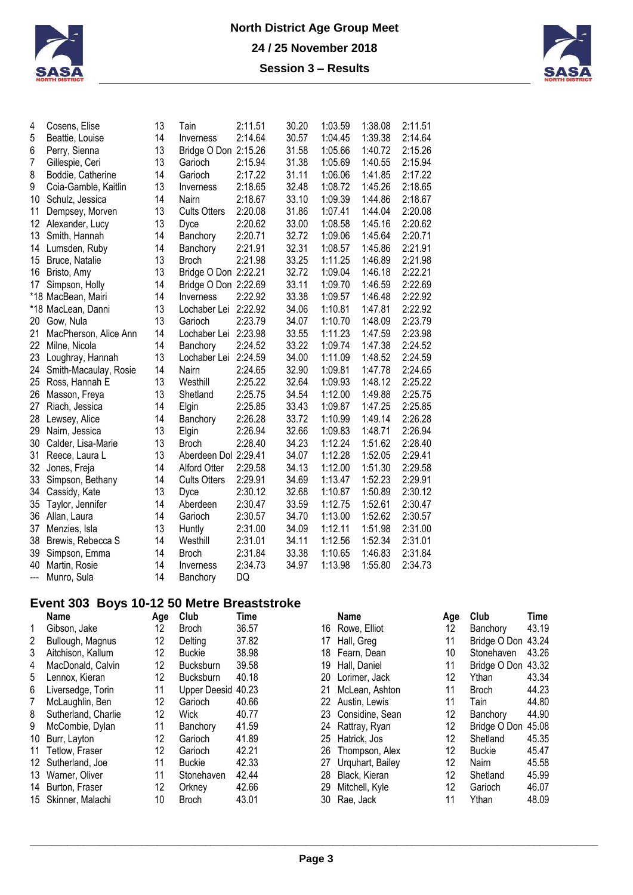| | | | | | | | | |
|---|---|---|---|---|---|---|---|---|
| 4 | Cosens, Elise | 13 | Tain | 2:11.51 | 30.20 | 1:03.59 | 1:38.08 | 2:11.51 |
| 5 | Beattie, Louise | 14 | Inverness | 2:14.64 | 30.57 | 1:04.45 | 1:39.38 | 2:14.64 |
| 6 | Perry, Sienna | 13 | Bridge O Don | 2:15.26 | 31.58 | 1:05.66 | 1:40.72 | 2:15.26 |
| 7 | Gillespie, Ceri | 13 | Garioch | 2:15.94 | 31.38 | 1:05.69 | 1:40.55 | 2:15.94 |
| 8 | Boddie, Catherine | 14 | Garioch | 2:17.22 | 31.11 | 1:06.06 | 1:41.85 | 2:17.22 |
| 9 | Coia-Gamble, Kaitlin | 13 | Inverness | 2:18.65 | 32.48 | 1:08.72 | 1:45.26 | 2:18.65 |
| 10 | Schulz, Jessica | 14 | Nairn | 2:18.67 | 33.10 | 1:09.39 | 1:44.86 | 2:18.67 |
| 11 | Dempsey, Morven | 13 | Cults Otters | 2:20.08 | 31.86 | 1:07.41 | 1:44.04 | 2:20.08 |
| 12 | Alexander, Lucy | 13 | Dyce | 2:20.62 | 33.00 | 1:08.58 | 1:45.16 | 2:20.62 |
| 13 | Smith, Hannah | 14 | Banchory | 2:20.71 | 32.72 | 1:09.06 | 1:45.64 | 2:20.71 |
| 14 | Lumsden, Ruby | 14 | Banchory | 2:21.91 | 32.31 | 1:08.57 | 1:45.86 | 2:21.91 |
| 15 | Bruce, Natalie | 13 | Broch | 2:21.98 | 33.25 | 1:11.25 | 1:46.89 | 2:21.98 |
| 16 | Bristo, Amy | 13 | Bridge O Don | 2:22.21 | 32.72 | 1:09.04 | 1:46.18 | 2:22.21 |
| 17 | Simpson, Holly | 14 | Bridge O Don | 2:22.69 | 33.11 | 1:09.70 | 1:46.59 | 2:22.69 |
| *18 | MacBean, Mairi | 14 | Inverness | 2:22.92 | 33.38 | 1:09.57 | 1:46.48 | 2:22.92 |
| *18 | MacLean, Danni | 13 | Lochaber Lei | 2:22.92 | 34.06 | 1:10.81 | 1:47.81 | 2:22.92 |
| 20 | Gow, Nula | 13 | Garioch | 2:23.79 | 34.07 | 1:10.70 | 1:48.09 | 2:23.79 |
| 21 | MacPherson, Alice Ann | 14 | Lochaber Lei | 2:23.98 | 33.55 | 1:11.23 | 1:47.59 | 2:23.98 |
| 22 | Milne, Nicola | 14 | Banchory | 2:24.52 | 33.22 | 1:09.74 | 1:47.38 | 2:24.52 |
| 23 | Loughray, Hannah | 13 | Lochaber Lei | 2:24.59 | 34.00 | 1:11.09 | 1:48.52 | 2:24.59 |
| 24 | Smith-Macaulay, Rosie | 14 | Nairn | 2:24.65 | 32.90 | 1:09.81 | 1:47.78 | 2:24.65 |
| 25 | Ross, Hannah E | 13 | Westhill | 2:25.22 | 32.64 | 1:09.93 | 1:48.12 | 2:25.22 |
| 26 | Masson, Freya | 13 | Shetland | 2:25.75 | 34.54 | 1:12.00 | 1:49.88 | 2:25.75 |
| 27 | Riach, Jessica | 14 | Elgin | 2:25.85 | 33.43 | 1:09.87 | 1:47.25 | 2:25.85 |
| 28 | Lewsey, Alice | 14 | Banchory | 2:26.28 | 33.72 | 1:10.99 | 1:49.14 | 2:26.28 |
| 29 | Nairn, Jessica | 13 | Elgin | 2:26.94 | 32.66 | 1:09.83 | 1:48.71 | 2:26.94 |
| 30 | Calder, Lisa-Marie | 13 | Broch | 2:28.40 | 34.23 | 1:12.24 | 1:51.62 | 2:28.40 |
| 31 | Reece, Laura L | 13 | Aberdeen Dol | 2:29.41 | 34.07 | 1:12.28 | 1:52.05 | 2:29.41 |
| 32 | Jones, Freja | 14 | Alford Otter | 2:29.58 | 34.13 | 1:12.00 | 1:51.30 | 2:29.58 |
| 33 | Simpson, Bethany | 14 | Cults Otters | 2:29.91 | 34.69 | 1:13.47 | 1:52.23 | 2:29.91 |
| 34 | Cassidy, Kate | 13 | Dyce | 2:30.12 | 32.68 | 1:10.87 | 1:50.89 | 2:30.12 |
| 35 | Taylor, Jennifer | 14 | Aberdeen | 2:30.47 | 33.59 | 1:12.75 | 1:52.61 | 2:30.47 |
| 36 | Allan, Laura | 14 | Garioch | 2:30.57 | 34.70 | 1:13.00 | 1:52.62 | 2:30.57 |
| 37 | Menzies, Isla | 13 | Huntly | 2:31.00 | 34.09 | 1:12.11 | 1:51.98 | 2:31.00 |
| 38 | Brewis, Rebecca S | 14 | Westhill | 2:31.01 | 34.11 | 1:12.56 | 1:52.34 | 2:31.01 |
| 39 | Simpson, Emma | 14 | Broch | 2:31.84 | 33.38 | 1:10.65 | 1:46.83 | 2:31.84 |
| 40 | Martin, Rosie | 14 | Inverness | 2:34.73 | 34.97 | 1:13.98 | 1:55.80 | 2:34.73 |
| --- | Munro, Sula | 14 | Banchory | DQ | | | | |

## Event 303 Boys 10-12 50 Metre Breaststroke

| | Name | Age | Club | Time |
|---|---|---|---|---|
| 1 | Gibson, Jake | 12 | Broch | 36.57 |
| 2 | Bullough, Magnus | 12 | Delting | 37.82 |
| 3 | Aitchison, Kallum | 12 | Buckie | 38.98 |
| 4 | MacDonald, Calvin | 12 | Bucksburn | 39.58 |
| 5 | Lennox, Kieran | 12 | Bucksburn | 40.18 |
| 6 | Liversedge, Torin | 11 | Upper Deesid | 40.23 |
| 7 | McLaughlin, Ben | 12 | Garioch | 40.66 |
| 8 | Sutherland, Charlie | 12 | Wick | 40.77 |
| 9 | McCombie, Dylan | 11 | Banchory | 41.59 |
| 10 | Burr, Layton | 12 | Garioch | 41.89 |
| 11 | Tetlow, Fraser | 12 | Garioch | 42.21 |
| 12 | Sutherland, Joe | 11 | Buckie | 42.33 |
| 13 | Warner, Oliver | 11 | Stonehaven | 42.44 |
| 14 | Burton, Fraser | 12 | Orkney | 42.66 |
| 15 | Skinner, Malachi | 10 | Broch | 43.01 |
| 16 | Rowe, Elliot | 12 | Banchory | 43.19 |
| 17 | Hall, Greg | 11 | Bridge O Don | 43.24 |
| 18 | Fearn, Dean | 10 | Stonehaven | 43.26 |
| 19 | Hall, Daniel | 11 | Bridge O Don | 43.32 |
| 20 | Lorimer, Jack | 12 | Ythan | 43.34 |
| 21 | McLean, Ashton | 11 | Broch | 44.23 |
| 22 | Austin, Lewis | 11 | Tain | 44.80 |
| 23 | Considine, Sean | 12 | Banchory | 44.90 |
| 24 | Rattray, Ryan | 12 | Bridge O Don | 45.08 |
| 25 | Hatrick, Jos | 12 | Shetland | 45.35 |
| 26 | Thompson, Alex | 12 | Buckie | 45.47 |
| 27 | Urquhart, Bailey | 12 | Nairn | 45.58 |
| 28 | Black, Kieran | 12 | Shetland | 45.99 |
| 29 | Mitchell, Kyle | 12 | Garioch | 46.07 |
| 30 | Rae, Jack | 11 | Ythan | 48.09 |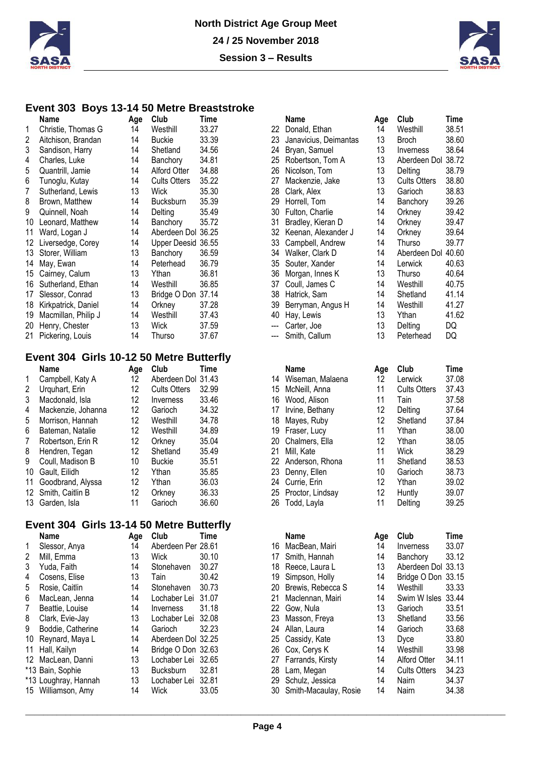# North District Age Group Meet

## 24 / 25 November 2018

## Session 3 – Results

### Event 303 Boys 13-14 50 Metre Breaststroke

| | Name | Age | Club | Time |
|---|---|---|---|---|
| 1 | Christie, Thomas G | 14 | Westhill | 33.27 |
| 2 | Aitchison, Brandan | 14 | Buckie | 33.39 |
| 3 | Sandison, Harry | 14 | Shetland | 34.56 |
| 4 | Charles, Luke | 14 | Banchory | 34.81 |
| 5 | Quantrill, Jamie | 14 | Alford Otter | 34.88 |
| 6 | Tunoglu, Kutay | 14 | Cults Otters | 35.22 |
| 7 | Sutherland, Lewis | 13 | Wick | 35.30 |
| 8 | Brown, Matthew | 14 | Bucksburn | 35.39 |
| 9 | Quinnell, Noah | 14 | Delting | 35.49 |
| 10 | Leonard, Matthew | 14 | Banchory | 35.72 |
| 11 | Ward, Logan J | 14 | Aberdeen Dol | 36.25 |
| 12 | Liversedge, Corey | 14 | Upper Deesid | 36.55 |
| 13 | Storer, William | 13 | Banchory | 36.59 |
| 14 | May, Ewan | 14 | Peterhead | 36.79 |
| 15 | Cairney, Calum | 13 | Ythan | 36.81 |
| 16 | Sutherland, Ethan | 14 | Westhill | 36.85 |
| 17 | Slessor, Conrad | 13 | Bridge O Don | 37.14 |
| 18 | Kirkpatrick, Daniel | 14 | Orkney | 37.28 |
| 19 | Macmillan, Philip J | 14 | Westhill | 37.43 |
| 20 | Henry, Chester | 13 | Wick | 37.59 |
| 21 | Pickering, Louis | 14 | Thurso | 37.67 |
| 22 | Donald, Ethan | 14 | Westhill | 38.51 |
| 23 | Janavicius, Deimantas | 13 | Broch | 38.60 |
| 24 | Bryan, Samuel | 13 | Inverness | 38.64 |
| 25 | Robertson, Tom A | 13 | Aberdeen Dol | 38.72 |
| 26 | Nicolson, Tom | 13 | Delting | 38.79 |
| 27 | Mackenzie, Jake | 13 | Cults Otters | 38.80 |
| 28 | Clark, Alex | 13 | Garioch | 38.83 |
| 29 | Horrell, Tom | 14 | Banchory | 39.26 |
| 30 | Fulton, Charlie | 14 | Orkney | 39.42 |
| 31 | Bradley, Kieran D | 14 | Orkney | 39.47 |
| 32 | Keenan, Alexander J | 14 | Orkney | 39.64 |
| 33 | Campbell, Andrew | 14 | Thurso | 39.77 |
| 34 | Walker, Clark D | 14 | Aberdeen Dol | 40.60 |
| 35 | Souter, Xander | 14 | Lerwick | 40.63 |
| 36 | Morgan, Innes K | 13 | Thurso | 40.64 |
| 37 | Coull, James C | 14 | Westhill | 40.75 |
| 38 | Hatrick, Sam | 14 | Shetland | 41.14 |
| 39 | Berryman, Angus H | 14 | Westhill | 41.27 |
| 40 | Hay, Lewis | 13 | Ythan | 41.62 |
| --- | Carter, Joe | 13 | Delting | DQ |
| --- | Smith, Callum | 13 | Peterhead | DQ |

### Event 304 Girls 10-12 50 Metre Butterfly

| | Name | Age | Club | Time |
|---|---|---|---|---|
| 1 | Campbell, Katy A | 12 | Aberdeen Dol | 31.43 |
| 2 | Urquhart, Erin | 12 | Cults Otters | 32.99 |
| 3 | Macdonald, Isla | 12 | Inverness | 33.46 |
| 4 | Mackenzie, Johanna | 12 | Garioch | 34.32 |
| 5 | Morrison, Hannah | 12 | Westhill | 34.78 |
| 6 | Bateman, Natalie | 12 | Westhill | 34.89 |
| 7 | Robertson, Erin R | 12 | Orkney | 35.04 |
| 8 | Hendren, Tegan | 12 | Shetland | 35.49 |
| 9 | Coull, Madison B | 10 | Buckie | 35.51 |
| 10 | Gault, Eilidh | 12 | Ythan | 35.85 |
| 11 | Goodbrand, Alyssa | 12 | Ythan | 36.03 |
| 12 | Smith, Caitlin B | 12 | Orkney | 36.33 |
| 13 | Garden, Isla | 11 | Garioch | 36.60 |
| 14 | Wiseman, Malaena | 12 | Lerwick | 37.08 |
| 15 | McNeill, Anna | 11 | Cults Otters | 37.43 |
| 16 | Wood, Alison | 11 | Tain | 37.58 |
| 17 | Irvine, Bethany | 12 | Delting | 37.64 |
| 18 | Mayes, Ruby | 12 | Shetland | 37.84 |
| 19 | Fraser, Lucy | 11 | Ythan | 38.00 |
| 20 | Chalmers, Ella | 12 | Ythan | 38.05 |
| 21 | Mill, Kate | 11 | Wick | 38.29 |
| 22 | Anderson, Rhona | 11 | Shetland | 38.53 |
| 23 | Denny, Ellen | 10 | Garioch | 38.73 |
| 24 | Currie, Erin | 12 | Ythan | 39.02 |
| 25 | Proctor, Lindsay | 12 | Huntly | 39.07 |
| 26 | Todd, Layla | 11 | Delting | 39.25 |

### Event 304 Girls 13-14 50 Metre Butterfly

| | Name | Age | Club | Time |
|---|---|---|---|---|
| 1 | Slessor, Anya | 14 | Aberdeen Per | 28.61 |
| 2 | Mill, Emma | 13 | Wick | 30.10 |
| 3 | Yuda, Faith | 14 | Stonehaven | 30.27 |
| 4 | Cosens, Elise | 13 | Tain | 30.42 |
| 5 | Rosie, Caitlin | 14 | Stonehaven | 30.73 |
| 6 | MacLean, Jenna | 14 | Lochaber Lei | 31.07 |
| 7 | Beattie, Louise | 14 | Inverness | 31.18 |
| 8 | Clark, Evie-Jay | 13 | Lochaber Lei | 32.08 |
| 9 | Boddie, Catherine | 14 | Garioch | 32.23 |
| 10 | Reynard, Maya L | 14 | Aberdeen Dol | 32.25 |
| 11 | Hall, Kailyn | 14 | Bridge O Don | 32.63 |
| 12 | MacLean, Danni | 13 | Lochaber Lei | 32.65 |
| *13 | Bain, Sophie | 13 | Bucksburn | 32.81 |
| *13 | Loughray, Hannah | 13 | Lochaber Lei | 32.81 |
| 15 | Williamson, Amy | 14 | Wick | 33.05 |
| 16 | MacBean, Mairi | 14 | Inverness | 33.07 |
| 17 | Smith, Hannah | 14 | Banchory | 33.12 |
| 18 | Reece, Laura L | 13 | Aberdeen Dol | 33.13 |
| 19 | Simpson, Holly | 14 | Bridge O Don | 33.15 |
| 20 | Brewis, Rebecca S | 14 | Westhill | 33.33 |
| 21 | Maclennan, Mairi | 14 | Swim W Isles | 33.44 |
| 22 | Gow, Nula | 13 | Garioch | 33.51 |
| 23 | Masson, Freya | 13 | Shetland | 33.56 |
| 24 | Allan, Laura | 14 | Garioch | 33.68 |
| 25 | Cassidy, Kate | 13 | Dyce | 33.80 |
| 26 | Cox, Cerys K | 14 | Westhill | 33.98 |
| 27 | Farrands, Kirsty | 14 | Alford Otter | 34.11 |
| 28 | Lam, Megan | 14 | Cults Otters | 34.23 |
| 29 | Schulz, Jessica | 14 | Nairn | 34.37 |
| 30 | Smith-Macaulay, Rosie | 14 | Nairn | 34.38 |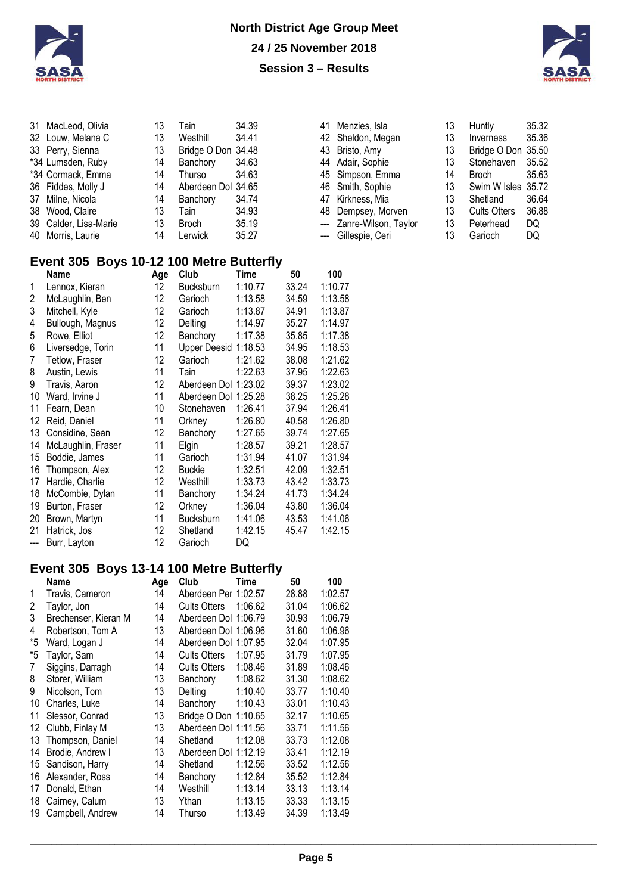| Place | Name | Age | Club | Time |
|---|---|---|---|---|
| 31 | MacLeod, Olivia | 13 | Tain | 34.39 |
| 32 | Louw, Melana C | 13 | Westhill | 34.41 |
| 33 | Perry, Sienna | 13 | Bridge O Don | 34.48 |
| *34 | Lumsden, Ruby | 14 | Banchory | 34.63 |
| *34 | Cormack, Emma | 14 | Thurso | 34.63 |
| 36 | Fiddes, Molly J | 14 | Aberdeen Dol | 34.65 |
| 37 | Milne, Nicola | 14 | Banchory | 34.74 |
| 38 | Wood, Claire | 13 | Tain | 34.93 |
| 39 | Calder, Lisa-Marie | 13 | Broch | 35.19 |
| 40 | Morris, Laurie | 14 | Lerwick | 35.27 |
| 41 | Menzies, Isla | 13 | Huntly | 35.32 |
| 42 | Sheldon, Megan | 13 | Inverness | 35.36 |
| 43 | Bristo, Amy | 13 | Bridge O Don | 35.50 |
| 44 | Adair, Sophie | 13 | Stonehaven | 35.52 |
| 45 | Simpson, Emma | 14 | Broch | 35.63 |
| 46 | Smith, Sophie | 13 | Swim W Isles | 35.72 |
| 47 | Kirkness, Mia | 13 | Shetland | 36.64 |
| 48 | Dempsey, Morven | 13 | Cults Otters | 36.88 |
| --- | Zanre-Wilson, Taylor | 13 | Peterhead | DQ |
| --- | Gillespie, Ceri | 13 | Garioch | DQ |

## Event 305 Boys 10-12 100 Metre Butterfly

| | Name | Age | Club | Time | 50 | 100 |
|---|---|---|---|---|---|---|
| 1 | Lennox, Kieran | 12 | Bucksburn | 1:10.77 | 33.24 | 1:10.77 |
| 2 | McLaughlin, Ben | 12 | Garioch | 1:13.58 | 34.59 | 1:13.58 |
| 3 | Mitchell, Kyle | 12 | Garioch | 1:13.87 | 34.91 | 1:13.87 |
| 4 | Bullough, Magnus | 12 | Delting | 1:14.97 | 35.27 | 1:14.97 |
| 5 | Rowe, Elliot | 12 | Banchory | 1:17.38 | 35.85 | 1:17.38 |
| 6 | Liversedge, Torin | 11 | Upper Deesid | 1:18.53 | 34.95 | 1:18.53 |
| 7 | Tetlow, Fraser | 12 | Garioch | 1:21.62 | 38.08 | 1:21.62 |
| 8 | Austin, Lewis | 11 | Tain | 1:22.63 | 37.95 | 1:22.63 |
| 9 | Travis, Aaron | 12 | Aberdeen Dol | 1:23.02 | 39.37 | 1:23.02 |
| 10 | Ward, Irvine J | 11 | Aberdeen Dol | 1:25.28 | 38.25 | 1:25.28 |
| 11 | Fearn, Dean | 10 | Stonehaven | 1:26.41 | 37.94 | 1:26.41 |
| 12 | Reid, Daniel | 11 | Orkney | 1:26.80 | 40.58 | 1:26.80 |
| 13 | Considine, Sean | 12 | Banchory | 1:27.65 | 39.74 | 1:27.65 |
| 14 | McLaughlin, Fraser | 11 | Elgin | 1:28.57 | 39.21 | 1:28.57 |
| 15 | Boddie, James | 11 | Garioch | 1:31.94 | 41.07 | 1:31.94 |
| 16 | Thompson, Alex | 12 | Buckie | 1:32.51 | 42.09 | 1:32.51 |
| 17 | Hardie, Charlie | 12 | Westhill | 1:33.73 | 43.42 | 1:33.73 |
| 18 | McCombie, Dylan | 11 | Banchory | 1:34.24 | 41.73 | 1:34.24 |
| 19 | Burton, Fraser | 12 | Orkney | 1:36.04 | 43.80 | 1:36.04 |
| 20 | Brown, Martyn | 11 | Bucksburn | 1:41.06 | 43.53 | 1:41.06 |
| 21 | Hatrick, Jos | 12 | Shetland | 1:42.15 | 45.47 | 1:42.15 |
| --- | Burr, Layton | 12 | Garioch | DQ | | |

## Event 305 Boys 13-14 100 Metre Butterfly

| | Name | Age | Club | Time | 50 | 100 |
|---|---|---|---|---|---|---|
| 1 | Travis, Cameron | 14 | Aberdeen Per | 1:02.57 | 28.88 | 1:02.57 |
| 2 | Taylor, Jon | 14 | Cults Otters | 1:06.62 | 31.04 | 1:06.62 |
| 3 | Brechenser, Kieran M | 14 | Aberdeen Dol | 1:06.79 | 30.93 | 1:06.79 |
| 4 | Robertson, Tom A | 13 | Aberdeen Dol | 1:06.96 | 31.60 | 1:06.96 |
| *5 | Ward, Logan J | 14 | Aberdeen Dol | 1:07.95 | 32.04 | 1:07.95 |
| *5 | Taylor, Sam | 14 | Cults Otters | 1:07.95 | 31.79 | 1:07.95 |
| 7 | Siggins, Darragh | 14 | Cults Otters | 1:08.46 | 31.89 | 1:08.46 |
| 8 | Storer, William | 13 | Banchory | 1:08.62 | 31.30 | 1:08.62 |
| 9 | Nicolson, Tom | 13 | Delting | 1:10.40 | 33.77 | 1:10.40 |
| 10 | Charles, Luke | 14 | Banchory | 1:10.43 | 33.01 | 1:10.43 |
| 11 | Slessor, Conrad | 13 | Bridge O Don | 1:10.65 | 32.17 | 1:10.65 |
| 12 | Clubb, Finlay M | 13 | Aberdeen Dol | 1:11.56 | 33.71 | 1:11.56 |
| 13 | Thompson, Daniel | 14 | Shetland | 1:12.08 | 33.73 | 1:12.08 |
| 14 | Brodie, Andrew I | 13 | Aberdeen Dol | 1:12.19 | 33.41 | 1:12.19 |
| 15 | Sandison, Harry | 14 | Shetland | 1:12.56 | 33.52 | 1:12.56 |
| 16 | Alexander, Ross | 14 | Banchory | 1:12.84 | 35.52 | 1:12.84 |
| 17 | Donald, Ethan | 14 | Westhill | 1:13.14 | 33.13 | 1:13.14 |
| 18 | Cairney, Calum | 13 | Ythan | 1:13.15 | 33.33 | 1:13.15 |
| 19 | Campbell, Andrew | 14 | Thurso | 1:13.49 | 34.39 | 1:13.49 |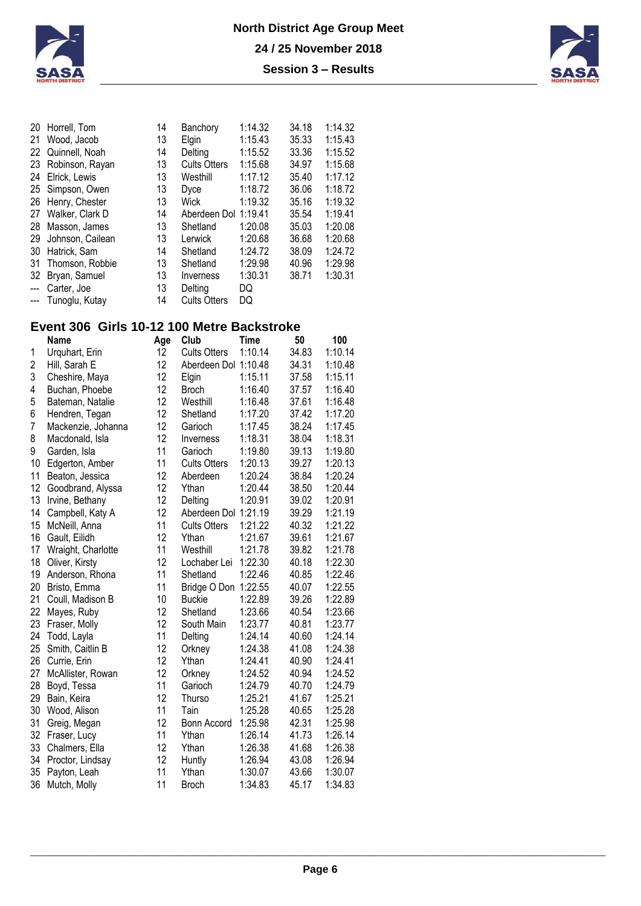| | Name | Age | Club | Time | 50 | 100 |
|---|---|---|---|---|---|---|
| 20 | Horrell, Tom | 14 | Banchory | 1:14.32 | 34.18 | 1:14.32 |
| 21 | Wood, Jacob | 13 | Elgin | 1:15.43 | 35.33 | 1:15.43 |
| 22 | Quinnell, Noah | 14 | Delting | 1:15.52 | 33.36 | 1:15.52 |
| 23 | Robinson, Rayan | 13 | Cults Otters | 1:15.68 | 34.97 | 1:15.68 |
| 24 | Elrick, Lewis | 13 | Westhill | 1:17.12 | 35.40 | 1:17.12 |
| 25 | Simpson, Owen | 13 | Dyce | 1:18.72 | 36.06 | 1:18.72 |
| 26 | Henry, Chester | 13 | Wick | 1:19.32 | 35.16 | 1:19.32 |
| 27 | Walker, Clark D | 14 | Aberdeen Dol | 1:19.41 | 35.54 | 1:19.41 |
| 28 | Masson, James | 13 | Shetland | 1:20.08 | 35.03 | 1:20.08 |
| 29 | Johnson, Cailean | 13 | Lerwick | 1:20.68 | 36.68 | 1:20.68 |
| 30 | Hatrick, Sam | 14 | Shetland | 1:24.72 | 38.09 | 1:24.72 |
| 31 | Thomson, Robbie | 13 | Shetland | 1:29.98 | 40.96 | 1:29.98 |
| 32 | Bryan, Samuel | 13 | Inverness | 1:30.31 | 38.71 | 1:30.31 |
| --- | Carter, Joe | 13 | Delting | DQ | | |
| --- | Tunoglu, Kutay | 14 | Cults Otters | DQ | | |

## Event 306 Girls 10-12 100 Metre Backstroke

| | Name | Age | Club | Time | 50 | 100 |
|---|---|---|---|---|---|---|
| 1 | Urquhart, Erin | 12 | Cults Otters | 1:10.14 | 34.83 | 1:10.14 |
| 2 | Hill, Sarah E | 12 | Aberdeen Dol | 1:10.48 | 34.31 | 1:10.48 |
| 3 | Cheshire, Maya | 12 | Elgin | 1:15.11 | 37.58 | 1:15.11 |
| 4 | Buchan, Phoebe | 12 | Broch | 1:16.40 | 37.57 | 1:16.40 |
| 5 | Bateman, Natalie | 12 | Westhill | 1:16.48 | 37.61 | 1:16.48 |
| 6 | Hendren, Tegan | 12 | Shetland | 1:17.20 | 37.42 | 1:17.20 |
| 7 | Mackenzie, Johanna | 12 | Garioch | 1:17.45 | 38.24 | 1:17.45 |
| 8 | Macdonald, Isla | 12 | Inverness | 1:18.31 | 38.04 | 1:18.31 |
| 9 | Garden, Isla | 11 | Garioch | 1:19.80 | 39.13 | 1:19.80 |
| 10 | Edgerton, Amber | 11 | Cults Otters | 1:20.13 | 39.27 | 1:20.13 |
| 11 | Beaton, Jessica | 12 | Aberdeen | 1:20.24 | 38.84 | 1:20.24 |
| 12 | Goodbrand, Alyssa | 12 | Ythan | 1:20.44 | 38.50 | 1:20.44 |
| 13 | Irvine, Bethany | 12 | Delting | 1:20.91 | 39.02 | 1:20.91 |
| 14 | Campbell, Katy A | 12 | Aberdeen Dol | 1:21.19 | 39.29 | 1:21.19 |
| 15 | McNeill, Anna | 11 | Cults Otters | 1:21.22 | 40.32 | 1:21.22 |
| 16 | Gault, Eilidh | 12 | Ythan | 1:21.67 | 39.61 | 1:21.67 |
| 17 | Wraight, Charlotte | 11 | Westhill | 1:21.78 | 39.82 | 1:21.78 |
| 18 | Oliver, Kirsty | 12 | Lochaber Lei | 1:22.30 | 40.18 | 1:22.30 |
| 19 | Anderson, Rhona | 11 | Shetland | 1:22.46 | 40.85 | 1:22.46 |
| 20 | Bristo, Emma | 11 | Bridge O Don | 1:22.55 | 40.07 | 1:22.55 |
| 21 | Coull, Madison B | 10 | Buckie | 1:22.89 | 39.26 | 1:22.89 |
| 22 | Mayes, Ruby | 12 | Shetland | 1:23.66 | 40.54 | 1:23.66 |
| 23 | Fraser, Molly | 12 | South Main | 1:23.77 | 40.81 | 1:23.77 |
| 24 | Todd, Layla | 11 | Delting | 1:24.14 | 40.60 | 1:24.14 |
| 25 | Smith, Caitlin B | 12 | Orkney | 1:24.38 | 41.08 | 1:24.38 |
| 26 | Currie, Erin | 12 | Ythan | 1:24.41 | 40.90 | 1:24.41 |
| 27 | McAllister, Rowan | 12 | Orkney | 1:24.52 | 40.94 | 1:24.52 |
| 28 | Boyd, Tessa | 11 | Garioch | 1:24.79 | 40.70 | 1:24.79 |
| 29 | Bain, Keira | 12 | Thurso | 1:25.21 | 41.67 | 1:25.21 |
| 30 | Wood, Alison | 11 | Tain | 1:25.28 | 40.65 | 1:25.28 |
| 31 | Greig, Megan | 12 | Bonn Accord | 1:25.98 | 42.31 | 1:25.98 |
| 32 | Fraser, Lucy | 11 | Ythan | 1:26.14 | 41.73 | 1:26.14 |
| 33 | Chalmers, Ella | 12 | Ythan | 1:26.38 | 41.68 | 1:26.38 |
| 34 | Proctor, Lindsay | 12 | Huntly | 1:26.94 | 43.08 | 1:26.94 |
| 35 | Payton, Leah | 11 | Ythan | 1:30.07 | 43.66 | 1:30.07 |
| 36 | Mutch, Molly | 11 | Broch | 1:34.83 | 45.17 | 1:34.83 |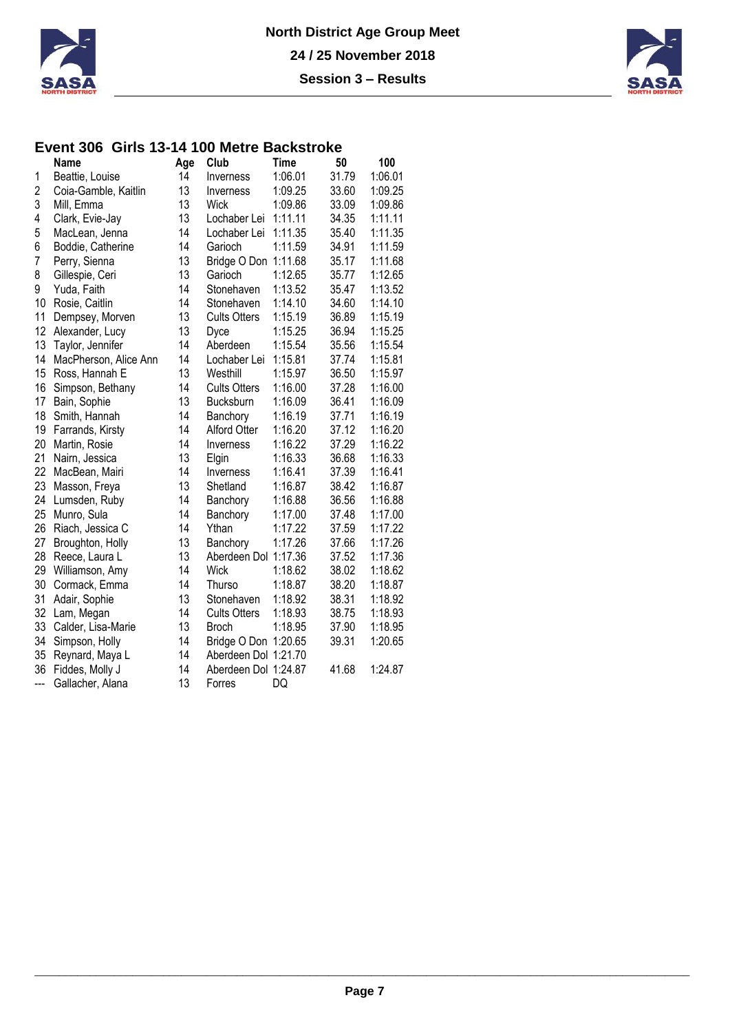# North District Age Group Meet

## 24 / 25 November 2018

## Session 3 – Results

### Event 306 Girls 13-14 100 Metre Backstroke

| | Name | Age | Club | Time | 50 | 100 |
|---|---|---|---|---|---|---|
| 1 | Beattie, Louise | 14 | Inverness | 1:06.01 | 31.79 | 1:06.01 |
| 2 | Coia-Gamble, Kaitlin | 13 | Inverness | 1:09.25 | 33.60 | 1:09.25 |
| 3 | Mill, Emma | 13 | Wick | 1:09.86 | 33.09 | 1:09.86 |
| 4 | Clark, Evie-Jay | 13 | Lochaber Lei | 1:11.11 | 34.35 | 1:11.11 |
| 5 | MacLean, Jenna | 14 | Lochaber Lei | 1:11.35 | 35.40 | 1:11.35 |
| 6 | Boddie, Catherine | 14 | Garioch | 1:11.59 | 34.91 | 1:11.59 |
| 7 | Perry, Sienna | 13 | Bridge O Don | 1:11.68 | 35.17 | 1:11.68 |
| 8 | Gillespie, Ceri | 13 | Garioch | 1:12.65 | 35.77 | 1:12.65 |
| 9 | Yuda, Faith | 14 | Stonehaven | 1:13.52 | 35.47 | 1:13.52 |
| 10 | Rosie, Caitlin | 14 | Stonehaven | 1:14.10 | 34.60 | 1:14.10 |
| 11 | Dempsey, Morven | 13 | Cults Otters | 1:15.19 | 36.89 | 1:15.19 |
| 12 | Alexander, Lucy | 13 | Dyce | 1:15.25 | 36.94 | 1:15.25 |
| 13 | Taylor, Jennifer | 14 | Aberdeen | 1:15.54 | 35.56 | 1:15.54 |
| 14 | MacPherson, Alice Ann | 14 | Lochaber Lei | 1:15.81 | 37.74 | 1:15.81 |
| 15 | Ross, Hannah E | 13 | Westhill | 1:15.97 | 36.50 | 1:15.97 |
| 16 | Simpson, Bethany | 14 | Cults Otters | 1:16.00 | 37.28 | 1:16.00 |
| 17 | Bain, Sophie | 13 | Bucksburn | 1:16.09 | 36.41 | 1:16.09 |
| 18 | Smith, Hannah | 14 | Banchory | 1:16.19 | 37.71 | 1:16.19 |
| 19 | Farrands, Kirsty | 14 | Alford Otter | 1:16.20 | 37.12 | 1:16.20 |
| 20 | Martin, Rosie | 14 | Inverness | 1:16.22 | 37.29 | 1:16.22 |
| 21 | Nairn, Jessica | 13 | Elgin | 1:16.33 | 36.68 | 1:16.33 |
| 22 | MacBean, Mairi | 14 | Inverness | 1:16.41 | 37.39 | 1:16.41 |
| 23 | Masson, Freya | 13 | Shetland | 1:16.87 | 38.42 | 1:16.87 |
| 24 | Lumsden, Ruby | 14 | Banchory | 1:16.88 | 36.56 | 1:16.88 |
| 25 | Munro, Sula | 14 | Banchory | 1:17.00 | 37.48 | 1:17.00 |
| 26 | Riach, Jessica C | 14 | Ythan | 1:17.22 | 37.59 | 1:17.22 |
| 27 | Broughton, Holly | 13 | Banchory | 1:17.26 | 37.66 | 1:17.26 |
| 28 | Reece, Laura L | 13 | Aberdeen Dol | 1:17.36 | 37.52 | 1:17.36 |
| 29 | Williamson, Amy | 14 | Wick | 1:18.62 | 38.02 | 1:18.62 |
| 30 | Cormack, Emma | 14 | Thurso | 1:18.87 | 38.20 | 1:18.87 |
| 31 | Adair, Sophie | 13 | Stonehaven | 1:18.92 | 38.31 | 1:18.92 |
| 32 | Lam, Megan | 14 | Cults Otters | 1:18.93 | 38.75 | 1:18.93 |
| 33 | Calder, Lisa-Marie | 13 | Broch | 1:18.95 | 37.90 | 1:18.95 |
| 34 | Simpson, Holly | 14 | Bridge O Don | 1:20.65 | 39.31 | 1:20.65 |
| 35 | Reynard, Maya L | 14 | Aberdeen Dol | 1:21.70 | | |
| 36 | Fiddes, Molly J | 14 | Aberdeen Dol | 1:24.87 | 41.68 | 1:24.87 |
| --- | Gallacher, Alana | 13 | Forres | DQ | | |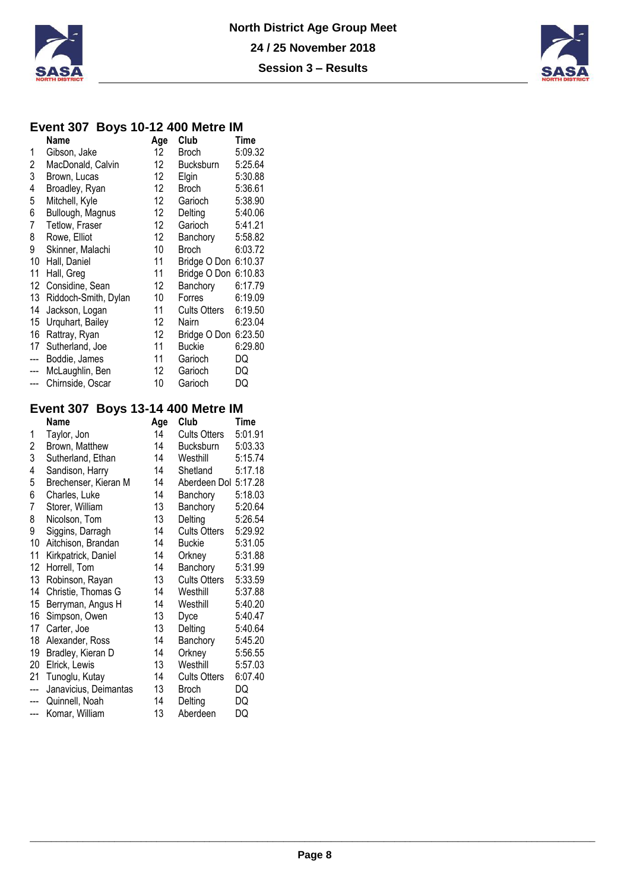## Event 307 Boys 10-12 400 Metre IM

| | Name | Age | Club | Time |
|---|---|---|---|---|
| 1 | Gibson, Jake | 12 | Broch | 5:09.32 |
| 2 | MacDonald, Calvin | 12 | Bucksburn | 5:25.64 |
| 3 | Brown, Lucas | 12 | Elgin | 5:30.88 |
| 4 | Broadley, Ryan | 12 | Broch | 5:36.61 |
| 5 | Mitchell, Kyle | 12 | Garioch | 5:38.90 |
| 6 | Bullough, Magnus | 12 | Delting | 5:40.06 |
| 7 | Tetlow, Fraser | 12 | Garioch | 5:41.21 |
| 8 | Rowe, Elliot | 12 | Banchory | 5:58.82 |
| 9 | Skinner, Malachi | 10 | Broch | 6:03.72 |
| 10 | Hall, Daniel | 11 | Bridge O Don | 6:10.37 |
| 11 | Hall, Greg | 11 | Bridge O Don | 6:10.83 |
| 12 | Considine, Sean | 12 | Banchory | 6:17.79 |
| 13 | Riddoch-Smith, Dylan | 10 | Forres | 6:19.09 |
| 14 | Jackson, Logan | 11 | Cults Otters | 6:19.50 |
| 15 | Urquhart, Bailey | 12 | Nairn | 6:23.04 |
| 16 | Rattray, Ryan | 12 | Bridge O Don | 6:23.50 |
| 17 | Sutherland, Joe | 11 | Buckie | 6:29.80 |
| --- | Boddie, James | 11 | Garioch | DQ |
| --- | McLaughlin, Ben | 12 | Garioch | DQ |
| --- | Chirnside, Oscar | 10 | Garioch | DQ |

## Event 307 Boys 13-14 400 Metre IM

| | Name | Age | Club | Time |
|---|---|---|---|---|
| 1 | Taylor, Jon | 14 | Cults Otters | 5:01.91 |
| 2 | Brown, Matthew | 14 | Bucksburn | 5:03.33 |
| 3 | Sutherland, Ethan | 14 | Westhill | 5:15.74 |
| 4 | Sandison, Harry | 14 | Shetland | 5:17.18 |
| 5 | Brechenser, Kieran M | 14 | Aberdeen Dol | 5:17.28 |
| 6 | Charles, Luke | 14 | Banchory | 5:18.03 |
| 7 | Storer, William | 13 | Banchory | 5:20.64 |
| 8 | Nicolson, Tom | 13 | Delting | 5:26.54 |
| 9 | Siggins, Darragh | 14 | Cults Otters | 5:29.92 |
| 10 | Aitchison, Brandan | 14 | Buckie | 5:31.05 |
| 11 | Kirkpatrick, Daniel | 14 | Orkney | 5:31.88 |
| 12 | Horrell, Tom | 14 | Banchory | 5:31.99 |
| 13 | Robinson, Rayan | 13 | Cults Otters | 5:33.59 |
| 14 | Christie, Thomas G | 14 | Westhill | 5:37.88 |
| 15 | Berryman, Angus H | 14 | Westhill | 5:40.20 |
| 16 | Simpson, Owen | 13 | Dyce | 5:40.47 |
| 17 | Carter, Joe | 13 | Delting | 5:40.64 |
| 18 | Alexander, Ross | 14 | Banchory | 5:45.20 |
| 19 | Bradley, Kieran D | 14 | Orkney | 5:56.55 |
| 20 | Elrick, Lewis | 13 | Westhill | 5:57.03 |
| 21 | Tunoglu, Kutay | 14 | Cults Otters | 6:07.40 |
| --- | Janavicius, Deimantas | 13 | Broch | DQ |
| --- | Quinnell, Noah | 14 | Delting | DQ |
| --- | Komar, William | 13 | Aberdeen | DQ |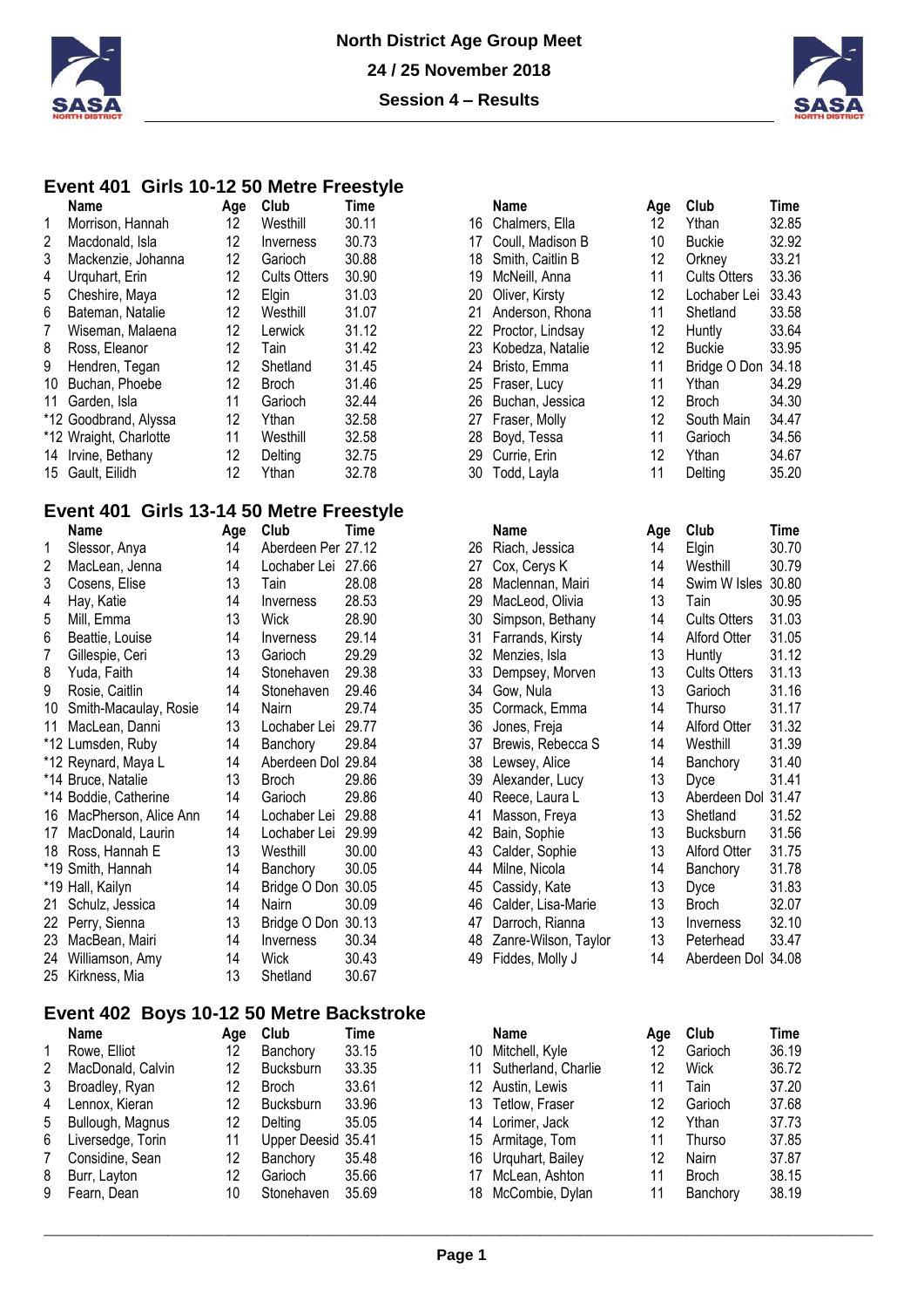North District Age Group Meet

24 / 25 November 2018

Session 4 – Results

## Event 401 Girls 10-12 50 Metre Freestyle

| | Name | Age | Club | Time |
|---|---|---|---|---|
| 1 | Morrison, Hannah | 12 | Westhill | 30.11 |
| 2 | Macdonald, Isla | 12 | Inverness | 30.73 |
| 3 | Mackenzie, Johanna | 12 | Garioch | 30.88 |
| 4 | Urquhart, Erin | 12 | Cults Otters | 30.90 |
| 5 | Cheshire, Maya | 12 | Elgin | 31.03 |
| 6 | Bateman, Natalie | 12 | Westhill | 31.07 |
| 7 | Wiseman, Malaena | 12 | Lerwick | 31.12 |
| 8 | Ross, Eleanor | 12 | Tain | 31.42 |
| 9 | Hendren, Tegan | 12 | Shetland | 31.45 |
| 10 | Buchan, Phoebe | 12 | Broch | 31.46 |
| 11 | Garden, Isla | 11 | Garioch | 32.44 |
| *12 | Goodbrand, Alyssa | 12 | Ythan | 32.58 |
| *12 | Wraight, Charlotte | 11 | Westhill | 32.58 |
| 14 | Irvine, Bethany | 12 | Delting | 32.75 |
| 15 | Gault, Eilidh | 12 | Ythan | 32.78 |
| 16 | Chalmers, Ella | 12 | Ythan | 32.85 |
| 17 | Coull, Madison B | 10 | Buckie | 32.92 |
| 18 | Smith, Caitlin B | 12 | Orkney | 33.21 |
| 19 | McNeill, Anna | 11 | Cults Otters | 33.36 |
| 20 | Oliver, Kirsty | 12 | Lochaber Lei | 33.43 |
| 21 | Anderson, Rhona | 11 | Shetland | 33.58 |
| 22 | Proctor, Lindsay | 12 | Huntly | 33.64 |
| 23 | Kobedza, Natalie | 12 | Buckie | 33.95 |
| 24 | Bristo, Emma | 11 | Bridge O Don | 34.18 |
| 25 | Fraser, Lucy | 11 | Ythan | 34.29 |
| 26 | Buchan, Jessica | 12 | Broch | 34.30 |
| 27 | Fraser, Molly | 12 | South Main | 34.47 |
| 28 | Boyd, Tessa | 11 | Garioch | 34.56 |
| 29 | Currie, Erin | 12 | Ythan | 34.67 |
| 30 | Todd, Layla | 11 | Delting | 35.20 |

## Event 401 Girls 13-14 50 Metre Freestyle

| | Name | Age | Club | Time |
|---|---|---|---|---|
| 1 | Slessor, Anya | 14 | Aberdeen Per | 27.12 |
| 2 | MacLean, Jenna | 14 | Lochaber Lei | 27.66 |
| 3 | Cosens, Elise | 13 | Tain | 28.08 |
| 4 | Hay, Katie | 14 | Inverness | 28.53 |
| 5 | Mill, Emma | 13 | Wick | 28.90 |
| 6 | Beattie, Louise | 14 | Inverness | 29.14 |
| 7 | Gillespie, Ceri | 13 | Garioch | 29.29 |
| 8 | Yuda, Faith | 14 | Stonehaven | 29.38 |
| 9 | Rosie, Caitlin | 14 | Stonehaven | 29.46 |
| 10 | Smith-Macaulay, Rosie | 14 | Nairn | 29.74 |
| 11 | MacLean, Danni | 13 | Lochaber Lei | 29.77 |
| *12 | Lumsden, Ruby | 14 | Banchory | 29.84 |
| *12 | Reynard, Maya L | 14 | Aberdeen Dol | 29.84 |
| *14 | Bruce, Natalie | 13 | Broch | 29.86 |
| *14 | Boddie, Catherine | 14 | Garioch | 29.86 |
| 16 | MacPherson, Alice Ann | 14 | Lochaber Lei | 29.88 |
| 17 | MacDonald, Laurin | 14 | Lochaber Lei | 29.99 |
| 18 | Ross, Hannah E | 13 | Westhill | 30.00 |
| *19 | Smith, Hannah | 14 | Banchory | 30.05 |
| *19 | Hall, Kailyn | 14 | Bridge O Don | 30.05 |
| 21 | Schulz, Jessica | 14 | Nairn | 30.09 |
| 22 | Perry, Sienna | 13 | Bridge O Don | 30.13 |
| 23 | MacBean, Mairi | 14 | Inverness | 30.34 |
| 24 | Williamson, Amy | 14 | Wick | 30.43 |
| 25 | Kirkness, Mia | 13 | Shetland | 30.67 |
| 26 | Riach, Jessica | 14 | Elgin | 30.70 |
| 27 | Cox, Cerys K | 14 | Westhill | 30.79 |
| 28 | Maclennan, Mairi | 14 | Swim W Isles | 30.80 |
| 29 | MacLeod, Olivia | 13 | Tain | 30.95 |
| 30 | Simpson, Bethany | 14 | Cults Otters | 31.03 |
| 31 | Farrands, Kirsty | 14 | Alford Otter | 31.05 |
| 32 | Menzies, Isla | 13 | Huntly | 31.12 |
| 33 | Dempsey, Morven | 13 | Cults Otters | 31.13 |
| 34 | Gow, Nula | 13 | Garioch | 31.16 |
| 35 | Cormack, Emma | 14 | Thurso | 31.17 |
| 36 | Jones, Freja | 14 | Alford Otter | 31.32 |
| 37 | Brewis, Rebecca S | 14 | Westhill | 31.39 |
| 38 | Lewsey, Alice | 14 | Banchory | 31.40 |
| 39 | Alexander, Lucy | 13 | Dyce | 31.41 |
| 40 | Reece, Laura L | 13 | Aberdeen Dol | 31.47 |
| 41 | Masson, Freya | 13 | Shetland | 31.52 |
| 42 | Bain, Sophie | 13 | Bucksburn | 31.56 |
| 43 | Calder, Sophie | 13 | Alford Otter | 31.75 |
| 44 | Milne, Nicola | 14 | Banchory | 31.78 |
| 45 | Cassidy, Kate | 13 | Dyce | 31.83 |
| 46 | Calder, Lisa-Marie | 13 | Broch | 32.07 |
| 47 | Darroch, Rianna | 13 | Inverness | 32.10 |
| 48 | Zanre-Wilson, Taylor | 13 | Peterhead | 33.47 |
| 49 | Fiddes, Molly J | 14 | Aberdeen Dol | 34.08 |

## Event 402 Boys 10-12 50 Metre Backstroke

| | Name | Age | Club | Time |
|---|---|---|---|---|
| 1 | Rowe, Elliot | 12 | Banchory | 33.15 |
| 2 | MacDonald, Calvin | 12 | Bucksburn | 33.35 |
| 3 | Broadley, Ryan | 12 | Broch | 33.61 |
| 4 | Lennox, Kieran | 12 | Bucksburn | 33.96 |
| 5 | Bullough, Magnus | 12 | Delting | 35.05 |
| 6 | Liversedge, Torin | 11 | Upper Deesid | 35.41 |
| 7 | Considine, Sean | 12 | Banchory | 35.48 |
| 8 | Burr, Layton | 12 | Garioch | 35.66 |
| 9 | Fearn, Dean | 10 | Stonehaven | 35.69 |
| 10 | Mitchell, Kyle | 12 | Garioch | 36.19 |
| 11 | Sutherland, Charlie | 12 | Wick | 36.72 |
| 12 | Austin, Lewis | 11 | Tain | 37.20 |
| 13 | Tetlow, Fraser | 12 | Garioch | 37.68 |
| 14 | Lorimer, Jack | 12 | Ythan | 37.73 |
| 15 | Armitage, Tom | 11 | Thurso | 37.85 |
| 16 | Urquhart, Bailey | 12 | Nairn | 37.87 |
| 17 | McLean, Ashton | 11 | Broch | 38.15 |
| 18 | McCombie, Dylan | 11 | Banchory | 38.19 |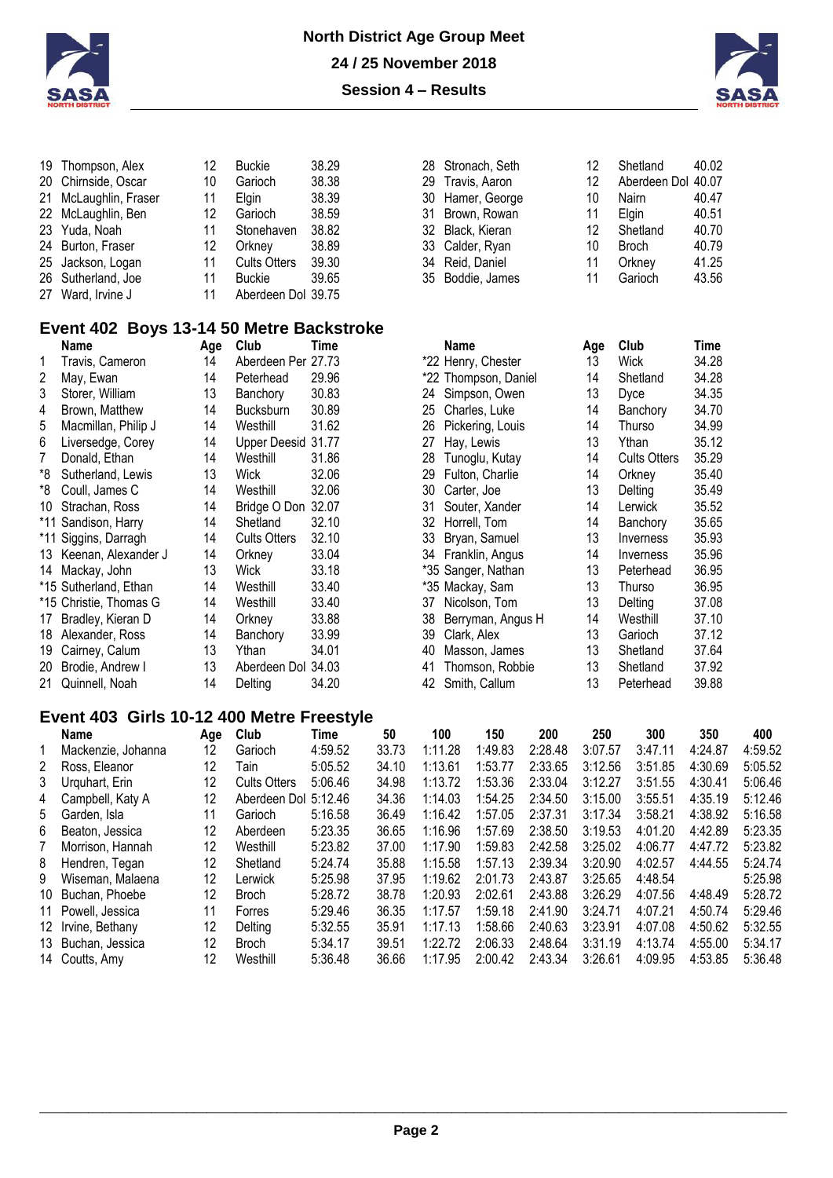| | Name | Age | Club | Time |
|---|---|---|---|---|
| 19 | Thompson, Alex | 12 | Buckie | 38.29 |
| 20 | Chirnside, Oscar | 10 | Garioch | 38.38 |
| 21 | McLaughlin, Fraser | 11 | Elgin | 38.39 |
| 22 | McLaughlin, Ben | 12 | Garioch | 38.59 |
| 23 | Yuda, Noah | 11 | Stonehaven | 38.82 |
| 24 | Burton, Fraser | 12 | Orkney | 38.89 |
| 25 | Jackson, Logan | 11 | Cults Otters | 39.30 |
| 26 | Sutherland, Joe | 11 | Buckie | 39.65 |
| 27 | Ward, Irvine J | 11 | Aberdeen Dol | 39.75 |
| 28 | Stronach, Seth | 12 | Shetland | 40.02 |
| 29 | Travis, Aaron | 12 | Aberdeen Dol | 40.07 |
| 30 | Hamer, George | 10 | Nairn | 40.47 |
| 31 | Brown, Rowan | 11 | Elgin | 40.51 |
| 32 | Black, Kieran | 12 | Shetland | 40.70 |
| 33 | Calder, Ryan | 10 | Broch | 40.79 |
| 34 | Reid, Daniel | 11 | Orkney | 41.25 |
| 35 | Boddie, James | 11 | Garioch | 43.56 |

## Event 402 Boys 13-14 50 Metre Backstroke

| | Name | Age | Club | Time |
|---|---|---|---|---|
| 1 | Travis, Cameron | 14 | Aberdeen Per | 27.73 |
| 2 | May, Ewan | 14 | Peterhead | 29.96 |
| 3 | Storer, William | 13 | Banchory | 30.83 |
| 4 | Brown, Matthew | 14 | Bucksburn | 30.89 |
| 5 | Macmillan, Philip J | 14 | Westhill | 31.62 |
| 6 | Liversedge, Corey | 14 | Upper Deesid | 31.77 |
| 7 | Donald, Ethan | 14 | Westhill | 31.86 |
| *8 | Sutherland, Lewis | 13 | Wick | 32.06 |
| *8 | Coull, James C | 14 | Westhill | 32.06 |
| 10 | Strachan, Ross | 14 | Bridge O Don | 32.07 |
| *11 | Sandison, Harry | 14 | Shetland | 32.10 |
| *11 | Siggins, Darragh | 14 | Cults Otters | 32.10 |
| 13 | Keenan, Alexander J | 14 | Orkney | 33.04 |
| 14 | Mackay, John | 13 | Wick | 33.18 |
| *15 | Sutherland, Ethan | 14 | Westhill | 33.40 |
| *15 | Christie, Thomas G | 14 | Westhill | 33.40 |
| 17 | Bradley, Kieran D | 14 | Orkney | 33.88 |
| 18 | Alexander, Ross | 14 | Banchory | 33.99 |
| 19 | Cairney, Calum | 13 | Ythan | 34.01 |
| 20 | Brodie, Andrew I | 13 | Aberdeen Dol | 34.03 |
| 21 | Quinnell, Noah | 14 | Delting | 34.20 |
| *22 | Henry, Chester | 13 | Wick | 34.28 |
| *22 | Thompson, Daniel | 14 | Shetland | 34.28 |
| 24 | Simpson, Owen | 13 | Dyce | 34.35 |
| 25 | Charles, Luke | 14 | Banchory | 34.70 |
| 26 | Pickering, Louis | 14 | Thurso | 34.99 |
| 27 | Hay, Lewis | 13 | Ythan | 35.12 |
| 28 | Tunoglu, Kutay | 14 | Cults Otters | 35.29 |
| 29 | Fulton, Charlie | 14 | Orkney | 35.40 |
| 30 | Carter, Joe | 13 | Delting | 35.49 |
| 31 | Souter, Xander | 14 | Lerwick | 35.52 |
| 32 | Horrell, Tom | 14 | Banchory | 35.65 |
| 33 | Bryan, Samuel | 13 | Inverness | 35.93 |
| 34 | Franklin, Angus | 14 | Inverness | 35.96 |
| *35 | Sanger, Nathan | 13 | Peterhead | 36.95 |
| *35 | Mackay, Sam | 13 | Thurso | 36.95 |
| 37 | Nicolson, Tom | 13 | Delting | 37.08 |
| 38 | Berryman, Angus H | 14 | Westhill | 37.10 |
| 39 | Clark, Alex | 13 | Garioch | 37.12 |
| 40 | Masson, James | 13 | Shetland | 37.64 |
| 41 | Thomson, Robbie | 13 | Shetland | 37.92 |
| 42 | Smith, Callum | 13 | Peterhead | 39.88 |

## Event 403 Girls 10-12 400 Metre Freestyle

| | Name | Age | Club | Time | 50 | 100 | 150 | 200 | 250 | 300 | 350 | 400 |
|---|---|---|---|---|---|---|---|---|---|---|---|---|
| 1 | Mackenzie, Johanna | 12 | Garioch | 4:59.52 | 33.73 | 1:11.28 | 1:49.83 | 2:28.48 | 3:07.57 | 3:47.11 | 4:24.87 | 4:59.52 |
| 2 | Ross, Eleanor | 12 | Tain | 5:05.52 | 34.10 | 1:13.61 | 1:53.77 | 2:33.65 | 3:12.56 | 3:51.85 | 4:30.69 | 5:05.52 |
| 3 | Urquhart, Erin | 12 | Cults Otters | 5:06.46 | 34.98 | 1:13.72 | 1:53.36 | 2:33.04 | 3:12.27 | 3:51.55 | 4:30.41 | 5:06.46 |
| 4 | Campbell, Katy A | 12 | Aberdeen Dol | 5:12.46 | 34.36 | 1:14.03 | 1:54.25 | 2:34.50 | 3:15.00 | 3:55.51 | 4:35.19 | 5:12.46 |
| 5 | Garden, Isla | 11 | Garioch | 5:16.58 | 36.49 | 1:16.42 | 1:57.05 | 2:37.31 | 3:17.34 | 3:58.21 | 4:38.92 | 5:16.58 |
| 6 | Beaton, Jessica | 12 | Aberdeen | 5:23.35 | 36.65 | 1:16.96 | 1:57.69 | 2:38.50 | 3:19.53 | 4:01.20 | 4:42.89 | 5:23.35 |
| 7 | Morrison, Hannah | 12 | Westhill | 5:23.82 | 37.00 | 1:17.90 | 1:59.83 | 2:42.58 | 3:25.02 | 4:06.77 | 4:47.72 | 5:23.82 |
| 8 | Hendren, Tegan | 12 | Shetland | 5:24.74 | 35.88 | 1:15.58 | 1:57.13 | 2:39.34 | 3:20.90 | 4:02.57 | 4:44.55 | 5:24.74 |
| 9 | Wiseman, Malaena | 12 | Lerwick | 5:25.98 | 37.95 | 1:19.62 | 2:01.73 | 2:43.87 | 3:25.65 | 4:48.54 | | 5:25.98 |
| 10 | Buchan, Phoebe | 12 | Broch | 5:28.72 | 38.78 | 1:20.93 | 2:02.61 | 2:43.88 | 3:26.29 | 4:07.56 | 4:48.49 | 5:28.72 |
| 11 | Powell, Jessica | 11 | Forres | 5:29.46 | 36.35 | 1:17.57 | 1:59.18 | 2:41.90 | 3:24.71 | 4:07.21 | 4:50.74 | 5:29.46 |
| 12 | Irvine, Bethany | 12 | Delting | 5:32.55 | 35.91 | 1:17.13 | 1:58.66 | 2:40.63 | 3:23.91 | 4:07.08 | 4:50.62 | 5:32.55 |
| 13 | Buchan, Jessica | 12 | Broch | 5:34.17 | 39.51 | 1:22.72 | 2:06.33 | 2:48.64 | 3:31.19 | 4:13.74 | 4:55.00 | 5:34.17 |
| 14 | Coutts, Amy | 12 | Westhill | 5:36.48 | 36.66 | 1:17.95 | 2:00.42 | 2:43.34 | 3:26.61 | 4:09.95 | 4:53.85 | 5:36.48 |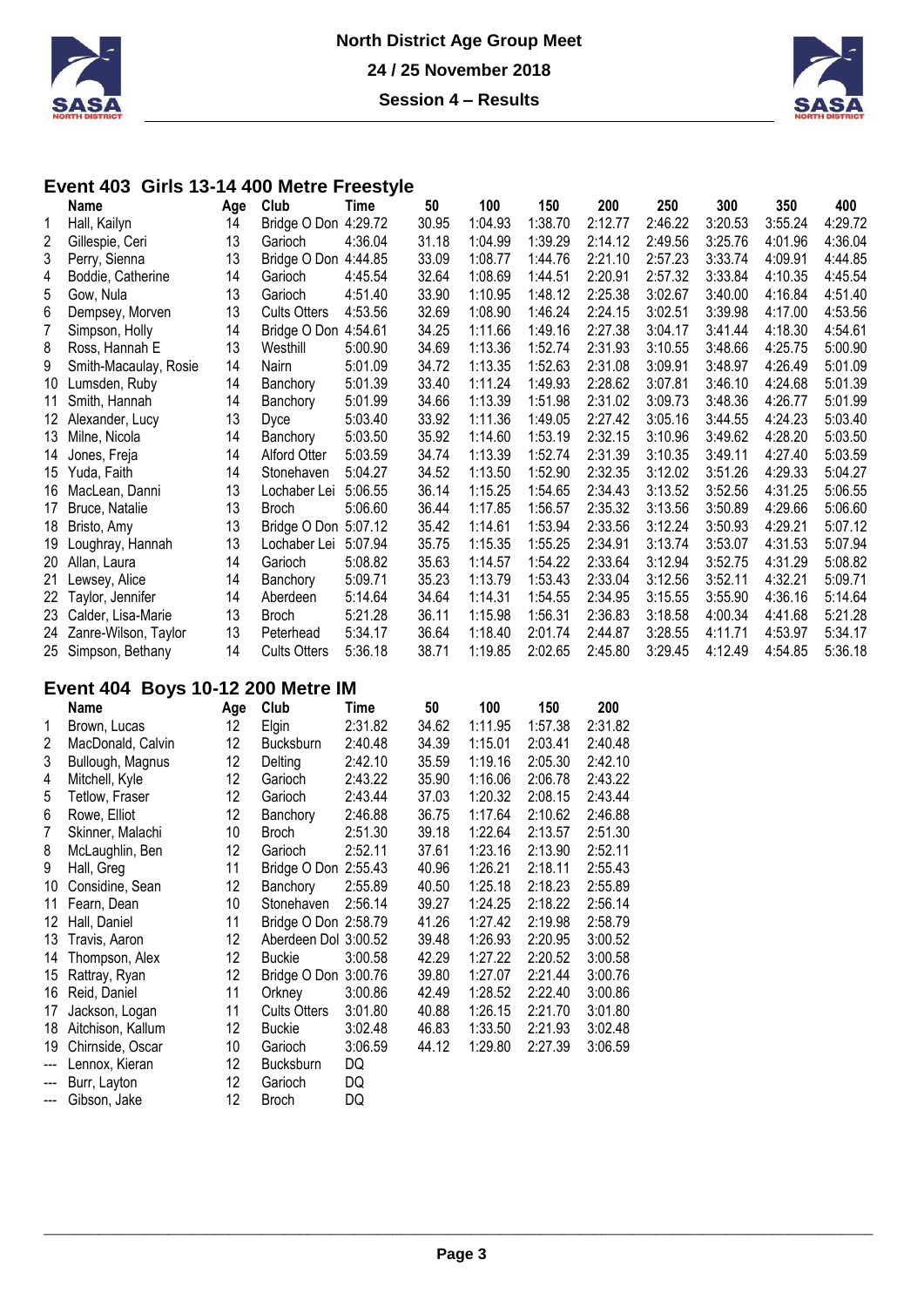North District Age Group Meet

24 / 25 November 2018

Session 4 – Results

## Event 403 Girls 13-14 400 Metre Freestyle

| | Name | Age | Club | Time | 50 | 100 | 150 | 200 | 250 | 300 | 350 | 400 |
|---|---|---|---|---|---|---|---|---|---|---|---|---|
| 1 | Hall, Kailyn | 14 | Bridge O Don | 4:29.72 | 30.95 | 1:04.93 | 1:38.70 | 2:12.77 | 2:46.22 | 3:20.53 | 3:55.24 | 4:29.72 |
| 2 | Gillespie, Ceri | 13 | Garioch | 4:36.04 | 31.18 | 1:04.99 | 1:39.29 | 2:14.12 | 2:49.56 | 3:25.76 | 4:01.96 | 4:36.04 |
| 3 | Perry, Sienna | 13 | Bridge O Don | 4:44.85 | 33.09 | 1:08.77 | 1:44.76 | 2:21.10 | 2:57.23 | 3:33.74 | 4:09.91 | 4:44.85 |
| 4 | Boddie, Catherine | 14 | Garioch | 4:45.54 | 32.64 | 1:08.69 | 1:44.51 | 2:20.91 | 2:57.32 | 3:33.84 | 4:10.35 | 4:45.54 |
| 5 | Gow, Nula | 13 | Garioch | 4:51.40 | 33.90 | 1:10.95 | 1:48.12 | 2:25.38 | 3:02.67 | 3:40.00 | 4:16.84 | 4:51.40 |
| 6 | Dempsey, Morven | 13 | Cults Otters | 4:53.56 | 32.69 | 1:08.90 | 1:46.24 | 2:24.15 | 3:02.51 | 3:39.98 | 4:17.00 | 4:53.56 |
| 7 | Simpson, Holly | 14 | Bridge O Don | 4:54.61 | 34.25 | 1:11.66 | 1:49.16 | 2:27.38 | 3:04.17 | 3:41.44 | 4:18.30 | 4:54.61 |
| 8 | Ross, Hannah E | 13 | Westhill | 5:00.90 | 34.69 | 1:13.36 | 1:52.74 | 2:31.93 | 3:10.55 | 3:48.66 | 4:25.75 | 5:00.90 |
| 9 | Smith-Macaulay, Rosie | 14 | Nairn | 5:01.09 | 34.72 | 1:13.35 | 1:52.63 | 2:31.08 | 3:09.91 | 3:48.97 | 4:26.49 | 5:01.09 |
| 10 | Lumsden, Ruby | 14 | Banchory | 5:01.39 | 33.40 | 1:11.24 | 1:49.93 | 2:28.62 | 3:07.81 | 3:46.10 | 4:24.68 | 5:01.39 |
| 11 | Smith, Hannah | 14 | Banchory | 5:01.99 | 34.66 | 1:13.39 | 1:51.98 | 2:31.02 | 3:09.73 | 3:48.36 | 4:26.77 | 5:01.99 |
| 12 | Alexander, Lucy | 13 | Dyce | 5:03.40 | 33.92 | 1:11.36 | 1:49.05 | 2:27.42 | 3:05.16 | 3:44.55 | 4:24.23 | 5:03.40 |
| 13 | Milne, Nicola | 14 | Banchory | 5:03.50 | 35.92 | 1:14.60 | 1:53.19 | 2:32.15 | 3:10.96 | 3:49.62 | 4:28.20 | 5:03.50 |
| 14 | Jones, Freja | 14 | Alford Otter | 5:03.59 | 34.74 | 1:13.39 | 1:52.74 | 2:31.39 | 3:10.35 | 3:49.11 | 4:27.40 | 5:03.59 |
| 15 | Yuda, Faith | 14 | Stonehaven | 5:04.27 | 34.52 | 1:13.50 | 1:52.90 | 2:32.35 | 3:12.02 | 3:51.26 | 4:29.33 | 5:04.27 |
| 16 | MacLean, Danni | 13 | Lochaber Lei | 5:06.55 | 36.14 | 1:15.25 | 1:54.65 | 2:34.43 | 3:13.52 | 3:52.56 | 4:31.25 | 5:06.55 |
| 17 | Bruce, Natalie | 13 | Broch | 5:06.60 | 36.44 | 1:17.85 | 1:56.57 | 2:35.32 | 3:13.56 | 3:50.89 | 4:29.66 | 5:06.60 |
| 18 | Bristo, Amy | 13 | Bridge O Don | 5:07.12 | 35.42 | 1:14.61 | 1:53.94 | 2:33.56 | 3:12.24 | 3:50.93 | 4:29.21 | 5:07.12 |
| 19 | Loughray, Hannah | 13 | Lochaber Lei | 5:07.94 | 35.75 | 1:15.35 | 1:55.25 | 2:34.91 | 3:13.74 | 3:53.07 | 4:31.53 | 5:07.94 |
| 20 | Allan, Laura | 14 | Garioch | 5:08.82 | 35.63 | 1:14.57 | 1:54.22 | 2:33.64 | 3:12.94 | 3:52.75 | 4:31.29 | 5:08.82 |
| 21 | Lewsey, Alice | 14 | Banchory | 5:09.71 | 35.23 | 1:13.79 | 1:53.43 | 2:33.04 | 3:12.56 | 3:52.11 | 4:32.21 | 5:09.71 |
| 22 | Taylor, Jennifer | 14 | Aberdeen | 5:14.64 | 34.64 | 1:14.31 | 1:54.55 | 2:34.95 | 3:15.55 | 3:55.90 | 4:36.16 | 5:14.64 |
| 23 | Calder, Lisa-Marie | 13 | Broch | 5:21.28 | 36.11 | 1:15.98 | 1:56.31 | 2:36.83 | 3:18.58 | 4:00.34 | 4:41.68 | 5:21.28 |
| 24 | Zanre-Wilson, Taylor | 13 | Peterhead | 5:34.17 | 36.64 | 1:18.40 | 2:01.74 | 2:44.87 | 3:28.55 | 4:11.71 | 4:53.97 | 5:34.17 |
| 25 | Simpson, Bethany | 14 | Cults Otters | 5:36.18 | 38.71 | 1:19.85 | 2:02.65 | 2:45.80 | 3:29.45 | 4:12.49 | 4:54.85 | 5:36.18 |

## Event 404 Boys 10-12 200 Metre IM

| | Name | Age | Club | Time | 50 | 100 | 150 | 200 |
|---|---|---|---|---|---|---|---|---|
| 1 | Brown, Lucas | 12 | Elgin | 2:31.82 | 34.62 | 1:11.95 | 1:57.38 | 2:31.82 |
| 2 | MacDonald, Calvin | 12 | Bucksburn | 2:40.48 | 34.39 | 1:15.01 | 2:03.41 | 2:40.48 |
| 3 | Bullough, Magnus | 12 | Delting | 2:42.10 | 35.59 | 1:19.16 | 2:05.30 | 2:42.10 |
| 4 | Mitchell, Kyle | 12 | Garioch | 2:43.22 | 35.90 | 1:16.06 | 2:06.78 | 2:43.22 |
| 5 | Tetlow, Fraser | 12 | Garioch | 2:43.44 | 37.03 | 1:20.32 | 2:08.15 | 2:43.44 |
| 6 | Rowe, Elliot | 12 | Banchory | 2:46.88 | 36.75 | 1:17.64 | 2:10.62 | 2:46.88 |
| 7 | Skinner, Malachi | 10 | Broch | 2:51.30 | 39.18 | 1:22.64 | 2:13.57 | 2:51.30 |
| 8 | McLaughlin, Ben | 12 | Garioch | 2:52.11 | 37.61 | 1:23.16 | 2:13.90 | 2:52.11 |
| 9 | Hall, Greg | 11 | Bridge O Don | 2:55.43 | 40.96 | 1:26.21 | 2:18.11 | 2:55.43 |
| 10 | Considine, Sean | 12 | Banchory | 2:55.89 | 40.50 | 1:25.18 | 2:18.23 | 2:55.89 |
| 11 | Fearn, Dean | 10 | Stonehaven | 2:56.14 | 39.27 | 1:24.25 | 2:18.22 | 2:56.14 |
| 12 | Hall, Daniel | 11 | Bridge O Don | 2:58.79 | 41.26 | 1:27.42 | 2:19.98 | 2:58.79 |
| 13 | Travis, Aaron | 12 | Aberdeen Dol | 3:00.52 | 39.48 | 1:26.93 | 2:20.95 | 3:00.52 |
| 14 | Thompson, Alex | 12 | Buckie | 3:00.58 | 42.29 | 1:27.22 | 2:20.52 | 3:00.58 |
| 15 | Rattray, Ryan | 12 | Bridge O Don | 3:00.76 | 39.80 | 1:27.07 | 2:21.44 | 3:00.76 |
| 16 | Reid, Daniel | 11 | Orkney | 3:00.86 | 42.49 | 1:28.52 | 2:22.40 | 3:00.86 |
| 17 | Jackson, Logan | 11 | Cults Otters | 3:01.80 | 40.88 | 1:26.15 | 2:21.70 | 3:01.80 |
| 18 | Aitchison, Kallum | 12 | Buckie | 3:02.48 | 46.83 | 1:33.50 | 2:21.93 | 3:02.48 |
| 19 | Chirnside, Oscar | 10 | Garioch | 3:06.59 | 44.12 | 1:29.80 | 2:27.39 | 3:06.59 |
| --- | Lennox, Kieran | 12 | Bucksburn | DQ | | | | |
| --- | Burr, Layton | 12 | Garioch | DQ | | | | |
| --- | Gibson, Jake | 12 | Broch | DQ | | | | |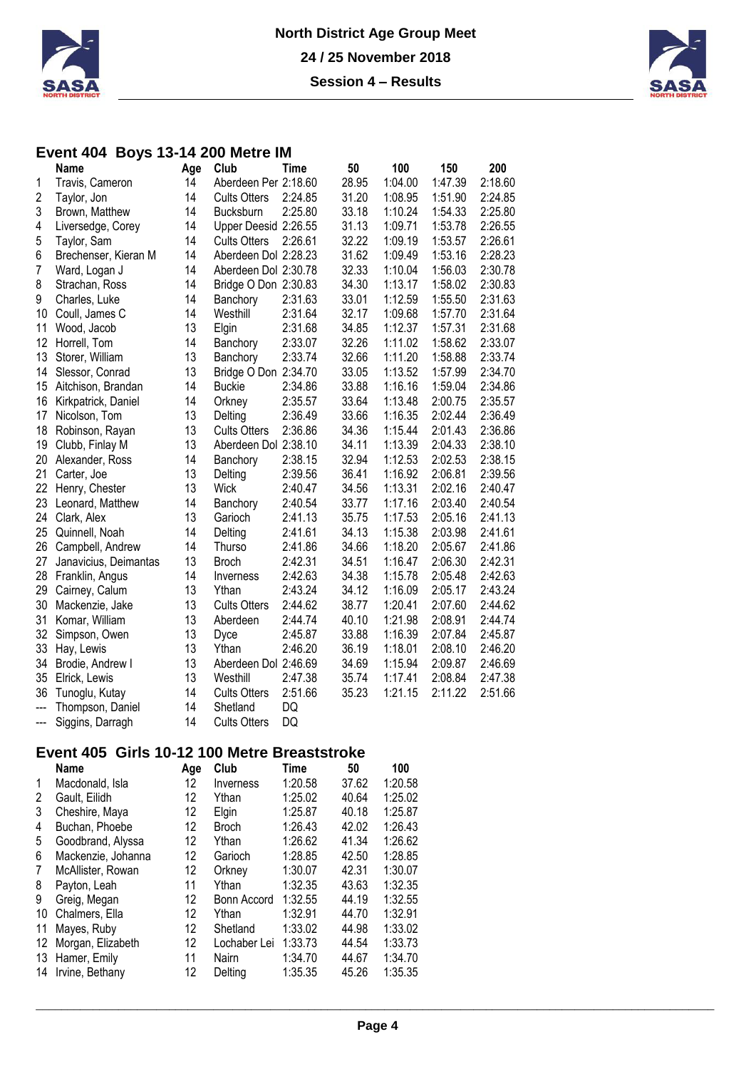# North District Age Group Meet

## 24 / 25 November 2018

## Session 4 – Results

### Event 404 Boys 13-14 200 Metre IM

| | Name | Age | Club | Time | 50 | 100 | 150 | 200 |
|---|---|---|---|---|---|---|---|---|
| 1 | Travis, Cameron | 14 | Aberdeen Per | 2:18.60 | 28.95 | 1:04.00 | 1:47.39 | 2:18.60 |
| 2 | Taylor, Jon | 14 | Cults Otters | 2:24.85 | 31.20 | 1:08.95 | 1:51.90 | 2:24.85 |
| 3 | Brown, Matthew | 14 | Bucksburn | 2:25.80 | 33.18 | 1:10.24 | 1:54.33 | 2:25.80 |
| 4 | Liversedge, Corey | 14 | Upper Deesid | 2:26.55 | 31.13 | 1:09.71 | 1:53.78 | 2:26.55 |
| 5 | Taylor, Sam | 14 | Cults Otters | 2:26.61 | 32.22 | 1:09.19 | 1:53.57 | 2:26.61 |
| 6 | Brechenser, Kieran M | 14 | Aberdeen Dol | 2:28.23 | 31.62 | 1:09.49 | 1:53.16 | 2:28.23 |
| 7 | Ward, Logan J | 14 | Aberdeen Dol | 2:30.78 | 32.33 | 1:10.04 | 1:56.03 | 2:30.78 |
| 8 | Strachan, Ross | 14 | Bridge O Don | 2:30.83 | 34.30 | 1:13.17 | 1:58.02 | 2:30.83 |
| 9 | Charles, Luke | 14 | Banchory | 2:31.63 | 33.01 | 1:12.59 | 1:55.50 | 2:31.63 |
| 10 | Coull, James C | 14 | Westhill | 2:31.64 | 32.17 | 1:09.68 | 1:57.70 | 2:31.64 |
| 11 | Wood, Jacob | 13 | Elgin | 2:31.68 | 34.85 | 1:12.37 | 1:57.31 | 2:31.68 |
| 12 | Horrell, Tom | 14 | Banchory | 2:33.07 | 32.26 | 1:11.02 | 1:58.62 | 2:33.07 |
| 13 | Storer, William | 13 | Banchory | 2:33.74 | 32.66 | 1:11.20 | 1:58.88 | 2:33.74 |
| 14 | Slessor, Conrad | 13 | Bridge O Don | 2:34.70 | 33.05 | 1:13.52 | 1:57.99 | 2:34.70 |
| 15 | Aitchison, Brandan | 14 | Buckie | 2:34.86 | 33.88 | 1:16.16 | 1:59.04 | 2:34.86 |
| 16 | Kirkpatrick, Daniel | 14 | Orkney | 2:35.57 | 33.64 | 1:13.48 | 2:00.75 | 2:35.57 |
| 17 | Nicolson, Tom | 13 | Delting | 2:36.49 | 33.66 | 1:16.35 | 2:02.44 | 2:36.49 |
| 18 | Robinson, Rayan | 13 | Cults Otters | 2:36.86 | 34.36 | 1:15.44 | 2:01.43 | 2:36.86 |
| 19 | Clubb, Finlay M | 13 | Aberdeen Dol | 2:38.10 | 34.11 | 1:13.39 | 2:04.33 | 2:38.10 |
| 20 | Alexander, Ross | 14 | Banchory | 2:38.15 | 32.94 | 1:12.53 | 2:02.53 | 2:38.15 |
| 21 | Carter, Joe | 13 | Delting | 2:39.56 | 36.41 | 1:16.92 | 2:06.81 | 2:39.56 |
| 22 | Henry, Chester | 13 | Wick | 2:40.47 | 34.56 | 1:13.31 | 2:02.16 | 2:40.47 |
| 23 | Leonard, Matthew | 14 | Banchory | 2:40.54 | 33.77 | 1:17.16 | 2:03.40 | 2:40.54 |
| 24 | Clark, Alex | 13 | Garioch | 2:41.13 | 35.75 | 1:17.53 | 2:05.16 | 2:41.13 |
| 25 | Quinnell, Noah | 14 | Delting | 2:41.61 | 34.13 | 1:15.38 | 2:03.98 | 2:41.61 |
| 26 | Campbell, Andrew | 14 | Thurso | 2:41.86 | 34.66 | 1:18.20 | 2:05.67 | 2:41.86 |
| 27 | Janavicius, Deimantas | 13 | Broch | 2:42.31 | 34.51 | 1:16.47 | 2:06.30 | 2:42.31 |
| 28 | Franklin, Angus | 14 | Inverness | 2:42.63 | 34.38 | 1:15.78 | 2:05.48 | 2:42.63 |
| 29 | Cairney, Calum | 13 | Ythan | 2:43.24 | 34.12 | 1:16.09 | 2:05.17 | 2:43.24 |
| 30 | Mackenzie, Jake | 13 | Cults Otters | 2:44.62 | 38.77 | 1:20.41 | 2:07.60 | 2:44.62 |
| 31 | Komar, William | 13 | Aberdeen | 2:44.74 | 40.10 | 1:21.98 | 2:08.91 | 2:44.74 |
| 32 | Simpson, Owen | 13 | Dyce | 2:45.87 | 33.88 | 1:16.39 | 2:07.84 | 2:45.87 |
| 33 | Hay, Lewis | 13 | Ythan | 2:46.20 | 36.19 | 1:18.01 | 2:08.10 | 2:46.20 |
| 34 | Brodie, Andrew I | 13 | Aberdeen Dol | 2:46.69 | 34.69 | 1:15.94 | 2:09.87 | 2:46.69 |
| 35 | Elrick, Lewis | 13 | Westhill | 2:47.38 | 35.74 | 1:17.41 | 2:08.84 | 2:47.38 |
| 36 | Tunoglu, Kutay | 14 | Cults Otters | 2:51.66 | 35.23 | 1:21.15 | 2:11.22 | 2:51.66 |
| --- | Thompson, Daniel | 14 | Shetland | DQ | | | | |
| --- | Siggins, Darragh | 14 | Cults Otters | DQ | | | | |

### Event 405 Girls 10-12 100 Metre Breaststroke

| | Name | Age | Club | Time | 50 | 100 |
|---|---|---|---|---|---|---|
| 1 | Macdonald, Isla | 12 | Inverness | 1:20.58 | 37.62 | 1:20.58 |
| 2 | Gault, Eilidh | 12 | Ythan | 1:25.02 | 40.64 | 1:25.02 |
| 3 | Cheshire, Maya | 12 | Elgin | 1:25.87 | 40.18 | 1:25.87 |
| 4 | Buchan, Phoebe | 12 | Broch | 1:26.43 | 42.02 | 1:26.43 |
| 5 | Goodbrand, Alyssa | 12 | Ythan | 1:26.62 | 41.34 | 1:26.62 |
| 6 | Mackenzie, Johanna | 12 | Garioch | 1:28.85 | 42.50 | 1:28.85 |
| 7 | McAllister, Rowan | 12 | Orkney | 1:30.07 | 42.31 | 1:30.07 |
| 8 | Payton, Leah | 11 | Ythan | 1:32.35 | 43.63 | 1:32.35 |
| 9 | Greig, Megan | 12 | Bonn Accord | 1:32.55 | 44.19 | 1:32.55 |
| 10 | Chalmers, Ella | 12 | Ythan | 1:32.91 | 44.70 | 1:32.91 |
| 11 | Mayes, Ruby | 12 | Shetland | 1:33.02 | 44.98 | 1:33.02 |
| 12 | Morgan, Elizabeth | 12 | Lochaber Lei | 1:33.73 | 44.54 | 1:33.73 |
| 13 | Hamer, Emily | 11 | Nairn | 1:34.70 | 44.67 | 1:34.70 |
| 14 | Irvine, Bethany | 12 | Delting | 1:35.35 | 45.26 | 1:35.35 |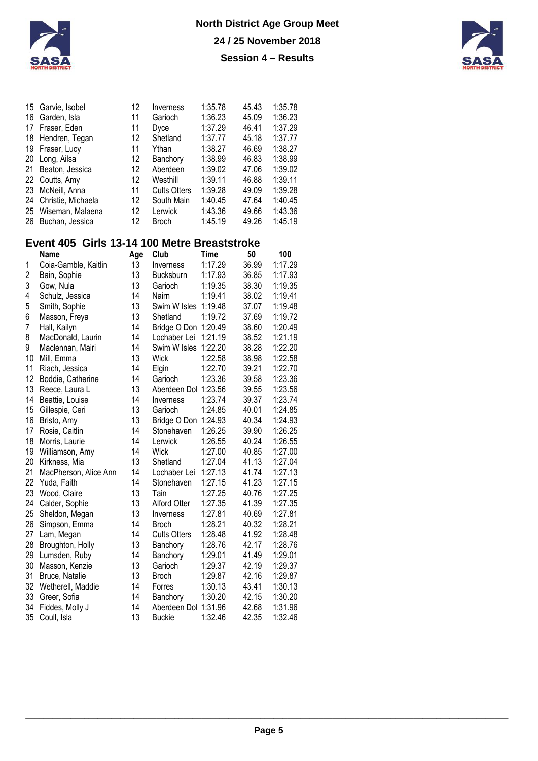| | Name | Age | Club | Time | 50 | 100 |
|---|---|---|---|---|---|---|
| 15 | Garvie, Isobel | 12 | Inverness | 1:35.78 | 45.43 | 1:35.78 |
| 16 | Garden, Isla | 11 | Garioch | 1:36.23 | 45.09 | 1:36.23 |
| 17 | Fraser, Eden | 11 | Dyce | 1:37.29 | 46.41 | 1:37.29 |
| 18 | Hendren, Tegan | 12 | Shetland | 1:37.77 | 45.18 | 1:37.77 |
| 19 | Fraser, Lucy | 11 | Ythan | 1:38.27 | 46.69 | 1:38.27 |
| 20 | Long, Ailsa | 12 | Banchory | 1:38.99 | 46.83 | 1:38.99 |
| 21 | Beaton, Jessica | 12 | Aberdeen | 1:39.02 | 47.06 | 1:39.02 |
| 22 | Coutts, Amy | 12 | Westhill | 1:39.11 | 46.88 | 1:39.11 |
| 23 | McNeill, Anna | 11 | Cults Otters | 1:39.28 | 49.09 | 1:39.28 |
| 24 | Christie, Michaela | 12 | South Main | 1:40.45 | 47.64 | 1:40.45 |
| 25 | Wiseman, Malaena | 12 | Lerwick | 1:43.36 | 49.66 | 1:43.36 |
| 26 | Buchan, Jessica | 12 | Broch | 1:45.19 | 49.26 | 1:45.19 |

## Event 405 Girls 13-14 100 Metre Breaststroke

| | Name | Age | Club | Time | 50 | 100 |
|---|---|---|---|---|---|---|
| 1 | Coia-Gamble, Kaitlin | 13 | Inverness | 1:17.29 | 36.99 | 1:17.29 |
| 2 | Bain, Sophie | 13 | Bucksburn | 1:17.93 | 36.85 | 1:17.93 |
| 3 | Gow, Nula | 13 | Garioch | 1:19.35 | 38.30 | 1:19.35 |
| 4 | Schulz, Jessica | 14 | Nairn | 1:19.41 | 38.02 | 1:19.41 |
| 5 | Smith, Sophie | 13 | Swim W Isles | 1:19.48 | 37.07 | 1:19.48 |
| 6 | Masson, Freya | 13 | Shetland | 1:19.72 | 37.69 | 1:19.72 |
| 7 | Hall, Kailyn | 14 | Bridge O Don | 1:20.49 | 38.60 | 1:20.49 |
| 8 | MacDonald, Laurin | 14 | Lochaber Lei | 1:21.19 | 38.52 | 1:21.19 |
| 9 | Maclennan, Mairi | 14 | Swim W Isles | 1:22.20 | 38.28 | 1:22.20 |
| 10 | Mill, Emma | 13 | Wick | 1:22.58 | 38.98 | 1:22.58 |
| 11 | Riach, Jessica | 14 | Elgin | 1:22.70 | 39.21 | 1:22.70 |
| 12 | Boddie, Catherine | 14 | Garioch | 1:23.36 | 39.58 | 1:23.36 |
| 13 | Reece, Laura L | 13 | Aberdeen Dol | 1:23.56 | 39.55 | 1:23.56 |
| 14 | Beattie, Louise | 14 | Inverness | 1:23.74 | 39.37 | 1:23.74 |
| 15 | Gillespie, Ceri | 13 | Garioch | 1:24.85 | 40.01 | 1:24.85 |
| 16 | Bristo, Amy | 13 | Bridge O Don | 1:24.93 | 40.34 | 1:24.93 |
| 17 | Rosie, Caitlin | 14 | Stonehaven | 1:26.25 | 39.90 | 1:26.25 |
| 18 | Morris, Laurie | 14 | Lerwick | 1:26.55 | 40.24 | 1:26.55 |
| 19 | Williamson, Amy | 14 | Wick | 1:27.00 | 40.85 | 1:27.00 |
| 20 | Kirkness, Mia | 13 | Shetland | 1:27.04 | 41.13 | 1:27.04 |
| 21 | MacPherson, Alice Ann | 14 | Lochaber Lei | 1:27.13 | 41.74 | 1:27.13 |
| 22 | Yuda, Faith | 14 | Stonehaven | 1:27.15 | 41.23 | 1:27.15 |
| 23 | Wood, Claire | 13 | Tain | 1:27.25 | 40.76 | 1:27.25 |
| 24 | Calder, Sophie | 13 | Alford Otter | 1:27.35 | 41.39 | 1:27.35 |
| 25 | Sheldon, Megan | 13 | Inverness | 1:27.81 | 40.69 | 1:27.81 |
| 26 | Simpson, Emma | 14 | Broch | 1:28.21 | 40.32 | 1:28.21 |
| 27 | Lam, Megan | 14 | Cults Otters | 1:28.48 | 41.92 | 1:28.48 |
| 28 | Broughton, Holly | 13 | Banchory | 1:28.76 | 42.17 | 1:28.76 |
| 29 | Lumsden, Ruby | 14 | Banchory | 1:29.01 | 41.49 | 1:29.01 |
| 30 | Masson, Kenzie | 13 | Garioch | 1:29.37 | 42.19 | 1:29.37 |
| 31 | Bruce, Natalie | 13 | Broch | 1:29.87 | 42.16 | 1:29.87 |
| 32 | Wetherell, Maddie | 14 | Forres | 1:30.13 | 43.41 | 1:30.13 |
| 33 | Greer, Sofia | 14 | Banchory | 1:30.20 | 42.15 | 1:30.20 |
| 34 | Fiddes, Molly J | 14 | Aberdeen Dol | 1:31.96 | 42.68 | 1:31.96 |
| 35 | Coull, Isla | 13 | Buckie | 1:32.46 | 42.35 | 1:32.46 |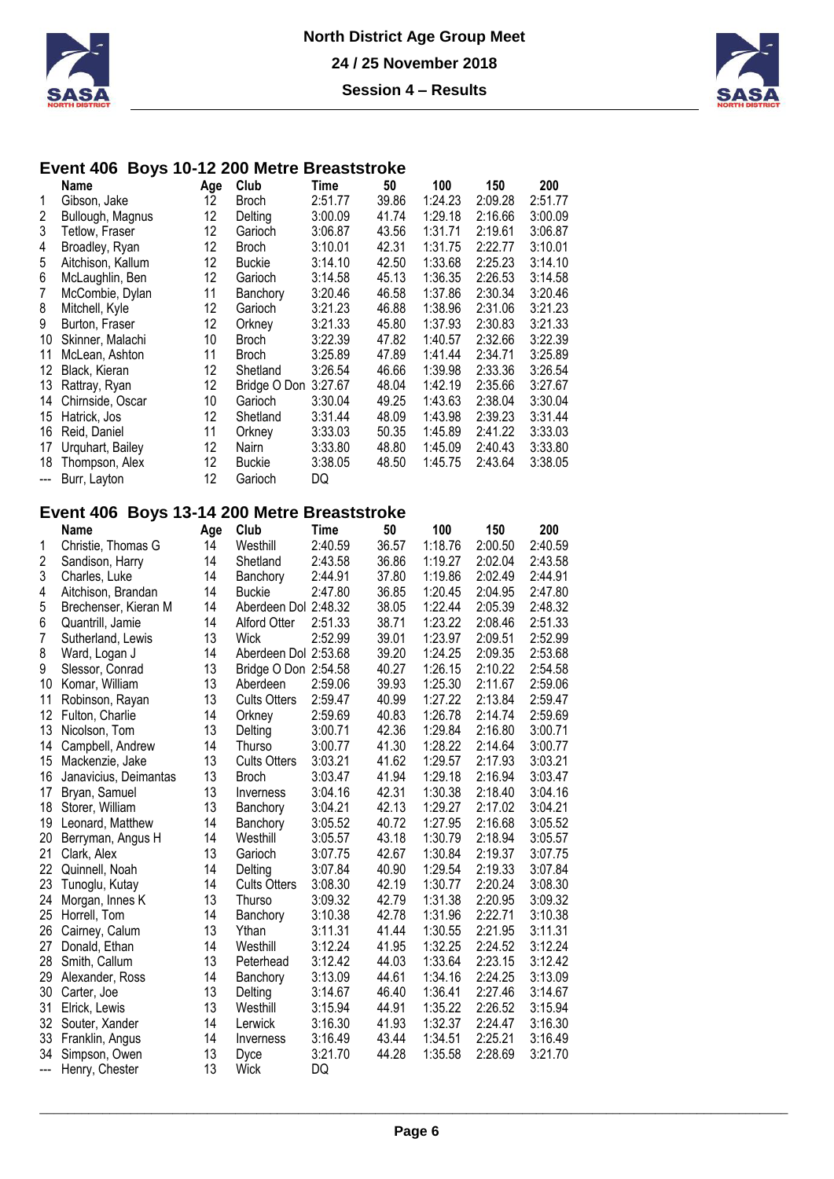North District Age Group Meet

24 / 25 November 2018

Session 4 – Results

## Event 406 Boys 10-12 200 Metre Breaststroke

| | Name | Age | Club | Time | 50 | 100 | 150 | 200 |
|---|---|---|---|---|---|---|---|---|
| 1 | Gibson, Jake | 12 | Broch | 2:51.77 | 39.86 | 1:24.23 | 2:09.28 | 2:51.77 |
| 2 | Bullough, Magnus | 12 | Delting | 3:00.09 | 41.74 | 1:29.18 | 2:16.66 | 3:00.09 |
| 3 | Tetlow, Fraser | 12 | Garioch | 3:06.87 | 43.56 | 1:31.71 | 2:19.61 | 3:06.87 |
| 4 | Broadley, Ryan | 12 | Broch | 3:10.01 | 42.31 | 1:31.75 | 2:22.77 | 3:10.01 |
| 5 | Aitchison, Kallum | 12 | Buckie | 3:14.10 | 42.50 | 1:33.68 | 2:25.23 | 3:14.10 |
| 6 | McLaughlin, Ben | 12 | Garioch | 3:14.58 | 45.13 | 1:36.35 | 2:26.53 | 3:14.58 |
| 7 | McCombie, Dylan | 11 | Banchory | 3:20.46 | 46.58 | 1:37.86 | 2:30.34 | 3:20.46 |
| 8 | Mitchell, Kyle | 12 | Garioch | 3:21.23 | 46.88 | 1:38.96 | 2:31.06 | 3:21.23 |
| 9 | Burton, Fraser | 12 | Orkney | 3:21.33 | 45.80 | 1:37.93 | 2:30.83 | 3:21.33 |
| 10 | Skinner, Malachi | 10 | Broch | 3:22.39 | 47.82 | 1:40.57 | 2:32.66 | 3:22.39 |
| 11 | McLean, Ashton | 11 | Broch | 3:25.89 | 47.89 | 1:41.44 | 2:34.71 | 3:25.89 |
| 12 | Black, Kieran | 12 | Shetland | 3:26.54 | 46.66 | 1:39.98 | 2:33.36 | 3:26.54 |
| 13 | Rattray, Ryan | 12 | Bridge O Don | 3:27.67 | 48.04 | 1:42.19 | 2:35.66 | 3:27.67 |
| 14 | Chirnside, Oscar | 10 | Garioch | 3:30.04 | 49.25 | 1:43.63 | 2:38.04 | 3:30.04 |
| 15 | Hatrick, Jos | 12 | Shetland | 3:31.44 | 48.09 | 1:43.98 | 2:39.23 | 3:31.44 |
| 16 | Reid, Daniel | 11 | Orkney | 3:33.03 | 50.35 | 1:45.89 | 2:41.22 | 3:33.03 |
| 17 | Urquhart, Bailey | 12 | Nairn | 3:33.80 | 48.80 | 1:45.09 | 2:40.43 | 3:33.80 |
| 18 | Thompson, Alex | 12 | Buckie | 3:38.05 | 48.50 | 1:45.75 | 2:43.64 | 3:38.05 |
| --- | Burr, Layton | 12 | Garioch | DQ | | | | |

## Event 406 Boys 13-14 200 Metre Breaststroke

| | Name | Age | Club | Time | 50 | 100 | 150 | 200 |
|---|---|---|---|---|---|---|---|---|
| 1 | Christie, Thomas G | 14 | Westhill | 2:40.59 | 36.57 | 1:18.76 | 2:00.50 | 2:40.59 |
| 2 | Sandison, Harry | 14 | Shetland | 2:43.58 | 36.86 | 1:19.27 | 2:02.04 | 2:43.58 |
| 3 | Charles, Luke | 14 | Banchory | 2:44.91 | 37.80 | 1:19.86 | 2:02.49 | 2:44.91 |
| 4 | Aitchison, Brandan | 14 | Buckie | 2:47.80 | 36.85 | 1:20.45 | 2:04.95 | 2:47.80 |
| 5 | Brechenser, Kieran M | 14 | Aberdeen Dol | 2:48.32 | 38.05 | 1:22.44 | 2:05.39 | 2:48.32 |
| 6 | Quantrill, Jamie | 14 | Alford Otter | 2:51.33 | 38.71 | 1:23.22 | 2:08.46 | 2:51.33 |
| 7 | Sutherland, Lewis | 13 | Wick | 2:52.99 | 39.01 | 1:23.97 | 2:09.51 | 2:52.99 |
| 8 | Ward, Logan J | 14 | Aberdeen Dol | 2:53.68 | 39.20 | 1:24.25 | 2:09.35 | 2:53.68 |
| 9 | Slessor, Conrad | 13 | Bridge O Don | 2:54.58 | 40.27 | 1:26.15 | 2:10.22 | 2:54.58 |
| 10 | Komar, William | 13 | Aberdeen | 2:59.06 | 39.93 | 1:25.30 | 2:11.67 | 2:59.06 |
| 11 | Robinson, Rayan | 13 | Cults Otters | 2:59.47 | 40.99 | 1:27.22 | 2:13.84 | 2:59.47 |
| 12 | Fulton, Charlie | 14 | Orkney | 2:59.69 | 40.83 | 1:26.78 | 2:14.74 | 2:59.69 |
| 13 | Nicolson, Tom | 13 | Delting | 3:00.71 | 42.36 | 1:29.84 | 2:16.80 | 3:00.71 |
| 14 | Campbell, Andrew | 14 | Thurso | 3:00.77 | 41.30 | 1:28.22 | 2:14.64 | 3:00.77 |
| 15 | Mackenzie, Jake | 13 | Cults Otters | 3:03.21 | 41.62 | 1:29.57 | 2:17.93 | 3:03.21 |
| 16 | Janavicius, Deimantas | 13 | Broch | 3:03.47 | 41.94 | 1:29.18 | 2:16.94 | 3:03.47 |
| 17 | Bryan, Samuel | 13 | Inverness | 3:04.16 | 42.31 | 1:30.38 | 2:18.40 | 3:04.16 |
| 18 | Storer, William | 13 | Banchory | 3:04.21 | 42.13 | 1:29.27 | 2:17.02 | 3:04.21 |
| 19 | Leonard, Matthew | 14 | Banchory | 3:05.52 | 40.72 | 1:27.95 | 2:16.68 | 3:05.52 |
| 20 | Berryman, Angus H | 14 | Westhill | 3:05.57 | 43.18 | 1:30.79 | 2:18.94 | 3:05.57 |
| 21 | Clark, Alex | 13 | Garioch | 3:07.75 | 42.67 | 1:30.84 | 2:19.37 | 3:07.75 |
| 22 | Quinnell, Noah | 14 | Delting | 3:07.84 | 40.90 | 1:29.54 | 2:19.33 | 3:07.84 |
| 23 | Tunoglu, Kutay | 14 | Cults Otters | 3:08.30 | 42.19 | 1:30.77 | 2:20.24 | 3:08.30 |
| 24 | Morgan, Innes K | 13 | Thurso | 3:09.32 | 42.79 | 1:31.38 | 2:20.95 | 3:09.32 |
| 25 | Horrell, Tom | 14 | Banchory | 3:10.38 | 42.78 | 1:31.96 | 2:22.71 | 3:10.38 |
| 26 | Cairney, Calum | 13 | Ythan | 3:11.31 | 41.44 | 1:30.55 | 2:21.95 | 3:11.31 |
| 27 | Donald, Ethan | 14 | Westhill | 3:12.24 | 41.95 | 1:32.25 | 2:24.52 | 3:12.24 |
| 28 | Smith, Callum | 13 | Peterhead | 3:12.42 | 44.03 | 1:33.64 | 2:23.15 | 3:12.42 |
| 29 | Alexander, Ross | 14 | Banchory | 3:13.09 | 44.61 | 1:34.16 | 2:24.25 | 3:13.09 |
| 30 | Carter, Joe | 13 | Delting | 3:14.67 | 46.40 | 1:36.41 | 2:27.46 | 3:14.67 |
| 31 | Elrick, Lewis | 13 | Westhill | 3:15.94 | 44.91 | 1:35.22 | 2:26.52 | 3:15.94 |
| 32 | Souter, Xander | 14 | Lerwick | 3:16.30 | 41.93 | 1:32.37 | 2:24.47 | 3:16.30 |
| 33 | Franklin, Angus | 14 | Inverness | 3:16.49 | 43.44 | 1:34.51 | 2:25.21 | 3:16.49 |
| 34 | Simpson, Owen | 13 | Dyce | 3:21.70 | 44.28 | 1:35.58 | 2:28.69 | 3:21.70 |
| --- | Henry, Chester | 13 | Wick | DQ | | | | |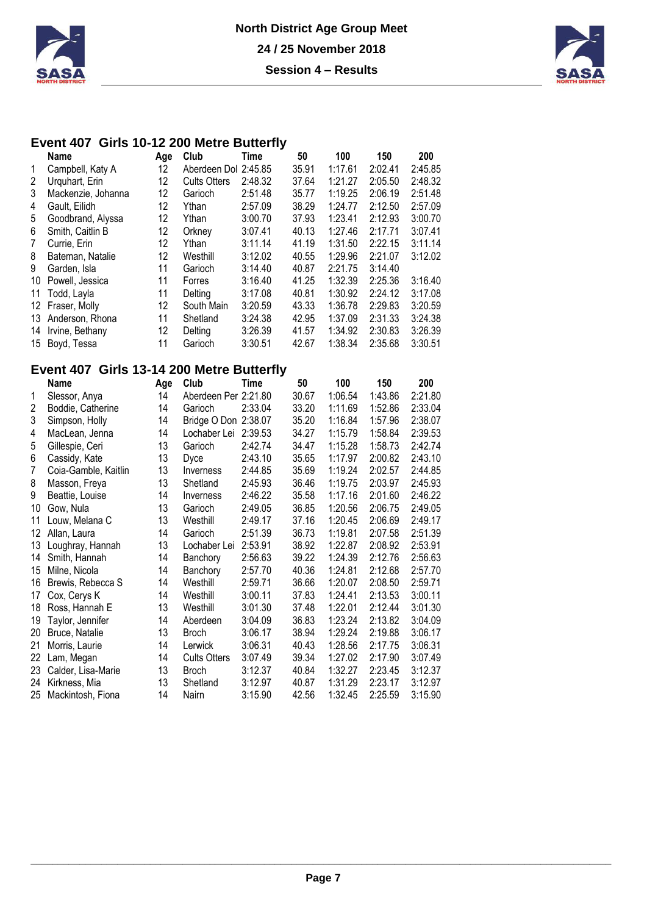# North District Age Group Meet

**24 / 25 November 2018**

**Session 4 – Results**

## Event 407 Girls 10-12 200 Metre Butterfly

| | Name | Age | Club | Time | 50 | 100 | 150 | 200 |
|---|---|---|---|---|---|---|---|---|
| 1 | Campbell, Katy A | 12 | Aberdeen Dol | 2:45.85 | 35.91 | 1:17.61 | 2:02.41 | 2:45.85 |
| 2 | Urquhart, Erin | 12 | Cults Otters | 2:48.32 | 37.64 | 1:21.27 | 2:05.50 | 2:48.32 |
| 3 | Mackenzie, Johanna | 12 | Garioch | 2:51.48 | 35.77 | 1:19.25 | 2:06.19 | 2:51.48 |
| 4 | Gault, Eilidh | 12 | Ythan | 2:57.09 | 38.29 | 1:24.77 | 2:12.50 | 2:57.09 |
| 5 | Goodbrand, Alyssa | 12 | Ythan | 3:00.70 | 37.93 | 1:23.41 | 2:12.93 | 3:00.70 |
| 6 | Smith, Caitlin B | 12 | Orkney | 3:07.41 | 40.13 | 1:27.46 | 2:17.71 | 3:07.41 |
| 7 | Currie, Erin | 12 | Ythan | 3:11.14 | 41.19 | 1:31.50 | 2:22.15 | 3:11.14 |
| 8 | Bateman, Natalie | 12 | Westhill | 3:12.02 | 40.55 | 1:29.96 | 2:21.07 | 3:12.02 |
| 9 | Garden, Isla | 11 | Garioch | 3:14.40 | 40.87 | 2:21.75 | 3:14.40 | |
| 10 | Powell, Jessica | 11 | Forres | 3:16.40 | 41.25 | 1:32.39 | 2:25.36 | 3:16.40 |
| 11 | Todd, Layla | 11 | Delting | 3:17.08 | 40.81 | 1:30.92 | 2:24.12 | 3:17.08 |
| 12 | Fraser, Molly | 12 | South Main | 3:20.59 | 43.33 | 1:36.78 | 2:29.83 | 3:20.59 |
| 13 | Anderson, Rhona | 11 | Shetland | 3:24.38 | 42.95 | 1:37.09 | 2:31.33 | 3:24.38 |
| 14 | Irvine, Bethany | 12 | Delting | 3:26.39 | 41.57 | 1:34.92 | 2:30.83 | 3:26.39 |
| 15 | Boyd, Tessa | 11 | Garioch | 3:30.51 | 42.67 | 1:38.34 | 2:35.68 | 3:30.51 |

## Event 407 Girls 13-14 200 Metre Butterfly

| | Name | Age | Club | Time | 50 | 100 | 150 | 200 |
|---|---|---|---|---|---|---|---|---|
| 1 | Slessor, Anya | 14 | Aberdeen Per | 2:21.80 | 30.67 | 1:06.54 | 1:43.86 | 2:21.80 |
| 2 | Boddie, Catherine | 14 | Garioch | 2:33.04 | 33.20 | 1:11.69 | 1:52.86 | 2:33.04 |
| 3 | Simpson, Holly | 14 | Bridge O Don | 2:38.07 | 35.20 | 1:16.84 | 1:57.96 | 2:38.07 |
| 4 | MacLean, Jenna | 14 | Lochaber Lei | 2:39.53 | 34.27 | 1:15.79 | 1:58.84 | 2:39.53 |
| 5 | Gillespie, Ceri | 13 | Garioch | 2:42.74 | 34.47 | 1:15.28 | 1:58.73 | 2:42.74 |
| 6 | Cassidy, Kate | 13 | Dyce | 2:43.10 | 35.65 | 1:17.97 | 2:00.82 | 2:43.10 |
| 7 | Coia-Gamble, Kaitlin | 13 | Inverness | 2:44.85 | 35.69 | 1:19.24 | 2:02.57 | 2:44.85 |
| 8 | Masson, Freya | 13 | Shetland | 2:45.93 | 36.46 | 1:19.75 | 2:03.97 | 2:45.93 |
| 9 | Beattie, Louise | 14 | Inverness | 2:46.22 | 35.58 | 1:17.16 | 2:01.60 | 2:46.22 |
| 10 | Gow, Nula | 13 | Garioch | 2:49.05 | 36.85 | 1:20.56 | 2:06.75 | 2:49.05 |
| 11 | Louw, Melana C | 13 | Westhill | 2:49.17 | 37.16 | 1:20.45 | 2:06.69 | 2:49.17 |
| 12 | Allan, Laura | 14 | Garioch | 2:51.39 | 36.73 | 1:19.81 | 2:07.58 | 2:51.39 |
| 13 | Loughray, Hannah | 13 | Lochaber Lei | 2:53.91 | 38.92 | 1:22.87 | 2:08.92 | 2:53.91 |
| 14 | Smith, Hannah | 14 | Banchory | 2:56.63 | 39.22 | 1:24.39 | 2:12.76 | 2:56.63 |
| 15 | Milne, Nicola | 14 | Banchory | 2:57.70 | 40.36 | 1:24.81 | 2:12.68 | 2:57.70 |
| 16 | Brewis, Rebecca S | 14 | Westhill | 2:59.71 | 36.66 | 1:20.07 | 2:08.50 | 2:59.71 |
| 17 | Cox, Cerys K | 14 | Westhill | 3:00.11 | 37.83 | 1:24.41 | 2:13.53 | 3:00.11 |
| 18 | Ross, Hannah E | 13 | Westhill | 3:01.30 | 37.48 | 1:22.01 | 2:12.44 | 3:01.30 |
| 19 | Taylor, Jennifer | 14 | Aberdeen | 3:04.09 | 36.83 | 1:23.24 | 2:13.82 | 3:04.09 |
| 20 | Bruce, Natalie | 13 | Broch | 3:06.17 | 38.94 | 1:29.24 | 2:19.88 | 3:06.17 |
| 21 | Morris, Laurie | 14 | Lerwick | 3:06.31 | 40.43 | 1:28.56 | 2:17.75 | 3:06.31 |
| 22 | Lam, Megan | 14 | Cults Otters | 3:07.49 | 39.34 | 1:27.02 | 2:17.90 | 3:07.49 |
| 23 | Calder, Lisa-Marie | 13 | Broch | 3:12.37 | 40.84 | 1:32.27 | 2:23.45 | 3:12.37 |
| 24 | Kirkness, Mia | 13 | Shetland | 3:12.97 | 40.87 | 1:31.29 | 2:23.17 | 3:12.97 |
| 25 | Mackintosh, Fiona | 14 | Nairn | 3:15.90 | 42.56 | 1:32.45 | 2:25.59 | 3:15.90 |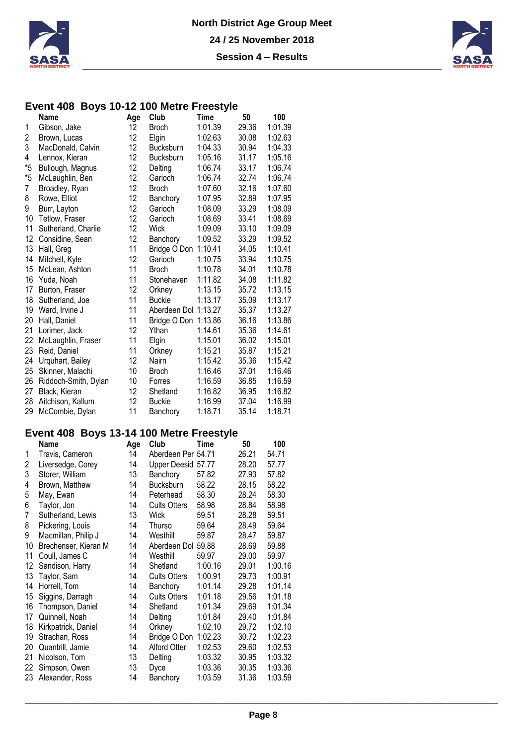North District Age Group Meet

24 / 25 November 2018

Session 4 – Results

## Event 408 Boys 10-12 100 Metre Freestyle

| | Name | Age | Club | Time | 50 | 100 |
|---|---|---|---|---|---|---|
| 1 | Gibson, Jake | 12 | Broch | 1:01.39 | 29.36 | 1:01.39 |
| 2 | Brown, Lucas | 12 | Elgin | 1:02.63 | 30.08 | 1:02.63 |
| 3 | MacDonald, Calvin | 12 | Bucksburn | 1:04.33 | 30.94 | 1:04.33 |
| 4 | Lennox, Kieran | 12 | Bucksburn | 1:05.16 | 31.17 | 1:05.16 |
| *5 | Bullough, Magnus | 12 | Delting | 1:06.74 | 33.17 | 1:06.74 |
| *5 | McLaughlin, Ben | 12 | Garioch | 1:06.74 | 32.74 | 1:06.74 |
| 7 | Broadley, Ryan | 12 | Broch | 1:07.60 | 32.16 | 1:07.60 |
| 8 | Rowe, Elliot | 12 | Banchory | 1:07.95 | 32.89 | 1:07.95 |
| 9 | Burr, Layton | 12 | Garioch | 1:08.09 | 33.29 | 1:08.09 |
| 10 | Tetlow, Fraser | 12 | Garioch | 1:08.69 | 33.41 | 1:08.69 |
| 11 | Sutherland, Charlie | 12 | Wick | 1:09.09 | 33.10 | 1:09.09 |
| 12 | Considine, Sean | 12 | Banchory | 1:09.52 | 33.29 | 1:09.52 |
| 13 | Hall, Greg | 11 | Bridge O Don | 1:10.41 | 34.05 | 1:10.41 |
| 14 | Mitchell, Kyle | 12 | Garioch | 1:10.75 | 33.94 | 1:10.75 |
| 15 | McLean, Ashton | 11 | Broch | 1:10.78 | 34.01 | 1:10.78 |
| 16 | Yuda, Noah | 11 | Stonehaven | 1:11.82 | 34.08 | 1:11.82 |
| 17 | Burton, Fraser | 12 | Orkney | 1:13.15 | 35.72 | 1:13.15 |
| 18 | Sutherland, Joe | 11 | Buckie | 1:13.17 | 35.09 | 1:13.17 |
| 19 | Ward, Irvine J | 11 | Aberdeen Dol | 1:13.27 | 35.37 | 1:13.27 |
| 20 | Hall, Daniel | 11 | Bridge O Don | 1:13.86 | 36.16 | 1:13.86 |
| 21 | Lorimer, Jack | 12 | Ythan | 1:14.61 | 35.36 | 1:14.61 |
| 22 | McLaughlin, Fraser | 11 | Elgin | 1:15.01 | 36.02 | 1:15.01 |
| 23 | Reid, Daniel | 11 | Orkney | 1:15.21 | 35.87 | 1:15.21 |
| 24 | Urquhart, Bailey | 12 | Nairn | 1:15.42 | 35.36 | 1:15.42 |
| 25 | Skinner, Malachi | 10 | Broch | 1:16.46 | 37.01 | 1:16.46 |
| 26 | Riddoch-Smith, Dylan | 10 | Forres | 1:16.59 | 36.85 | 1:16.59 |
| 27 | Black, Kieran | 12 | Shetland | 1:16.82 | 36.95 | 1:16.82 |
| 28 | Aitchison, Kallum | 12 | Buckie | 1:16.99 | 37.04 | 1:16.99 |
| 29 | McCombie, Dylan | 11 | Banchory | 1:18.71 | 35.14 | 1:18.71 |

## Event 408 Boys 13-14 100 Metre Freestyle

| | Name | Age | Club | Time | 50 | 100 |
|---|---|---|---|---|---|---|
| 1 | Travis, Cameron | 14 | Aberdeen Per | 54.71 | 26.21 | 54.71 |
| 2 | Liversedge, Corey | 14 | Upper Deesid | 57.77 | 28.20 | 57.77 |
| 3 | Storer, William | 13 | Banchory | 57.82 | 27.93 | 57.82 |
| 4 | Brown, Matthew | 14 | Bucksburn | 58.22 | 28.15 | 58.22 |
| 5 | May, Ewan | 14 | Peterhead | 58.30 | 28.24 | 58.30 |
| 6 | Taylor, Jon | 14 | Cults Otters | 58.98 | 28.84 | 58.98 |
| 7 | Sutherland, Lewis | 13 | Wick | 59.51 | 28.28 | 59.51 |
| 8 | Pickering, Louis | 14 | Thurso | 59.64 | 28.49 | 59.64 |
| 9 | Macmillan, Philip J | 14 | Westhill | 59.87 | 28.47 | 59.87 |
| 10 | Brechenser, Kieran M | 14 | Aberdeen Dol | 59.88 | 28.69 | 59.88 |
| 11 | Coull, James C | 14 | Westhill | 59.97 | 29.00 | 59.97 |
| 12 | Sandison, Harry | 14 | Shetland | 1:00.16 | 29.01 | 1:00.16 |
| 13 | Taylor, Sam | 14 | Cults Otters | 1:00.91 | 29.73 | 1:00.91 |
| 14 | Horrell, Tom | 14 | Banchory | 1:01.14 | 29.28 | 1:01.14 |
| 15 | Siggins, Darragh | 14 | Cults Otters | 1:01.18 | 29.56 | 1:01.18 |
| 16 | Thompson, Daniel | 14 | Shetland | 1:01.34 | 29.69 | 1:01.34 |
| 17 | Quinnell, Noah | 14 | Delting | 1:01.84 | 29.40 | 1:01.84 |
| 18 | Kirkpatrick, Daniel | 14 | Orkney | 1:02.10 | 29.72 | 1:02.10 |
| 19 | Strachan, Ross | 14 | Bridge O Don | 1:02.23 | 30.72 | 1:02.23 |
| 20 | Quantrill, Jamie | 14 | Alford Otter | 1:02.53 | 29.60 | 1:02.53 |
| 21 | Nicolson, Tom | 13 | Delting | 1:03.32 | 30.95 | 1:03.32 |
| 22 | Simpson, Owen | 13 | Dyce | 1:03.36 | 30.35 | 1:03.36 |
| 23 | Alexander, Ross | 14 | Banchory | 1:03.59 | 31.36 | 1:03.59 |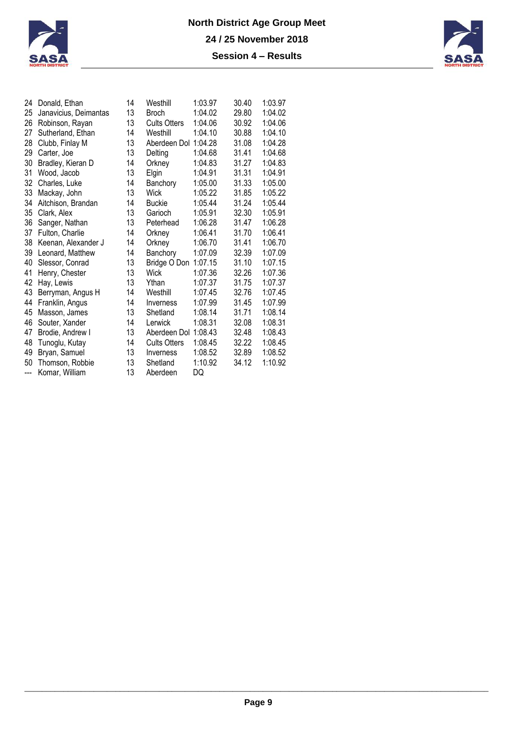| | | | | | | |
|---|---|---|---|---|---|---|
| 24 | Donald, Ethan | 14 | Westhill | 1:03.97 | 30.40 | 1:03.97 |
| 25 | Janavicius, Deimantas | 13 | Broch | 1:04.02 | 29.80 | 1:04.02 |
| 26 | Robinson, Rayan | 13 | Cults Otters | 1:04.06 | 30.92 | 1:04.06 |
| 27 | Sutherland, Ethan | 14 | Westhill | 1:04.10 | 30.88 | 1:04.10 |
| 28 | Clubb, Finlay M | 13 | Aberdeen Dol | 1:04.28 | 31.08 | 1:04.28 |
| 29 | Carter, Joe | 13 | Delting | 1:04.68 | 31.41 | 1:04.68 |
| 30 | Bradley, Kieran D | 14 | Orkney | 1:04.83 | 31.27 | 1:04.83 |
| 31 | Wood, Jacob | 13 | Elgin | 1:04.91 | 31.31 | 1:04.91 |
| 32 | Charles, Luke | 14 | Banchory | 1:05.00 | 31.33 | 1:05.00 |
| 33 | Mackay, John | 13 | Wick | 1:05.22 | 31.85 | 1:05.22 |
| 34 | Aitchison, Brandan | 14 | Buckie | 1:05.44 | 31.24 | 1:05.44 |
| 35 | Clark, Alex | 13 | Garioch | 1:05.91 | 32.30 | 1:05.91 |
| 36 | Sanger, Nathan | 13 | Peterhead | 1:06.28 | 31.47 | 1:06.28 |
| 37 | Fulton, Charlie | 14 | Orkney | 1:06.41 | 31.70 | 1:06.41 |
| 38 | Keenan, Alexander J | 14 | Orkney | 1:06.70 | 31.41 | 1:06.70 |
| 39 | Leonard, Matthew | 14 | Banchory | 1:07.09 | 32.39 | 1:07.09 |
| 40 | Slessor, Conrad | 13 | Bridge O Don | 1:07.15 | 31.10 | 1:07.15 |
| 41 | Henry, Chester | 13 | Wick | 1:07.36 | 32.26 | 1:07.36 |
| 42 | Hay, Lewis | 13 | Ythan | 1:07.37 | 31.75 | 1:07.37 |
| 43 | Berryman, Angus H | 14 | Westhill | 1:07.45 | 32.76 | 1:07.45 |
| 44 | Franklin, Angus | 14 | Inverness | 1:07.99 | 31.45 | 1:07.99 |
| 45 | Masson, James | 13 | Shetland | 1:08.14 | 31.71 | 1:08.14 |
| 46 | Souter, Xander | 14 | Lerwick | 1:08.31 | 32.08 | 1:08.31 |
| 47 | Brodie, Andrew I | 13 | Aberdeen Dol | 1:08.43 | 32.48 | 1:08.43 |
| 48 | Tunoglu, Kutay | 14 | Cults Otters | 1:08.45 | 32.22 | 1:08.45 |
| 49 | Bryan, Samuel | 13 | Inverness | 1:08.52 | 32.89 | 1:08.52 |
| 50 | Thomson, Robbie | 13 | Shetland | 1:10.92 | 34.12 | 1:10.92 |
| --- | Komar, William | 13 | Aberdeen | DQ | | |